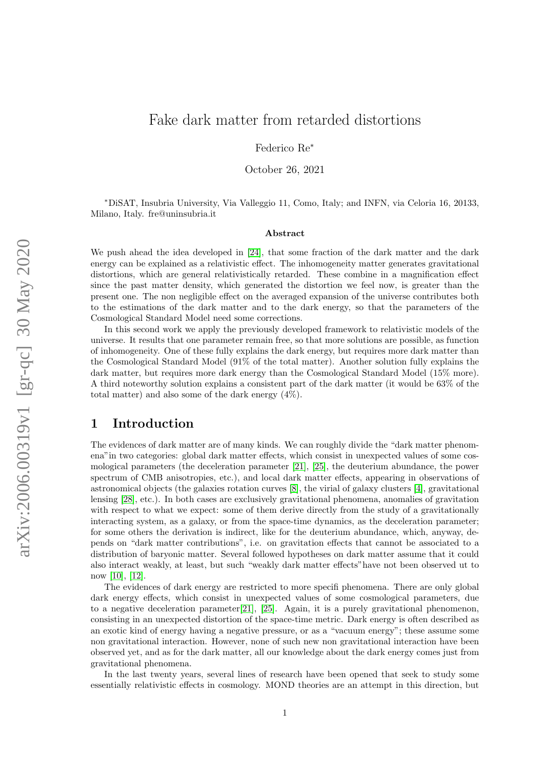# Fake dark matter from retarded distortions

Federico Re*

October 26, 2021

*DiSAT, Insubria University, Via Valleggio 11, Como, Italy; and INFN, via Celoria 16, 20133, Milano, Italy. fre@uninsubria.it

### Abstract

We push ahead the idea developed in [24], that some fraction of the dark matter and the dark energy can be explained as a relativistic effect. The inhomogeneity matter generates gravitational distortions, which are general relativistically retarded. These combine in a magnification effect since the past matter density, which generated the distortion we feel now, is greater than the present one. The non negligible effect on the averaged expansion of the universe contributes both to the estimations of the dark matter and to the dark energy, so that the parameters of the Cosmological Standard Model need some corrections.

In this second work we apply the previously developed framework to relativistic models of the universe. It results that one parameter remain free, so that more solutions are possible, as function of inhomogeneity. One of these fully explains the dark energy, but requires more dark matter than the Cosmological Standard Model (91% of the total matter). Another solution fully explains the dark matter, but requires more dark energy than the Cosmological Standard Model (15% more). A third noteworthy solution explains a consistent part of the dark matter (it would be 63% of the total matter) and also some of the dark energy (4%).

## 1 Introduction

The evidences of dark matter are of many kinds. We can roughly divide the "dark matter phenomena"in two categories: global dark matter effects, which consist in unexpected values of some cosmological parameters (the deceleration parameter [21], [25], the deuterium abundance, the power spectrum of CMB anisotropies, etc.), and local dark matter effects, appearing in observations of astronomical objects (the galaxies rotation curves [8], the virial of galaxy clusters [4], gravitational lensing [28], etc.). In both cases are exclusively gravitational phenomena, anomalies of gravitation with respect to what we expect: some of them derive directly from the study of a gravitationally interacting system, as a galaxy, or from the space-time dynamics, as the deceleration parameter; for some others the derivation is indirect, like for the deuterium abundance, which, anyway, depends on "dark matter contributions", i.e. on gravitation effects that cannot be associated to a distribution of baryonic matter. Several followed hypotheses on dark matter assume that it could also interact weakly, at least, but such "weakly dark matter effects"have not been observed ut to now [10], [12].

The evidences of dark energy are restricted to more specifi phenomena. There are only global dark energy effects, which consist in unexpected values of some cosmological parameters, due to a negative deceleration parameter[21], [25]. Again, it is a purely gravitational phenomenon, consisting in an unexpected distortion of the space-time metric. Dark energy is often described as an exotic kind of energy having a negative pressure, or as a "vacuum energy"; these assume some non gravitational interaction. However, none of such new non gravitational interaction have been observed yet, and as for the dark matter, all our knowledge about the dark energy comes just from gravitational phenomena.

In the last twenty years, several lines of research have been opened that seek to study some essentially relativistic effects in cosmology. MOND theories are an attempt in this direction, but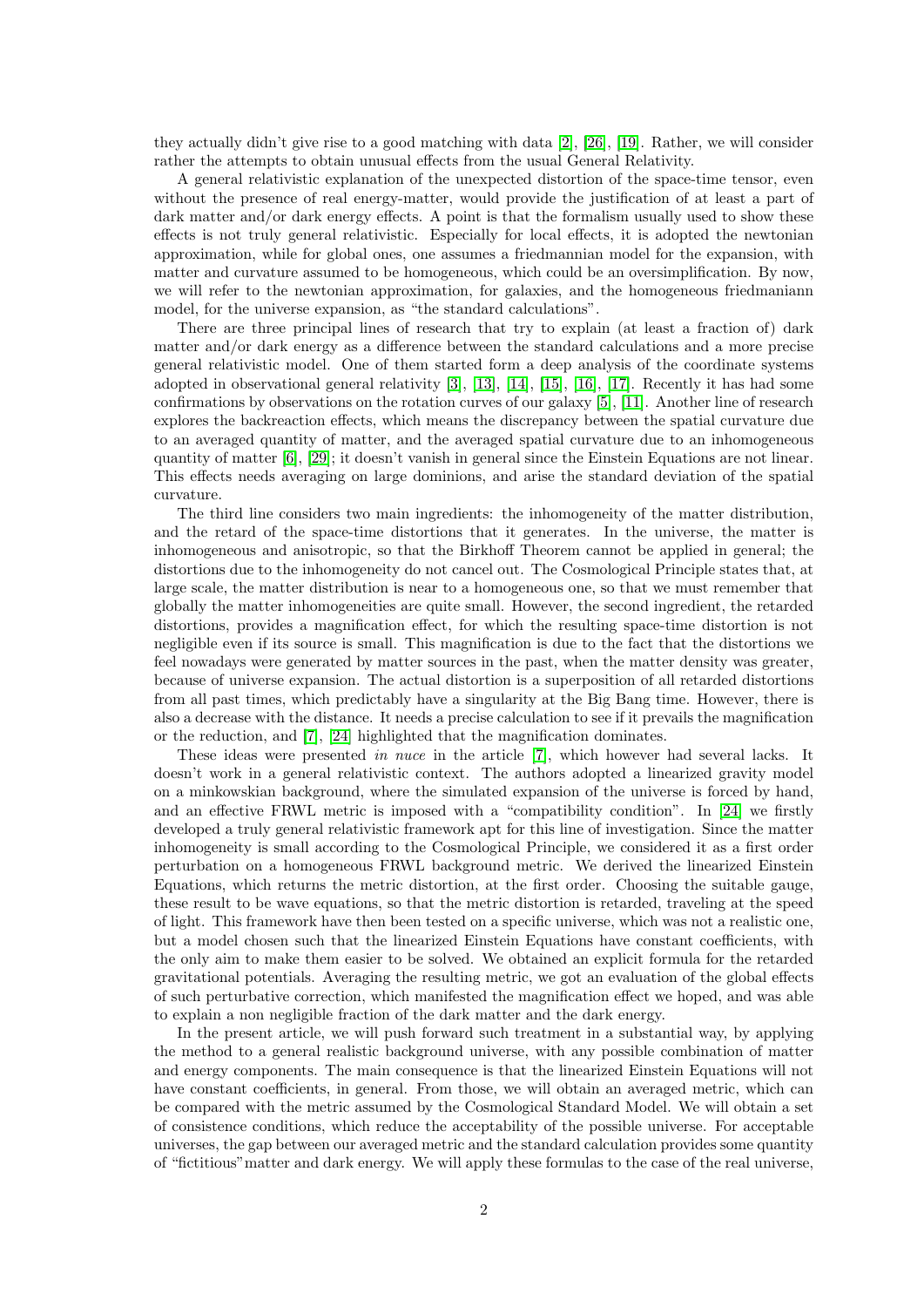they actually didn't give rise to a good matching with data [2], [26], [19]. Rather, we will consider rather the attempts to obtain unusual effects from the usual General Relativity.

A general relativistic explanation of the unexpected distortion of the space-time tensor, even without the presence of real energy-matter, would provide the justification of at least a part of dark matter and/or dark energy effects. A point is that the formalism usually used to show these effects is not truly general relativistic. Especially for local effects, it is adopted the newtonian approximation, while for global ones, one assumes a friedmannian model for the expansion, with matter and curvature assumed to be homogeneous, which could be an oversimplification. By now, we will refer to the newtonian approximation, for galaxies, and the homogeneous friedmaniann model, for the universe expansion, as "the standard calculations".

There are three principal lines of research that try to explain (at least a fraction of) dark matter and/or dark energy as a difference between the standard calculations and a more precise general relativistic model. One of them started form a deep analysis of the coordinate systems adopted in observational general relativity [3], [13], [14], [15], [16], [17]. Recently it has had some confirmations by observations on the rotation curves of our galaxy [5], [11]. Another line of research explores the backreaction effects, which means the discrepancy between the spatial curvature due to an averaged quantity of matter, and the averaged spatial curvature due to an inhomogeneous quantity of matter [6], [29]; it doesn't vanish in general since the Einstein Equations are not linear. This effects needs averaging on large dominions, and arise the standard deviation of the spatial curvature.

The third line considers two main ingredients: the inhomogeneity of the matter distribution, and the retard of the space-time distortions that it generates. In the universe, the matter is inhomogeneous and anisotropic, so that the Birkhoff Theorem cannot be applied in general; the distortions due to the inhomogeneity do not cancel out. The Cosmological Principle states that, at large scale, the matter distribution is near to a homogeneous one, so that we must remember that globally the matter inhomogeneities are quite small. However, the second ingredient, the retarded distortions, provides a magnification effect, for which the resulting space-time distortion is not negligible even if its source is small. This magnification is due to the fact that the distortions we feel nowadays were generated by matter sources in the past, when the matter density was greater, because of universe expansion. The actual distortion is a superposition of all retarded distortions from all past times, which predictably have a singularity at the Big Bang time. However, there is also a decrease with the distance. It needs a precise calculation to see if it prevails the magnification or the reduction, and [7], [24] highlighted that the magnification dominates.

These ideas were presented *in nuce* in the article [7], which however had several lacks. It doesn't work in a general relativistic context. The authors adopted a linearized gravity model on a minkowskian background, where the simulated expansion of the universe is forced by hand, and an effective FRWL metric is imposed with a "compatibility condition". In [24] we firstly developed a truly general relativistic framework apt for this line of investigation. Since the matter inhomogeneity is small according to the Cosmological Principle, we considered it as a first order perturbation on a homogeneous FRWL background metric. We derived the linearized Einstein Equations, which returns the metric distortion, at the first order. Choosing the suitable gauge, these result to be wave equations, so that the metric distortion is retarded, traveling at the speed of light. This framework have then been tested on a specific universe, which was not a realistic one, but a model chosen such that the linearized Einstein Equations have constant coefficients, with the only aim to make them easier to be solved. We obtained an explicit formula for the retarded gravitational potentials. Averaging the resulting metric, we got an evaluation of the global effects of such perturbative correction, which manifested the magnification effect we hoped, and was able to explain a non negligible fraction of the dark matter and the dark energy.

In the present article, we will push forward such treatment in a substantial way, by applying the method to a general realistic background universe, with any possible combination of matter and energy components. The main consequence is that the linearized Einstein Equations will not have constant coefficients, in general. From those, we will obtain an averaged metric, which can be compared with the metric assumed by the Cosmological Standard Model. We will obtain a set of consistence conditions, which reduce the acceptability of the possible universe. For acceptable universes, the gap between our averaged metric and the standard calculation provides some quantity of "fictitious"matter and dark energy. We will apply these formulas to the case of the real universe,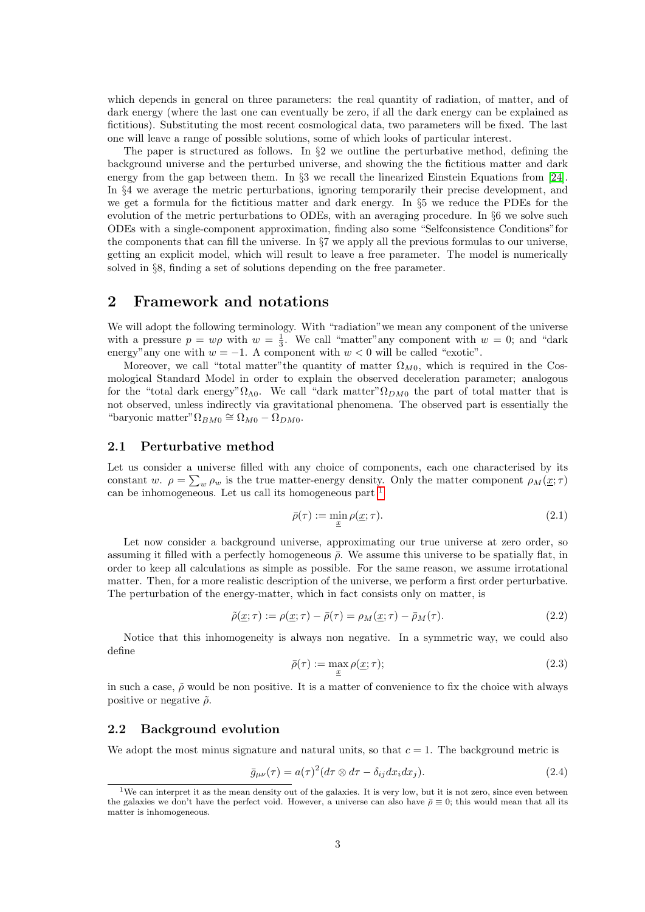which depends in general on three parameters: the real quantity of radiation, of matter, and of dark energy (where the last one can eventually be zero, if all the dark energy can be explained as fictitious). Substituting the most recent cosmological data, two parameters will be fixed. The last one will leave a range of possible solutions, some of which looks of particular interest.

The paper is structured as follows. In §2 we outline the perturbative method, defining the background universe and the perturbed universe, and showing the the fictitious matter and dark energy from the gap between them. In §3 we recall the linearized Einstein Equations from [24]. In §4 we average the metric perturbations, ignoring temporarily their precise development, and we get a formula for the fictitious matter and dark energy. In §5 we reduce the PDEs for the evolution of the metric perturbations to ODEs, with an averaging procedure. In §6 we solve such ODEs with a single-component approximation, finding also some "Selfconsistence Conditions"for the components that can fill the universe. In §7 we apply all the previous formulas to our universe, getting an explicit model, which will result to leave a free parameter. The model is numerically solved in §8, finding a set of solutions depending on the free parameter.

## 2 Framework and notations

We will adopt the following terminology. With "radiation"we mean any component of the universe with a pressure $p = w\rho$ with $w = \frac{1}{3}$. We call "matter"any component with $w = 0$; and "dark energy"any one with $w = -1$. A component with $w < 0$ will be called "exotic".

Moreover, we call "total matter"the quantity of matter $\Omega_{M0}$, which is required in the Cosmological Standard Model in order to explain the observed deceleration parameter; analogous for the "total dark energy"$\Omega_{\Lambda 0}$. We call "dark matter"$\Omega_{DM0}$ the part of total matter that is not observed, unless indirectly via gravitational phenomena. The observed part is essentially the "baryonic matter"$\Omega_{BM0} \cong \Omega_{M0} - \Omega_{DM0}$.

### 2.1 Perturbative method

Let us consider a universe filled with any choice of components, each one characterised by its constant $w$. $\rho = \sum_w \rho_w$ is the true matter-energy density. Only the matter component $\rho_M(\underline{x};\tau)$ can be inhomogeneous. Let us call its homogeneous part [1]

$$\bar{\rho}(\tau) := \min_{\underline{x}} \rho(\underline{x};\tau). \tag{2.1}$$

Let now consider a background universe, approximating our true universe at zero order, so assuming it filled with a perfectly homogeneous $\bar{\rho}$. We assume this universe to be spatially flat, in order to keep all calculations as simple as possible. For the same reason, we assume irrotational matter. Then, for a more realistic description of the universe, we perform a first order perturbative. The perturbation of the energy-matter, which in fact consists only on matter, is

$$\tilde{\rho}(\underline{x};\tau) := \rho(\underline{x};\tau) - \bar{\rho}(\tau) = \rho_M(\underline{x};\tau) - \bar{\rho}_M(\tau). \tag{2.2}$$

Notice that this inhomogeneity is always non negative. In a symmetric way, we could also define

$$\bar{\rho}(\tau) := \max_{\underline{x}} \rho(\underline{x};\tau); \tag{2.3}$$

in such a case, $\tilde{\rho}$ would be non positive. It is a matter of convenience to fix the choice with always positive or negative $\tilde{\rho}$.

### 2.2 Background evolution

We adopt the most minus signature and natural units, so that $c = 1$. The background metric is

$$\bar{g}_{\mu\nu}(\tau) = a(\tau)^2(d\tau \otimes d\tau - \delta_{ij}dx_i dx_j). \tag{2.4}$$

[1] We can interpret it as the mean density out of the galaxies. It is very low, but it is not zero, since even between the galaxies we don't have the perfect void. However, a universe can also have $\bar{\rho} \equiv 0$; this would mean that all its matter is inhomogeneous.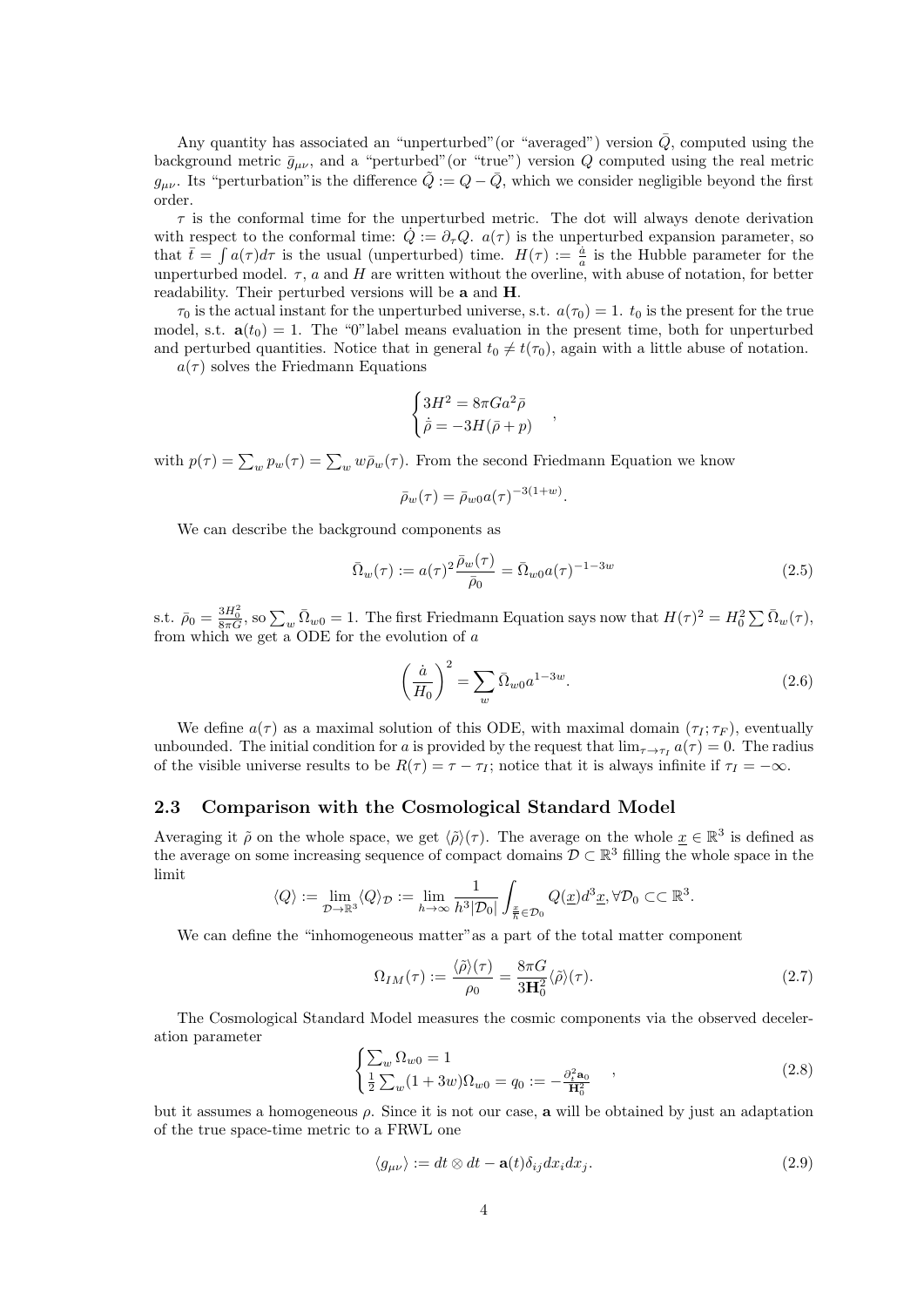Any quantity has associated an "unperturbed"(or "averaged") version $\bar{Q}$, computed using the background metric $\bar{g}_{\mu\nu}$, and a "perturbed"(or "true") version $Q$ computed using the real metric $g_{\mu\nu}$. Its "perturbation"is the difference $\tilde{Q} := Q - \bar{Q}$, which we consider negligible beyond the first order.

$\tau$ is the conformal time for the unperturbed metric. The dot will always denote derivation with respect to the conformal time: $\dot{Q} := \partial_\tau Q$. $a(\tau)$ is the unperturbed expansion parameter, so that $\bar{t} = \int a(\tau) d\tau$ is the usual (unperturbed) time. $H(\tau) := \frac{\dot{a}}{a}$ is the Hubble parameter for the unperturbed model. $\tau$, $a$ and $H$ are written without the overline, with abuse of notation, for better readability. Their perturbed versions will be $\mathbf{a}$ and $\mathbf{H}$.

$\tau_0$ is the actual instant for the unperturbed universe, s.t. $a(\tau_0) = 1$. $t_0$ is the present for the true model, s.t. $\mathbf{a}(t_0) = 1$. The "0"label means evaluation in the present time, both for unperturbed and perturbed quantities. Notice that in general $t_0 \neq t(\tau_0)$, again with a little abuse of notation.

$a(\tau)$ solves the Friedmann Equations

$$\begin{cases} 3H^2 = 8\pi G a^2 \bar{\rho} \\ \dot{\bar{\rho}} = -3H(\bar{\rho} + p) \end{cases},$$

with $p(\tau) = \sum_w p_w(\tau) = \sum_w w\bar{\rho}_w(\tau)$. From the second Friedmann Equation we know

$$\bar{\rho}_w(\tau) = \bar{\rho}_{w0} a(\tau)^{-3(1+w)}.$$

We can describe the background components as

$$\bar{\Omega}_w(\tau) := a(\tau)^2 \frac{\bar{\rho}_w(\tau)}{\bar{\rho}_0} = \bar{\Omega}_{w0} a(\tau)^{-1-3w} \tag{2.5}$$

s.t. $\bar{\rho}_0 = \frac{3H_0^2}{8\pi G}$, so $\sum_w \bar{\Omega}_{w0} = 1$. The first Friedmann Equation says now that $H(\tau)^2 = H_0^2 \sum \bar{\Omega}_w(\tau)$, from which we get a ODE for the evolution of $a$

$$\left(\frac{\dot{a}}{H_0}\right)^2 = \sum_w \bar{\Omega}_{w0} a^{1-3w}. \tag{2.6}$$

We define $a(\tau)$ as a maximal solution of this ODE, with maximal domain $(\tau_I; \tau_F)$, eventually unbounded. The initial condition for $a$ is provided by the request that $\lim_{\tau \to \tau_I} a(\tau) = 0$. The radius of the visible universe results to be $R(\tau) = \tau - \tau_I$; notice that it is always infinite if $\tau_I = -\infty$.

### 2.3 Comparison with the Cosmological Standard Model

Averaging it $\tilde{\rho}$ on the whole space, we get $\langle \tilde{\rho} \rangle(\tau)$. The average on the whole $\underline{x} \in \mathbb{R}^3$ is defined as the average on some increasing sequence of compact domains $\mathcal{D} \subset \mathbb{R}^3$ filling the whole space in the limit

$$\langle Q \rangle := \lim_{\mathcal{D} \to \mathbb{R}^3} \langle Q \rangle_{\mathcal{D}} := \lim_{h \to \infty} \frac{1}{h^3 |\mathcal{D}_0|} \int_{\frac{\underline{x}}{h} \in \mathcal{D}_0} Q(\underline{x}) d^3\underline{x}, \forall \mathcal{D}_0 \subset\subset \mathbb{R}^3.$$

We can define the "inhomogeneous matter"as a part of the total matter component

$$\Omega_{IM}(\tau) := \frac{\langle \tilde{\rho} \rangle(\tau)}{\rho_0} = \frac{8\pi G}{3\mathbf{H}_0^2} \langle \tilde{\rho} \rangle(\tau). \tag{2.7}$$

The Cosmological Standard Model measures the cosmic components via the observed deceleration parameter

$$\begin{cases} \sum_w \Omega_{w0} = 1 \\ \frac{1}{2} \sum_w (1+3w)\Omega_{w0} = q_0 := -\frac{\partial_t^2 \mathbf{a}_0}{\mathbf{H}_0^2} \end{cases}, \tag{2.8}$$

but it assumes a homogeneous $\rho$. Since it is not our case, $\mathbf{a}$ will be obtained by just an adaptation of the true space-time metric to a FRWL one

$$\langle g_{\mu\nu} \rangle := dt \otimes dt - \mathbf{a}(t) \delta_{ij} dx_i dx_j. \tag{2.9}$$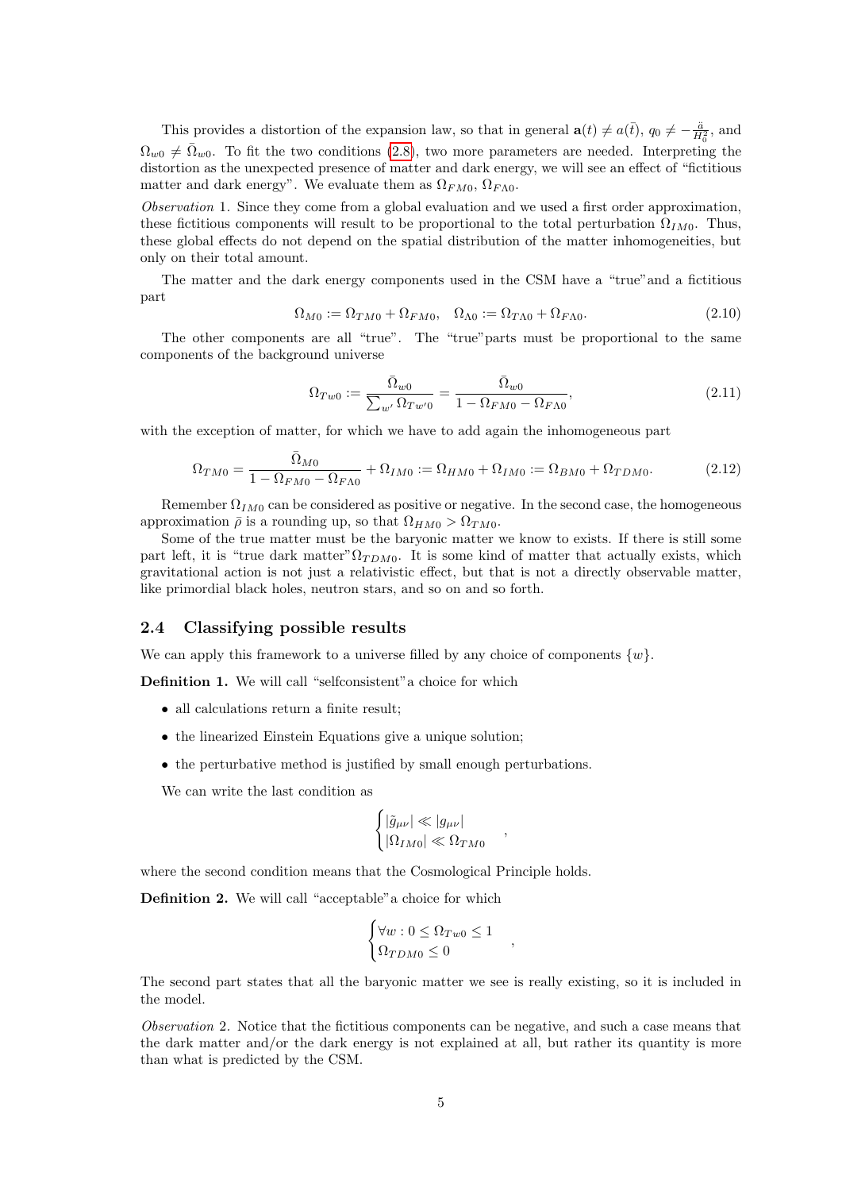This provides a distortion of the expansion law, so that in general $\mathbf{a}(t) \neq a(\bar{t})$, $q_0 \neq -\frac{\ddot{a}}{H_0^2}$, and $\Omega_{w0} \neq \bar{\Omega}_{w0}$. To fit the two conditions (2.8), two more parameters are needed. Interpreting the distortion as the unexpected presence of matter and dark energy, we will see an effect of "fictitious matter and dark energy". We evaluate them as $\Omega_{FM0}$, $\Omega_{F\Lambda 0}$.

*Observation* 1. Since they come from a global evaluation and we used a first order approximation, these fictitious components will result to be proportional to the total perturbation $\Omega_{IM0}$. Thus, these global effects do not depend on the spatial distribution of the matter inhomogeneities, but only on their total amount.

The matter and the dark energy components used in the CSM have a "true"and a fictitious part

$$\Omega_{M0} := \Omega_{TM0} + \Omega_{FM0}, \quad \Omega_{\Lambda 0} := \Omega_{T\Lambda 0} + \Omega_{F\Lambda 0}. \tag{2.10}$$

The other components are all "true". The "true"parts must be proportional to the same components of the background universe

$$\Omega_{Tw0} := \frac{\bar{\Omega}_{w0}}{\sum_{w'} \Omega_{Tw'0}} = \frac{\bar{\Omega}_{w0}}{1 - \Omega_{FM0} - \Omega_{F\Lambda 0}}, \tag{2.11}$$

with the exception of matter, for which we have to add again the inhomogeneous part

$$\Omega_{TM0} = \frac{\bar{\Omega}_{M0}}{1 - \Omega_{FM0} - \Omega_{F\Lambda 0}} + \Omega_{IM0} := \Omega_{HM0} + \Omega_{IM0} := \Omega_{BM0} + \Omega_{TDM0}. \tag{2.12}$$

Remember $\Omega_{IM0}$ can be considered as positive or negative. In the second case, the homogeneous approximation $\bar{\rho}$ is a rounding up, so that $\Omega_{HM0} > \Omega_{TM0}$.

Some of the true matter must be the baryonic matter we know to exists. If there is still some part left, it is "true dark matter"$\Omega_{TDM0}$. It is some kind of matter that actually exists, which gravitational action is not just a relativistic effect, but that is not a directly observable matter, like primordial black holes, neutron stars, and so on and so forth.

## 2.4 Classifying possible results

We can apply this framework to a universe filled by any choice of components $\{w\}$.

**Definition 1.** We will call "selfconsistent"a choice for which

- all calculations return a finite result;
- the linearized Einstein Equations give a unique solution;
- the perturbative method is justified by small enough perturbations.

We can write the last condition as

$$\begin{cases} |\tilde{g}_{\mu\nu}| \ll |g_{\mu\nu}| \\ |\Omega_{IM0}| \ll \Omega_{TM0} \end{cases},$$

where the second condition means that the Cosmological Principle holds.

**Definition 2.** We will call "acceptable"a choice for which

$$\begin{cases} \forall w : 0 \leq \Omega_{Tw0} \leq 1 \\ \Omega_{TDM0} \leq 0 \end{cases},$$

The second part states that all the baryonic matter we see is really existing, so it is included in the model.

*Observation* 2. Notice that the fictitious components can be negative, and such a case means that the dark matter and/or the dark energy is not explained at all, but rather its quantity is more than what is predicted by the CSM.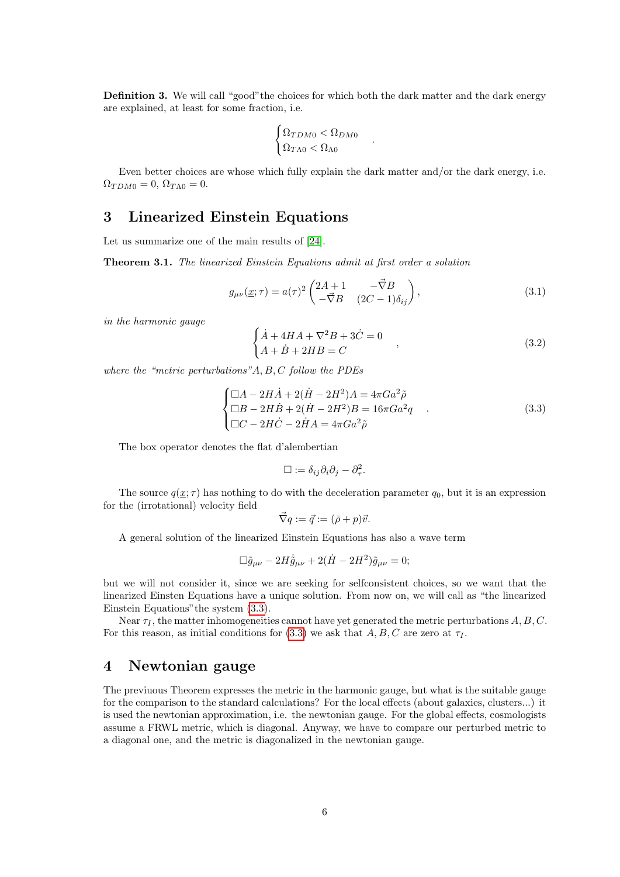**Definition 3.** We will call "good"the choices for which both the dark matter and the dark energy are explained, at least for some fraction, i.e.

$$\begin{cases} \Omega_{TDM0} < \Omega_{DM0} \\ \Omega_{T\Lambda 0} < \Omega_{\Lambda 0} \end{cases}.$$

Even better choices are whose which fully explain the dark matter and/or the dark energy, i.e. $\Omega_{TDM0} = 0$, $\Omega_{T\Lambda 0} = 0$.

# 3 Linearized Einstein Equations

Let us summarize one of the main results of [24].

**Theorem 3.1.** *The linearized Einstein Equations admit at first order a solution*

$$g_{\mu\nu}(\underline{x};\tau) = a(\tau)^2 \begin{pmatrix} 2A+1 & -\vec{\nabla}B \\ -\vec{\nabla}B & (2C-1)\delta_{ij} \end{pmatrix}, \tag{3.1}$$

*in the harmonic gauge*

$$\begin{cases} \dot{A} + 4HA + \nabla^2 B + 3\dot{C} = 0 \\ A + \dot{B} + 2HB = C \end{cases}, \tag{3.2}$$

*where the "metric perturbations"A, B, C follow the PDEs*

$$\begin{cases} \Box A - 2H\dot{A} + 2(\dot{H} - 2H^2)A = 4\pi G a^2 \tilde{\rho} \\ \Box B - 2H\dot{B} + 2(\dot{H} - 2H^2)B = 16\pi G a^2 q \\ \Box C - 2H\dot{C} - 2\dot{H}A = 4\pi G a^2 \tilde{\rho} \end{cases}. \tag{3.3}$$

The box operator denotes the flat d'alembertian

$$\Box := \delta_{ij}\partial_i\partial_j - \partial_\tau^2.$$

The source $q(\underline{x};\tau)$ has nothing to do with the deceleration parameter $q_0$, but it is an expression for the (irrotational) velocity field

$$\vec{\nabla} q := \vec{q} := (\bar{\rho} + p)\vec{v}.$$

A general solution of the linearized Einstein Equations has also a wave term

$$\Box \tilde{g}_{\mu\nu} - 2H\dot{\tilde{g}}_{\mu\nu} + 2(\dot{H} - 2H^2)\tilde{g}_{\mu\nu} = 0;$$

but we will not consider it, since we are seeking for selfconsistent choices, so we want that the linearized Einsten Equations have a unique solution. From now on, we will call as "the linearized Einstein Equations"the system (3.3).

Near $\tau_I$, the matter inhomogeneities cannot have yet generated the metric perturbations $A, B, C$. For this reason, as initial conditions for (3.3) we ask that $A, B, C$ are zero at $\tau_I$.

# 4 Newtonian gauge

The previuous Theorem expresses the metric in the harmonic gauge, but what is the suitable gauge for the comparison to the standard calculations? For the local effects (about galaxies, clusters...) it is used the newtonian approximation, i.e. the newtonian gauge. For the global effects, cosmologists assume a FRWL metric, which is diagonal. Anyway, we have to compare our perturbed metric to a diagonal one, and the metric is diagonalized in the newtonian gauge.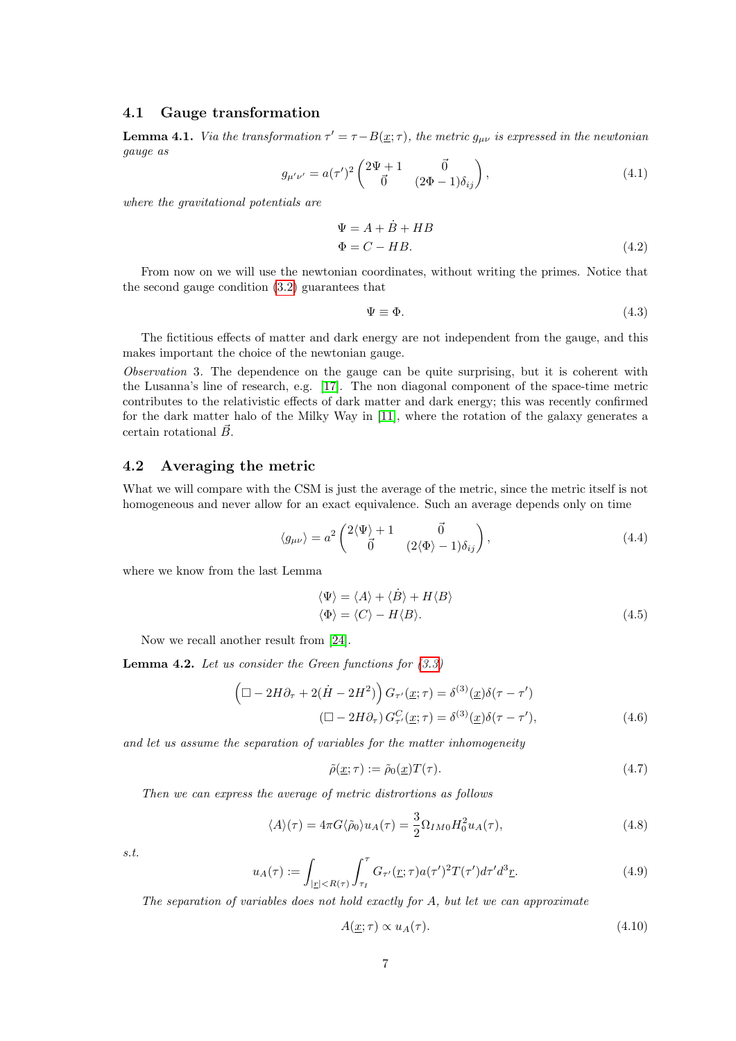### 4.1 Gauge transformation

**Lemma 4.1.** *Via the transformation $\tau' = \tau - B(\underline{x};\tau)$, the metric $g_{\mu\nu}$ is expressed in the newtonian gauge as*

$$g_{\mu'\nu'} = a(\tau')^2 \begin{pmatrix} 2\Psi + 1 & \vec{0} \\ \vec{0} & (2\Phi - 1)\delta_{ij} \end{pmatrix}, \tag{4.1}$$

*where the gravitational potentials are*

$$\begin{aligned} \Psi &= A + \dot{B} + HB \\ \Phi &= C - HB. \end{aligned} \tag{4.2}$$

From now on we will use the newtonian coordinates, without writing the primes. Notice that the second gauge condition (3.2) guarantees that

$$\Psi \equiv \Phi. \tag{4.3}$$

The fictitious effects of matter and dark energy are not independent from the gauge, and this makes important the choice of the newtonian gauge.

*Observation* 3. The dependence on the gauge can be quite surprising, but it is coherent with the Lusanna's line of research, e.g. [17]. The non diagonal component of the space-time metric contributes to the relativistic effects of dark matter and dark energy; this was recently confirmed for the dark matter halo of the Milky Way in [11], where the rotation of the galaxy generates a certain rotational $\vec{B}$.

### 4.2 Averaging the metric

What we will compare with the CSM is just the average of the metric, since the metric itself is not homogeneous and never allow for an exact equivalence. Such an average depends only on time

$$\langle g_{\mu\nu}\rangle = a^2 \begin{pmatrix} 2\langle\Psi\rangle + 1 & \vec{0} \\ \vec{0} & (2\langle\Phi\rangle - 1)\delta_{ij} \end{pmatrix}, \tag{4.4}$$

where we know from the last Lemma

$$\begin{aligned} \langle\Psi\rangle &= \langle A\rangle + \langle\dot{B}\rangle + H\langle B\rangle \\ \langle\Phi\rangle &= \langle C\rangle - H\langle B\rangle. \end{aligned} \tag{4.5}$$

Now we recall another result from [24].

**Lemma 4.2.** *Let us consider the Green functions for (3.3)*

$$\begin{aligned} \left(\Box - 2H\partial_\tau + 2(\dot{H} - 2H^2)\right) G_{\tau'}(\underline{x};\tau) &= \delta^{(3)}(\underline{x})\delta(\tau - \tau') \\ (\Box - 2H\partial_\tau)\, G^C_{\tau'}(\underline{x};\tau) &= \delta^{(3)}(\underline{x})\delta(\tau - \tau'), \end{aligned} \tag{4.6}$$

*and let us assume the separation of variables for the matter inhomogeneity*

$$\tilde{\rho}(\underline{x};\tau) := \tilde{\rho}_0(\underline{x})T(\tau). \tag{4.7}$$

*Then we can express the average of metric distrortions as follows*

$$\langle A\rangle(\tau) = 4\pi G\langle\tilde{\rho}_0\rangle u_A(\tau) = \frac{3}{2}\Omega_{IM0}H_0^2 u_A(\tau), \tag{4.8}$$

*s.t.*

$$u_A(\tau) := \int_{|\underline{r}|<R(\tau)} \int_{\tau_I}^{\tau} G_{\tau'}(\underline{r};\tau) a(\tau')^2 T(\tau') d\tau' d^3\underline{r}. \tag{4.9}$$

*The separation of variables does not hold exactly for $A$, but let we can approximate*

$$A(\underline{x};\tau) \propto u_A(\tau). \tag{4.10}$$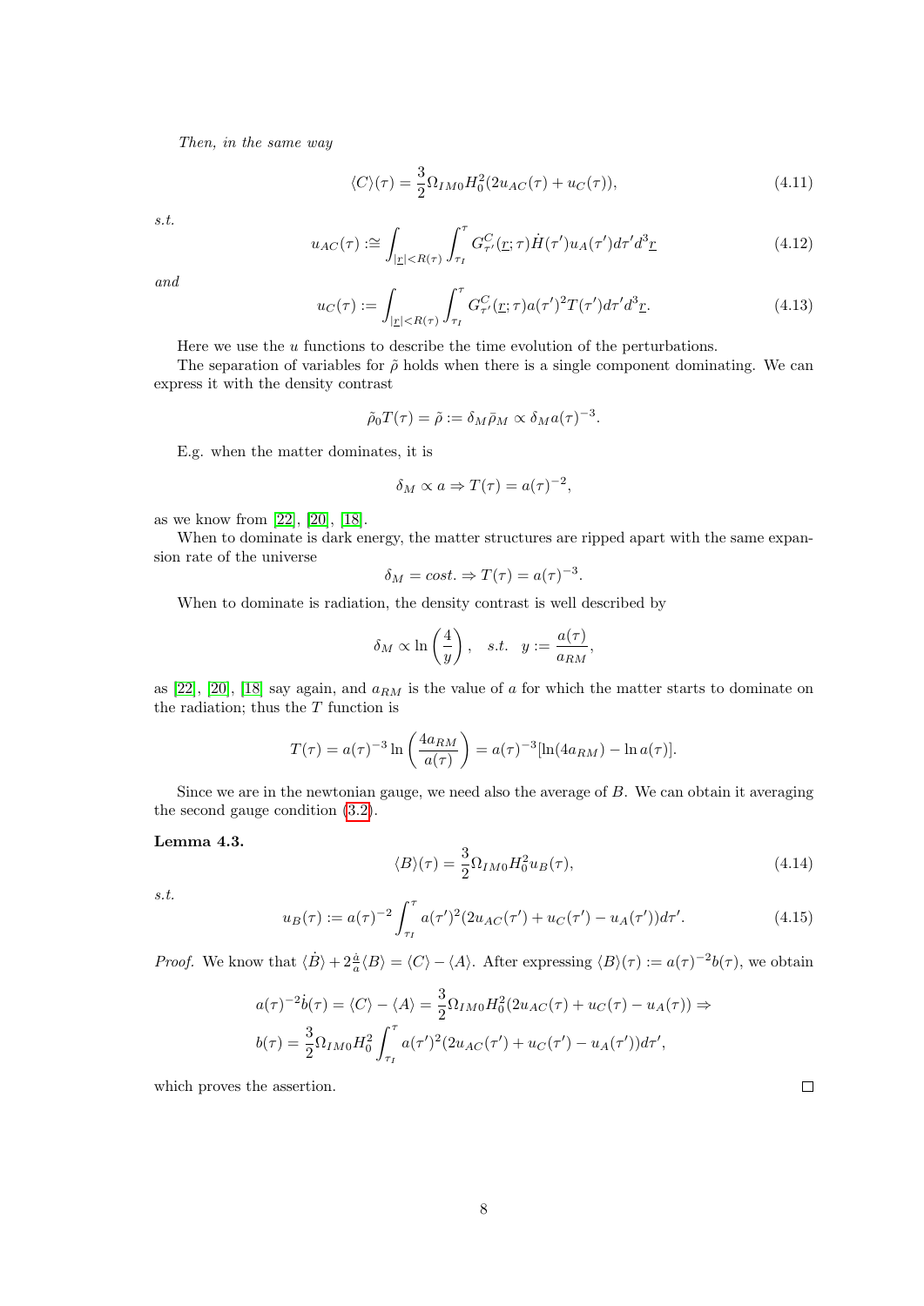*Then, in the same way*

$$\langle C\rangle(\tau) = \frac{3}{2}\Omega_{IM0}H_0^2(2u_{AC}(\tau) + u_C(\tau)), \tag{4.11}$$

*s.t.*

$$u_{AC}(\tau) :\cong \int_{|\underline{r}|<R(\tau)} \int_{\tau_I}^{\tau} G^C_{\tau'}(\underline{r};\tau)\dot{H}(\tau')u_A(\tau')d\tau' d^3\underline{r} \tag{4.12}$$

*and*

$$u_C(\tau) := \int_{|\underline{r}|<R(\tau)} \int_{\tau_I}^{\tau} G^C_{\tau'}(\underline{r};\tau)a(\tau')^2 T(\tau')d\tau' d^3\underline{r}. \tag{4.13}$$

Here we use the $u$ functions to describe the time evolution of the perturbations.

The separation of variables for $\tilde{\rho}$ holds when there is a single component dominating. We can express it with the density contrast

$$\tilde{\rho}_0 T(\tau) = \tilde{\rho} := \delta_M \bar{\rho}_M \propto \delta_M a(\tau)^{-3}.$$

E.g. when the matter dominates, it is

$$\delta_M \propto a \Rightarrow T(\tau) = a(\tau)^{-2},$$

as we know from [22], [20], [18].

When to dominate is dark energy, the matter structures are ripped apart with the same expansion rate of the universe

$$\delta_M = cost. \Rightarrow T(\tau) = a(\tau)^{-3}.$$

When to dominate is radiation, the density contrast is well described by

$$\delta_M \propto \ln\left(\frac{4}{y}\right), \quad s.t. \quad y := \frac{a(\tau)}{a_{RM}},$$

as [22], [20], [18] say again, and $a_{RM}$ is the value of $a$ for which the matter starts to dominate on the radiation; thus the $T$ function is

$$T(\tau) = a(\tau)^{-3}\ln\left(\frac{4a_{RM}}{a(\tau)}\right) = a(\tau)^{-3}[\ln(4a_{RM}) - \ln a(\tau)].$$

Since we are in the newtonian gauge, we need also the average of $B$. We can obtain it averaging the second gauge condition (3.2).

**Lemma 4.3.**

$$\langle B\rangle(\tau) = \frac{3}{2}\Omega_{IM0}H_0^2 u_B(\tau), \tag{4.14}$$

*s.t.*

$$u_B(\tau) := a(\tau)^{-2}\int_{\tau_I}^{\tau} a(\tau')^2(2u_{AC}(\tau') + u_C(\tau') - u_A(\tau'))d\tau'. \tag{4.15}$$

*Proof.* We know that $\langle\dot{B}\rangle + 2\frac{\dot{a}}{a}\langle B\rangle = \langle C\rangle - \langle A\rangle$. After expressing $\langle B\rangle(\tau) := a(\tau)^{-2}b(\tau)$, we obtain

$$a(\tau)^{-2}\dot{b}(\tau) = \langle C\rangle - \langle A\rangle = \frac{3}{2}\Omega_{IM0}H_0^2(2u_{AC}(\tau) + u_C(\tau) - u_A(\tau)) \Rightarrow$$
$$b(\tau) = \frac{3}{2}\Omega_{IM0}H_0^2\int_{\tau_I}^{\tau} a(\tau')^2(2u_{AC}(\tau') + u_C(\tau') - u_A(\tau'))d\tau',$$

which proves the assertion. ◻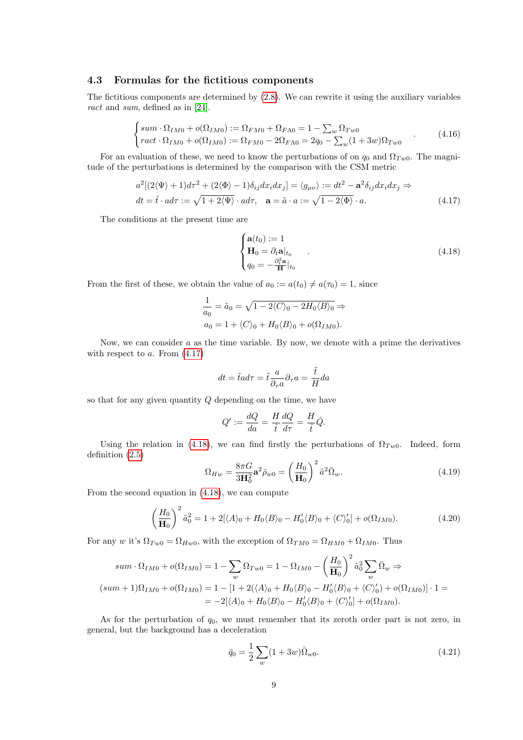### 4.3 Formulas for the fictitious components

The fictitious components are determined by (2.8). We can rewrite it using the auxiliary variables *ract* and *sum*, defined as in [24].

$$\begin{cases} sum \cdot \Omega_{IM0} + o(\Omega_{IM0}) := \Omega_{FM0} + \Omega_{F\Lambda 0} = 1 - \sum_w \Omega_{Tw0} \\ ract \cdot \Omega_{IM0} + o(\Omega_{IM0}) := \Omega_{FM0} - 2\Omega_{F\Lambda 0} = 2q_0 - \sum_w (1+3w)\Omega_{Tw0} \end{cases} . \tag{4.16}$$

For an evaluation of these, we need to know the perturbations of on $q_0$ and $\Omega_{Tw0}$. The magnitude of the perturbations is determined by the comparison with the CSM metric

$$\begin{aligned} &a^2[(2\langle\Psi\rangle + 1)d\tau^2 + (2\langle\Phi\rangle - 1)\delta_{ij}dx_i dx_j] = \langle g_{\mu\nu}\rangle := dt^2 - \mathbf{a}^2\delta_{ij}dx_i dx_j \Rightarrow \\ &dt = \tilde{t} \cdot a d\tau := \sqrt{1 + 2\langle\Psi\rangle} \cdot a d\tau, \quad \mathbf{a} = \tilde{a} \cdot a := \sqrt{1 - 2\langle\Phi\rangle} \cdot a. \end{aligned} \tag{4.17}$$

The conditions at the present time are

$$\begin{cases} \mathbf{a}(t_0) := 1 \\ \mathbf{H}_0 = \partial_t \mathbf{a}|_{t_0} \\ q_0 = -\frac{\partial_t^2 \mathbf{a}}{\mathbf{H}}|_{t_0} \end{cases} . \tag{4.18}$$

From the first of these, we obtain the value of $a_0 := a(t_0) \neq a(\tau_0) = 1$, since

$$\begin{aligned} &\frac{1}{a_0} = \tilde{a}_0 = \sqrt{1 - 2\langle C\rangle_0 - 2H_0\langle B\rangle_0} \Rightarrow \\ &a_0 = 1 + \langle C\rangle_0 + H_0\langle B\rangle_0 + o(\Omega_{IM0}). \end{aligned}$$

Now, we can consider $a$ as the time variable. By now, we denote with a prime the derivatives with respect to $a$. From (4.17)

$$dt = \tilde{t} a d\tau = \tilde{t}\frac{a}{\partial_\tau a}\partial_\tau a = \frac{\tilde{t}}{H}da$$

so that for any given quantity $Q$ depending on the time, we have

$$Q' := \frac{dQ}{da} = \frac{H}{\tilde{t}}\frac{dQ}{d\tau} = \frac{H}{\tilde{t}}\dot{Q}.$$

Using the relation in (4.18), we can find firstly the perturbations of $\Omega_{Tw0}$. Indeed, form definition (2.5)

$$\Omega_{Hw} = \frac{8\pi G}{3\mathbf{H}_0^2}\mathbf{a}^2\bar{\rho}_{w0} = \left(\frac{H_0}{\mathbf{H}_0}\right)^2 \tilde{a}^2\bar{\Omega}_w. \tag{4.19}$$

From the second equation in (4.18), we can compute

$$\left(\frac{H_0}{\mathbf{H}_0}\right)^2 \tilde{a}_0^2 = 1 + 2[\langle A\rangle_0 + H_0\langle B\rangle_0 - H_0'\langle B\rangle_0 + \langle C\rangle_0'] + o(\Omega_{IM0}). \tag{4.20}$$

For any $w$ it's $\Omega_{Tw0} = \Omega_{Hw0}$, with the exception of $\Omega_{TM0} = \Omega_{HM0} + \Omega_{IM0}$. Thus

$$\begin{aligned} sum \cdot \Omega_{IM0} + o(\Omega_{IM0}) &= 1 - \sum_w \Omega_{Tw0} = 1 - \Omega_{IM0} - \left(\frac{H_0}{\mathbf{H}_0}\right)^2 \tilde{a}_0^2 \sum_w \bar{\Omega}_w \Rightarrow \\ (sum+1)\Omega_{IM0} + o(\Omega_{IM0}) &= 1 - [1 + 2(\langle A\rangle_0 + H_0\langle B\rangle_0 - H_0'\langle B\rangle_0 + \langle C\rangle_0') + o(\Omega_{IM0})] \cdot 1 = \\ &= -2[\langle A\rangle_0 + H_0\langle B\rangle_0 - H_0'\langle B\rangle_0 + \langle C\rangle_0'] + o(\Omega_{IM0}). \end{aligned}$$

As for the perturbation of $q_0$, we must remember that its zeroth order part is not zero, in general, but the background has a deceleration

$$\bar{q}_0 = \frac{1}{2}\sum_w (1+3w)\bar{\Omega}_{w0}. \tag{4.21}$$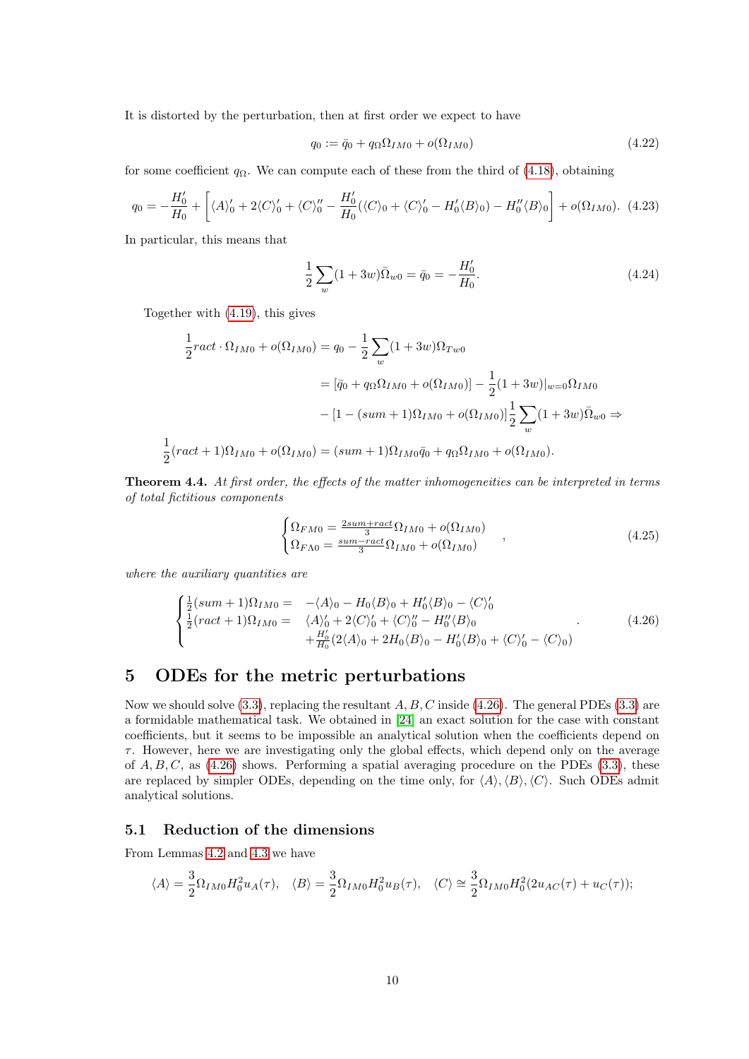It is distorted by the perturbation, then at first order we expect to have

$$q_0 := \bar{q}_0 + q_\Omega \Omega_{IM0} + o(\Omega_{IM0}) \tag{4.22}$$

for some coefficient $q_\Omega$. We can compute each of these from the third of (4.18), obtaining

$$q_0 = -\frac{H_0'}{H_0} + \left[ \langle A \rangle_0' + 2\langle C \rangle_0' + \langle C \rangle_0'' - \frac{H_0'}{H_0}(\langle C \rangle_0 + \langle C \rangle_0' - H_0' \langle B \rangle_0) - H_0'' \langle B \rangle_0 \right] + o(\Omega_{IM0}). \tag{4.23}$$

In particular, this means that

$$\frac{1}{2}\sum_w (1+3w)\bar{\Omega}_{w0} = \bar{q}_0 = -\frac{H_0'}{H_0}. \tag{4.24}$$

Together with (4.19), this gives

$$\begin{aligned}
\frac{1}{2} ract \cdot \Omega_{IM0} + o(\Omega_{IM0}) &= q_0 - \frac{1}{2}\sum_w (1+3w)\Omega_{Tw0} \\
&= [\bar{q}_0 + q_\Omega \Omega_{IM0} + o(\Omega_{IM0})] - \frac{1}{2}(1+3w)|_{w=0}\Omega_{IM0} \\
&\quad - [1 - (sum+1)\Omega_{IM0} + o(\Omega_{IM0})]\frac{1}{2}\sum_w (1+3w)\bar{\Omega}_{w0} \Rightarrow \\
\frac{1}{2}(ract+1)\Omega_{IM0} + o(\Omega_{IM0}) &= (sum+1)\Omega_{IM0}\bar{q}_0 + q_\Omega \Omega_{IM0} + o(\Omega_{IM0}).
\end{aligned}$$

**Theorem 4.4.** *At first order, the effects of the matter inhomogeneities can be interpreted in terms of total fictitious components*

$$\begin{cases} \Omega_{FM0} = \frac{2sum+ract}{3}\Omega_{IM0} + o(\Omega_{IM0}) \\ \Omega_{F\Lambda 0} = \frac{sum-ract}{3}\Omega_{IM0} + o(\Omega_{IM0}) \end{cases}, \tag{4.25}$$

*where the auxiliary quantities are*

$$\begin{cases} \frac{1}{2}(sum+1)\Omega_{IM0} = & -\langle A \rangle_0 - H_0 \langle B \rangle_0 + H_0' \langle B \rangle_0 - \langle C \rangle_0' \\ \frac{1}{2}(ract+1)\Omega_{IM0} = & \langle A \rangle_0' + 2\langle C \rangle_0' + \langle C \rangle_0'' - H_0'' \langle B \rangle_0 \\ & + \frac{H_0'}{H_0}(2\langle A \rangle_0 + 2H_0 \langle B \rangle_0 - H_0' \langle B \rangle_0 + \langle C \rangle_0' - \langle C \rangle_0) \end{cases}. \tag{4.26}$$

# 5 ODEs for the metric perturbations

Now we should solve (3.3), replacing the resultant $A, B, C$ inside (4.26). The general PDEs (3.3) are a formidable mathematical task. We obtained in [24] an exact solution for the case with constant coefficients, but it seems to be impossible an analytical solution when the coefficients depend on $\tau$. However, here we are investigating only the global effects, which depend only on the average of $A, B, C$, as (4.26) shows. Performing a spatial averaging procedure on the PDEs (3.3), these are replaced by simpler ODEs, depending on the time only, for $\langle A \rangle, \langle B \rangle, \langle C \rangle$. Such ODEs admit analytical solutions.

## 5.1 Reduction of the dimensions

From Lemmas 4.2 and 4.3 we have

$$\langle A \rangle = \frac{3}{2}\Omega_{IM0}H_0^2 u_A(\tau), \quad \langle B \rangle = \frac{3}{2}\Omega_{IM0}H_0^2 u_B(\tau), \quad \langle C \rangle \cong \frac{3}{2}\Omega_{IM0}H_0^2(2u_{AC}(\tau) + u_C(\tau));$$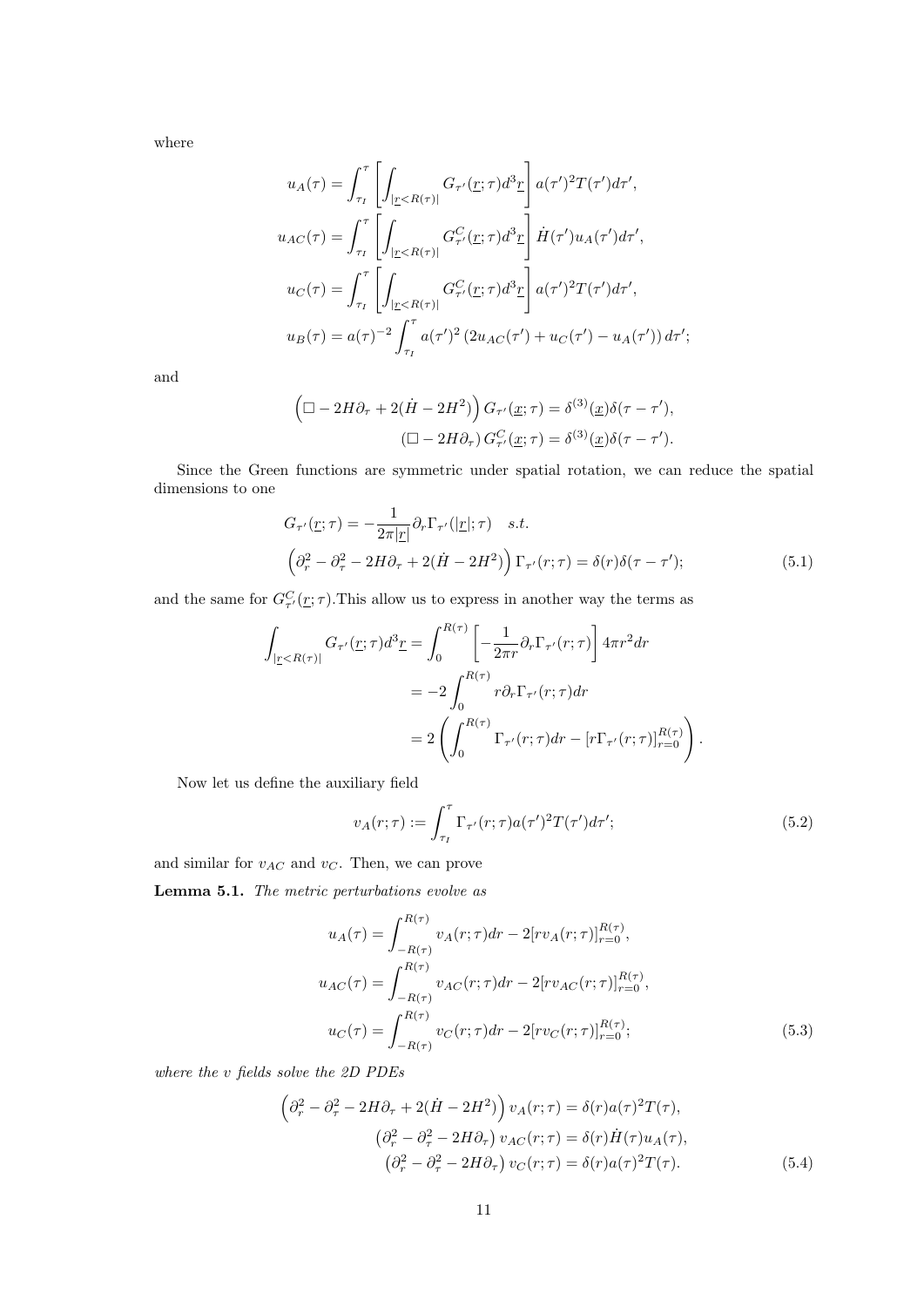where

$$
\begin{aligned}
u_A(\tau) &= \int_{\tau_I}^{\tau} \left[ \int_{|\underline{r}<R(\tau)|} G_{\tau'}(\underline{r};\tau) d^3\underline{r} \right] a(\tau')^2 T(\tau') d\tau', \\
u_{AC}(\tau) &= \int_{\tau_I}^{\tau} \left[ \int_{|\underline{r}<R(\tau)|} G^C_{\tau'}(\underline{r};\tau) d^3\underline{r} \right] \dot{H}(\tau') u_A(\tau') d\tau', \\
u_C(\tau) &= \int_{\tau_I}^{\tau} \left[ \int_{|\underline{r}<R(\tau)|} G^C_{\tau'}(\underline{r};\tau) d^3\underline{r} \right] a(\tau')^2 T(\tau') d\tau', \\
u_B(\tau) &= a(\tau)^{-2} \int_{\tau_I}^{\tau} a(\tau')^2 \left( 2u_{AC}(\tau') + u_C(\tau') - u_A(\tau') \right) d\tau';
\end{aligned}
$$

and

$$
\begin{aligned}
\left( \Box - 2H\partial_\tau + 2(\dot{H} - 2H^2) \right) G_{\tau'}(\underline{x};\tau) &= \delta^{(3)}(\underline{x})\delta(\tau - \tau'), \\
\left( \Box - 2H\partial_\tau \right) G^C_{\tau'}(\underline{x};\tau) &= \delta^{(3)}(\underline{x})\delta(\tau - \tau').
\end{aligned}
$$

Since the Green functions are symmetric under spatial rotation, we can reduce the spatial dimensions to one

$$
\begin{aligned}
& G_{\tau'}(\underline{r};\tau) = -\frac{1}{2\pi|\underline{r}|} \partial_r \Gamma_{\tau'}(|\underline{r}|;\tau) \quad s.t. \\
& \left( \partial_r^2 - \partial_\tau^2 - 2H\partial_\tau + 2(\dot{H} - 2H^2) \right) \Gamma_{\tau'}(r;\tau) = \delta(r)\delta(\tau - \tau');
\end{aligned}
\tag{5.1}
$$

and the same for $G^C_{\tau'}(\underline{r};\tau)$.This allow us to express in another way the terms as

$$
\begin{aligned}
\int_{|\underline{r}<R(\tau)|} G_{\tau'}(\underline{r};\tau) d^3\underline{r} &= \int_0^{R(\tau)} \left[ -\frac{1}{2\pi r} \partial_r \Gamma_{\tau'}(r;\tau) \right] 4\pi r^2 dr \\
&= -2 \int_0^{R(\tau)} r \partial_r \Gamma_{\tau'}(r;\tau) dr \\
&= 2 \left( \int_0^{R(\tau)} \Gamma_{\tau'}(r;\tau) dr - [r\Gamma_{\tau'}(r;\tau)]_{r=0}^{R(\tau)} \right).
\end{aligned}
$$

Now let us define the auxiliary field

$$
v_A(r;\tau) := \int_{\tau_I}^{\tau} \Gamma_{\tau'}(r;\tau) a(\tau')^2 T(\tau') d\tau'; \tag{5.2}
$$

and similar for $v_{AC}$ and $v_C$. Then, we can prove

**Lemma 5.1.** *The metric perturbations evolve as*

$$
\begin{aligned}
u_A(\tau) &= \int_{-R(\tau)}^{R(\tau)} v_A(r;\tau) dr - 2[r v_A(r;\tau)]_{r=0}^{R(\tau)}, \\
u_{AC}(\tau) &= \int_{-R(\tau)}^{R(\tau)} v_{AC}(r;\tau) dr - 2[r v_{AC}(r;\tau)]_{r=0}^{R(\tau)}, \\
u_C(\tau) &= \int_{-R(\tau)}^{R(\tau)} v_C(r;\tau) dr - 2[r v_C(r;\tau)]_{r=0}^{R(\tau)};
\end{aligned}
\tag{5.3}
$$

*where the v fields solve the 2D PDEs*

$$
\begin{aligned}
\left( \partial_r^2 - \partial_\tau^2 - 2H\partial_\tau + 2(\dot{H} - 2H^2) \right) v_A(r;\tau) &= \delta(r) a(\tau)^2 T(\tau), \\
\left( \partial_r^2 - \partial_\tau^2 - 2H\partial_\tau \right) v_{AC}(r;\tau) &= \delta(r) \dot{H}(\tau) u_A(\tau), \\
\left( \partial_r^2 - \partial_\tau^2 - 2H\partial_\tau \right) v_C(r;\tau) &= \delta(r) a(\tau)^2 T(\tau).
\end{aligned}
\tag{5.4}
$$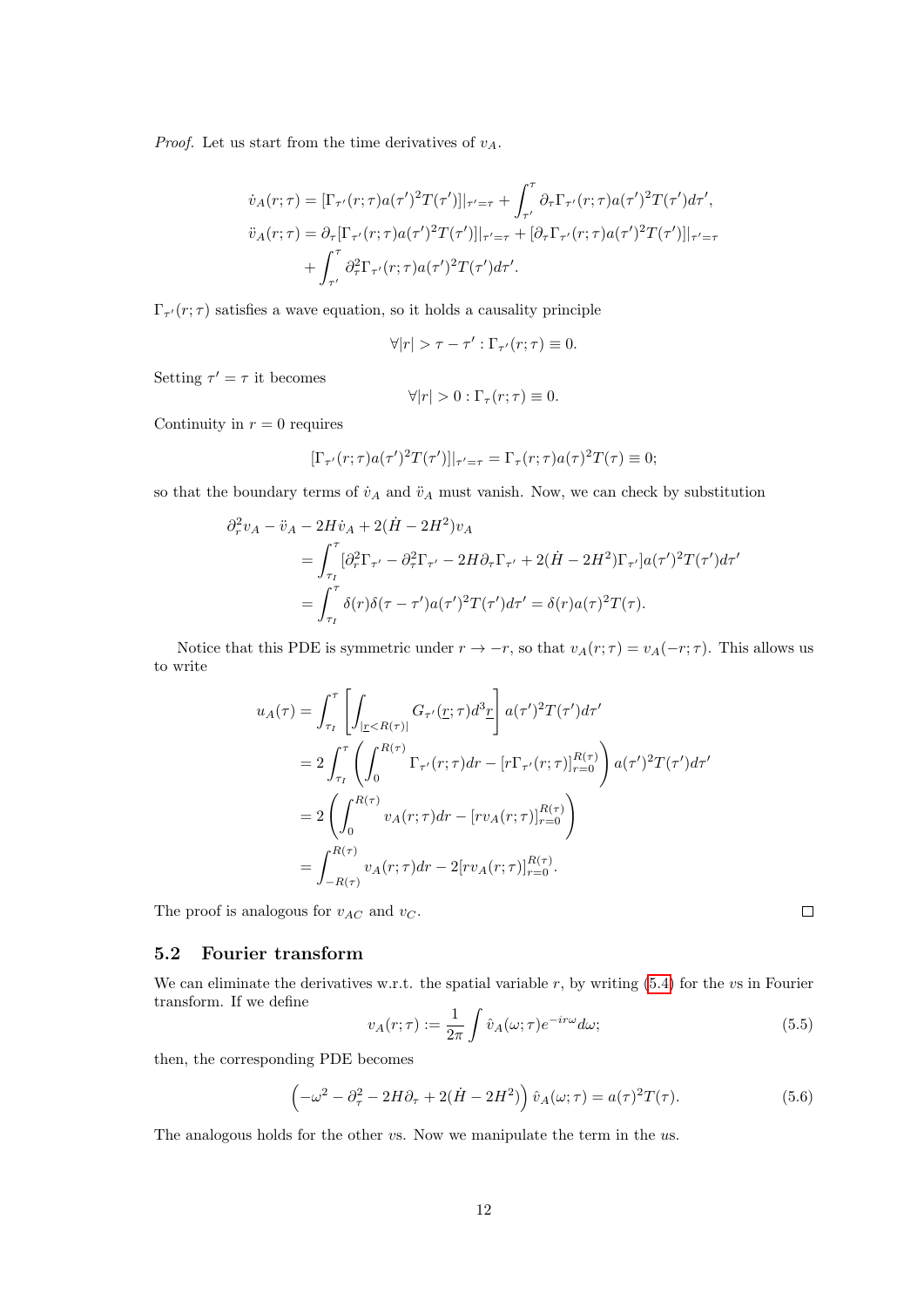*Proof.* Let us start from the time derivatives of $v_A$.

$$
\begin{aligned}
\dot{v}_A(r;\tau) &= [\Gamma_{\tau'}(r;\tau)a(\tau')^2T(\tau')]|_{\tau'=\tau} + \int_{\tau'}^{\tau} \partial_\tau \Gamma_{\tau'}(r;\tau)a(\tau')^2T(\tau')d\tau', \\
\ddot{v}_A(r;\tau) &= \partial_\tau[\Gamma_{\tau'}(r;\tau)a(\tau')^2T(\tau')]|_{\tau'=\tau} + [\partial_\tau \Gamma_{\tau'}(r;\tau)a(\tau')^2T(\tau')]|_{\tau'=\tau} \\
&\quad + \int_{\tau'}^{\tau} \partial_\tau^2 \Gamma_{\tau'}(r;\tau)a(\tau')^2T(\tau')d\tau'.
\end{aligned}
$$

$\Gamma_{\tau'}(r;\tau)$ satisfies a wave equation, so it holds a causality principle

$$
\forall |r| > \tau - \tau' : \Gamma_{\tau'}(r;\tau) \equiv 0.
$$

Setting $\tau' = \tau$ it becomes

$$
\forall |r| > 0 : \Gamma_{\tau}(r;\tau) \equiv 0.
$$

Continuity in $r = 0$ requires

$$
[\Gamma_{\tau'}(r;\tau)a(\tau')^2T(\tau')]|_{\tau'=\tau} = \Gamma_{\tau}(r;\tau)a(\tau)^2T(\tau) \equiv 0;
$$

so that the boundary terms of $\dot{v}_A$ and $\ddot{v}_A$ must vanish. Now, we can check by substitution

$$
\begin{aligned}
&\partial_r^2 v_A - \ddot{v}_A - 2H\dot{v}_A + 2(\dot{H} - 2H^2)v_A \\
&\quad = \int_{\tau_I}^{\tau} [\partial_r^2 \Gamma_{\tau'} - \partial_\tau^2 \Gamma_{\tau'} - 2H\partial_\tau \Gamma_{\tau'} + 2(\dot{H} - 2H^2)\Gamma_{\tau'}]a(\tau')^2T(\tau')d\tau' \\
&\quad = \int_{\tau_I}^{\tau} \delta(r)\delta(\tau - \tau')a(\tau')^2T(\tau')d\tau' = \delta(r)a(\tau)^2T(\tau).
\end{aligned}
$$

Notice that this PDE is symmetric under $r \to -r$, so that $v_A(r;\tau) = v_A(-r;\tau)$. This allows us to write

$$
\begin{aligned}
u_A(\tau) &= \int_{\tau_I}^{\tau} \left[ \int_{|\underline{r}<R(\tau)|} G_{\tau'}(\underline{r};\tau)d^3\underline{r} \right] a(\tau')^2T(\tau')d\tau' \\
&= 2\int_{\tau_I}^{\tau} \left( \int_0^{R(\tau)} \Gamma_{\tau'}(r;\tau)dr - [r\Gamma_{\tau'}(r;\tau)]_{r=0}^{R(\tau)} \right) a(\tau')^2T(\tau')d\tau' \\
&= 2\left( \int_0^{R(\tau)} v_A(r;\tau)dr - [rv_A(r;\tau)]_{r=0}^{R(\tau)} \right) \\
&= \int_{-R(\tau)}^{R(\tau)} v_A(r;\tau)dr - 2[rv_A(r;\tau)]_{r=0}^{R(\tau)}.
\end{aligned}
$$

The proof is analogous for $v_{AC}$ and $v_C$. $\square$

## 5.2 Fourier transform

We can eliminate the derivatives w.r.t. the spatial variable $r$, by writing (5.4) for the $v$s in Fourier transform. If we define

$$
v_A(r;\tau) := \frac{1}{2\pi} \int \hat{v}_A(\omega;\tau)e^{-ir\omega}d\omega; \tag{5.5}
$$

then, the corresponding PDE becomes

$$
\left( -\omega^2 - \partial_\tau^2 - 2H\partial_\tau + 2(\dot{H} - 2H^2) \right) \hat{v}_A(\omega;\tau) = a(\tau)^2T(\tau). \tag{5.6}
$$

The analogous holds for the other $v$s. Now we manipulate the term in the $u$s.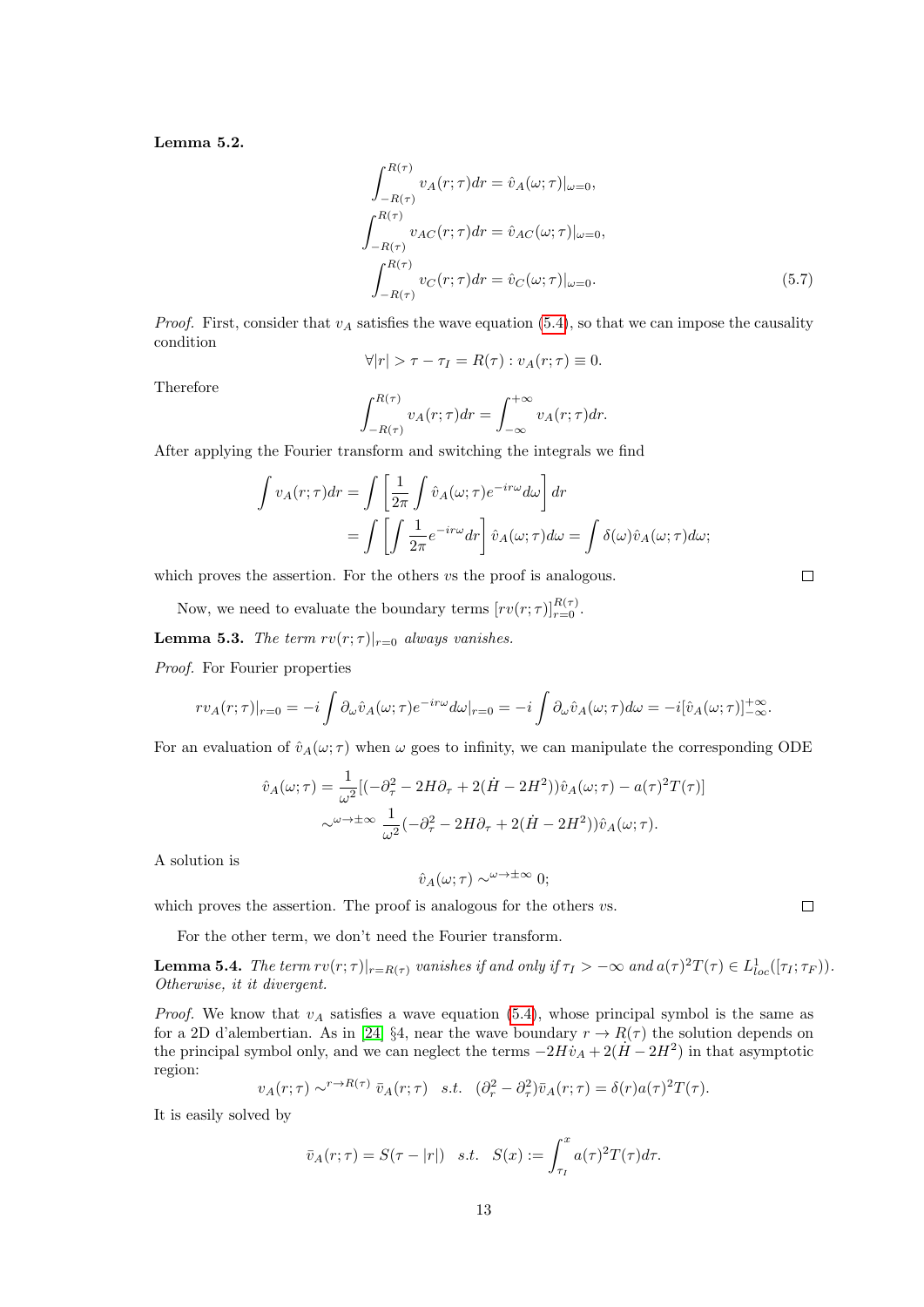**Lemma 5.2.**

$$
\begin{aligned}
\int_{-R(\tau)}^{R(\tau)} v_A(r;\tau)dr &= \hat{v}_A(\omega;\tau)|_{\omega=0},\\
\int_{-R(\tau)}^{R(\tau)} v_{AC}(r;\tau)dr &= \hat{v}_{AC}(\omega;\tau)|_{\omega=0},\\
\int_{-R(\tau)}^{R(\tau)} v_C(r;\tau)dr &= \hat{v}_C(\omega;\tau)|_{\omega=0}.
\end{aligned}
\tag{5.7}
$$

*Proof.* First, consider that $v_A$ satisfies the wave equation (5.4), so that we can impose the causality condition

$$
\forall |r| > \tau - \tau_I = R(\tau) : v_A(r;\tau) \equiv 0.
$$

Therefore

$$
\int_{-R(\tau)}^{R(\tau)} v_A(r;\tau)dr = \int_{-\infty}^{+\infty} v_A(r;\tau)dr.
$$

After applying the Fourier transform and switching the integrals we find

$$
\begin{aligned}
\int v_A(r;\tau)dr &= \int \left[\frac{1}{2\pi}\int \hat{v}_A(\omega;\tau)e^{-ir\omega}d\omega\right]dr\\
&= \int \left[\int \frac{1}{2\pi}e^{-ir\omega}dr\right]\hat{v}_A(\omega;\tau)d\omega = \int \delta(\omega)\hat{v}_A(\omega;\tau)d\omega;
\end{aligned}
$$

which proves the assertion. For the others $v$s the proof is analogous. □

Now, we need to evaluate the boundary terms $[rv(r;\tau)]_{r=0}^{R(\tau)}$.

**Lemma 5.3.** *The term $rv(r;\tau)|_{r=0}$ always vanishes.*

*Proof.* For Fourier properties

$$
rv_A(r;\tau)|_{r=0} = -i\int \partial_\omega \hat{v}_A(\omega;\tau)e^{-ir\omega}d\omega|_{r=0} = -i\int \partial_\omega \hat{v}_A(\omega;\tau)d\omega = -i[\hat{v}_A(\omega;\tau)]_{-\infty}^{+\infty}.
$$

For an evaluation of $\hat{v}_A(\omega;\tau)$ when $\omega$ goes to infinity, we can manipulate the corresponding ODE

$$
\begin{aligned}
\hat{v}_A(\omega;\tau) &= \frac{1}{\omega^2}[(-\partial_\tau^2 - 2H\partial_\tau + 2(\dot{H} - 2H^2))\hat{v}_A(\omega;\tau) - a(\tau)^2T(\tau)]\\
&\sim^{\omega\to\pm\infty} \frac{1}{\omega^2}(-\partial_\tau^2 - 2H\partial_\tau + 2(\dot{H} - 2H^2))\hat{v}_A(\omega;\tau).
\end{aligned}
$$

A solution is

$$
\hat{v}_A(\omega;\tau) \sim^{\omega\to\pm\infty} 0;
$$

which proves the assertion. The proof is analogous for the others $v$s. □

For the other term, we don't need the Fourier transform.

**Lemma 5.4.** *The term $rv(r;\tau)|_{r=R(\tau)}$ vanishes if and only if $\tau_I > -\infty$ and $a(\tau)^2T(\tau) \in L^1_{loc}([\tau_I;\tau_F))$. Otherwise, it it divergent.*

*Proof.* We know that $v_A$ satisfies a wave equation (5.4), whose principal symbol is the same as for a 2D d'alembertian. As in [24] §4, near the wave boundary $r \to R(\tau)$ the solution depends on the principal symbol only, and we can neglect the terms $-2H\dot{v}_A + 2(\dot{H} - 2H^2)$ in that asymptotic region:

$$
v_A(r;\tau) \sim^{r\to R(\tau)} \bar{v}_A(r;\tau) \quad s.t. \quad (\partial_r^2 - \partial_\tau^2)\bar{v}_A(r;\tau) = \delta(r)a(\tau)^2T(\tau).
$$

It is easily solved by

$$
\bar{v}_A(r;\tau) = S(\tau - |r|) \quad s.t. \quad S(x) := \int_{\tau_I}^{x} a(\tau)^2T(\tau)d\tau.
$$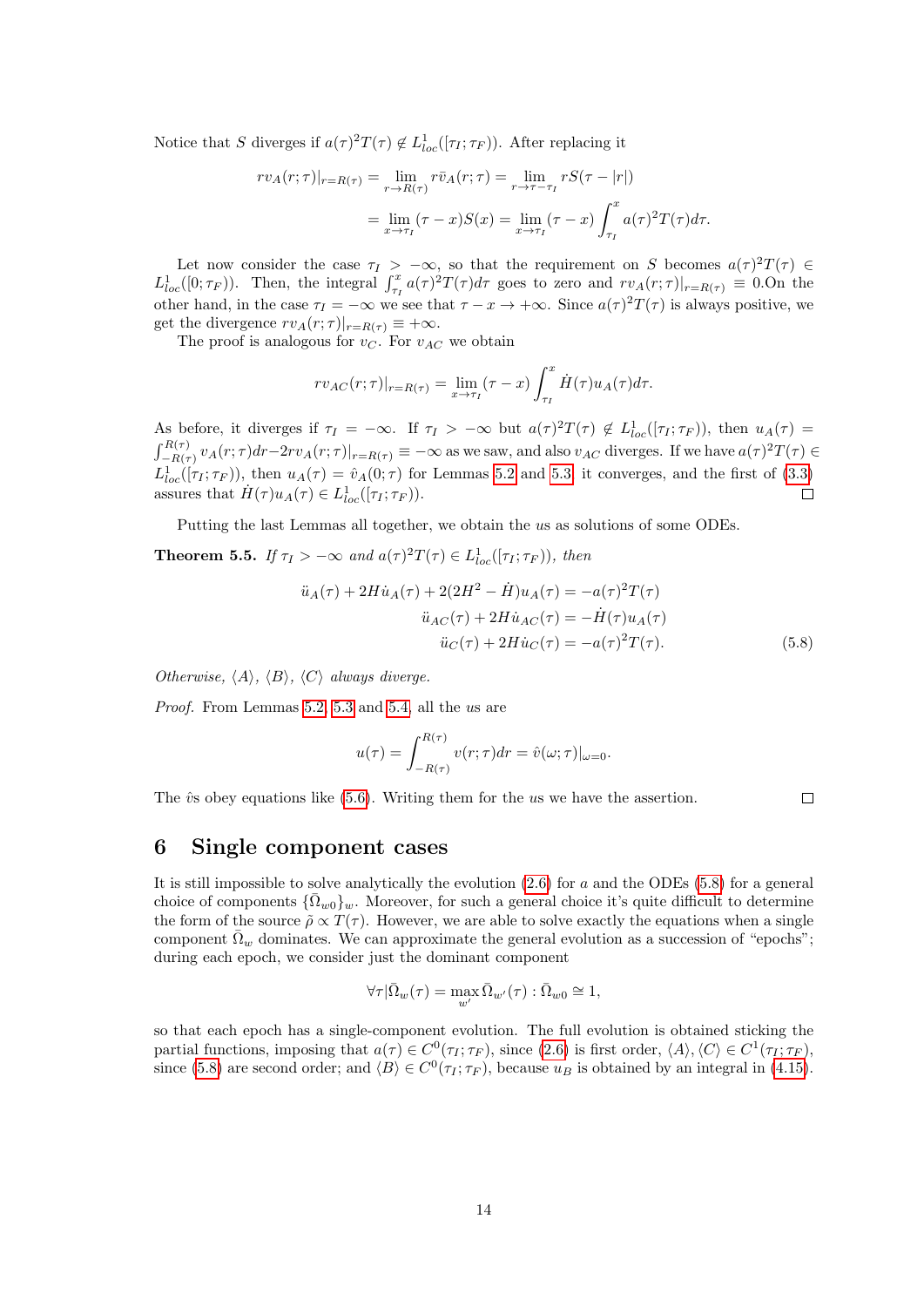Notice that $S$ diverges if $a(\tau)^2 T(\tau) \notin L^1_{loc}([\tau_I;\tau_F))$. After replacing it

$$
\begin{aligned}
r v_A(r;\tau)|_{r=R(\tau)} &= \lim_{r\to R(\tau)} r\bar{v}_A(r;\tau) = \lim_{r\to\tau-\tau_I} rS(\tau-|r|) \\
&= \lim_{x\to\tau_I} (\tau - x)S(x) = \lim_{x\to\tau_I} (\tau - x)\int_{\tau_I}^{x} a(\tau)^2 T(\tau) d\tau.
\end{aligned}
$$

Let now consider the case $\tau_I > -\infty$, so that the requirement on $S$ becomes $a(\tau)^2 T(\tau) \in L^1_{loc}([0;\tau_F))$. Then, the integral $\int_{\tau_I}^{x} a(\tau)^2 T(\tau)d\tau$ goes to zero and $r v_A(r;\tau)|_{r=R(\tau)} \equiv 0$.On the other hand, in the case $\tau_I = -\infty$ we see that $\tau - x \to +\infty$. Since $a(\tau)^2 T(\tau)$ is always positive, we get the divergence $r v_A(r;\tau)|_{r=R(\tau)} \equiv +\infty$.

The proof is analogous for $v_C$. For $v_{AC}$ we obtain

$$
r v_{AC}(r;\tau)|_{r=R(\tau)} = \lim_{x\to\tau_I} (\tau - x)\int_{\tau_I}^{x} \dot{H}(\tau)u_A(\tau)d\tau.
$$

As before, it diverges if $\tau_I = -\infty$. If $\tau_I > -\infty$ but $a(\tau)^2 T(\tau) \notin L^1_{loc}([\tau_I;\tau_F))$, then $u_A(\tau) = \int_{-R(\tau)}^{R(\tau)} v_A(r;\tau)dr - 2r v_A(r;\tau)|_{r=R(\tau)} \equiv -\infty$ as we saw, and also $v_{AC}$ diverges. If we have $a(\tau)^2 T(\tau) \in L^1_{loc}([\tau_I;\tau_F))$, then $u_A(\tau) = \hat{v}_A(0;\tau)$ for Lemmas 5.2 and 5.3, it converges, and the first of (3.3) assures that $\dot{H}(\tau)u_A(\tau) \in L^1_{loc}([\tau_I;\tau_F))$. □

Putting the last Lemmas all together, we obtain the $u$s as solutions of some ODEs.

**Theorem 5.5.** *If $\tau_I > -\infty$ and $a(\tau)^2 T(\tau) \in L^1_{loc}([\tau_I;\tau_F))$, then*

$$
\begin{aligned}
\ddot{u}_A(\tau) + 2H\dot{u}_A(\tau) + 2(2H^2 - \dot{H})u_A(\tau) &= -a(\tau)^2 T(\tau) \\
\ddot{u}_{AC}(\tau) + 2H\dot{u}_{AC}(\tau) &= -\dot{H}(\tau)u_A(\tau) \\
\ddot{u}_C(\tau) + 2H\dot{u}_C(\tau) &= -a(\tau)^2 T(\tau).
\end{aligned}
\tag{5.8}
$$

*Otherwise, $\langle A\rangle$, $\langle B\rangle$, $\langle C\rangle$ always diverge.*

*Proof.* From Lemmas 5.2, 5.3 and 5.4, all the $u$s are

$$
u(\tau) = \int_{-R(\tau)}^{R(\tau)} v(r;\tau)dr = \hat{v}(\omega;\tau)|_{\omega=0}.
$$

The $\hat{v}$s obey equations like (5.6). Writing them for the $u$s we have the assertion. □

# 6 Single component cases

It is still impossible to solve analytically the evolution (2.6) for $a$ and the ODEs (5.8) for a general choice of components $\{\bar{\Omega}_{w0}\}_w$. Moreover, for such a general choice it's quite difficult to determine the form of the source $\tilde{\rho} \propto T(\tau)$. However, we are able to solve exactly the equations when a single component $\bar{\Omega}_w$ dominates. We can approximate the general evolution as a succession of "epochs"; during each epoch, we consider just the dominant component

$$
\forall\tau|\bar{\Omega}_w(\tau) = \max_{w'} \bar{\Omega}_{w'}(\tau) : \bar{\Omega}_{w0} \cong 1,
$$

so that each epoch has a single-component evolution. The full evolution is obtained sticking the partial functions, imposing that $a(\tau) \in C^0(\tau_I;\tau_F)$, since (2.6) is first order, $\langle A\rangle, \langle C\rangle \in C^1(\tau_I;\tau_F)$, since (5.8) are second order; and $\langle B\rangle \in C^0(\tau_I;\tau_F)$, because $u_B$ is obtained by an integral in (4.15).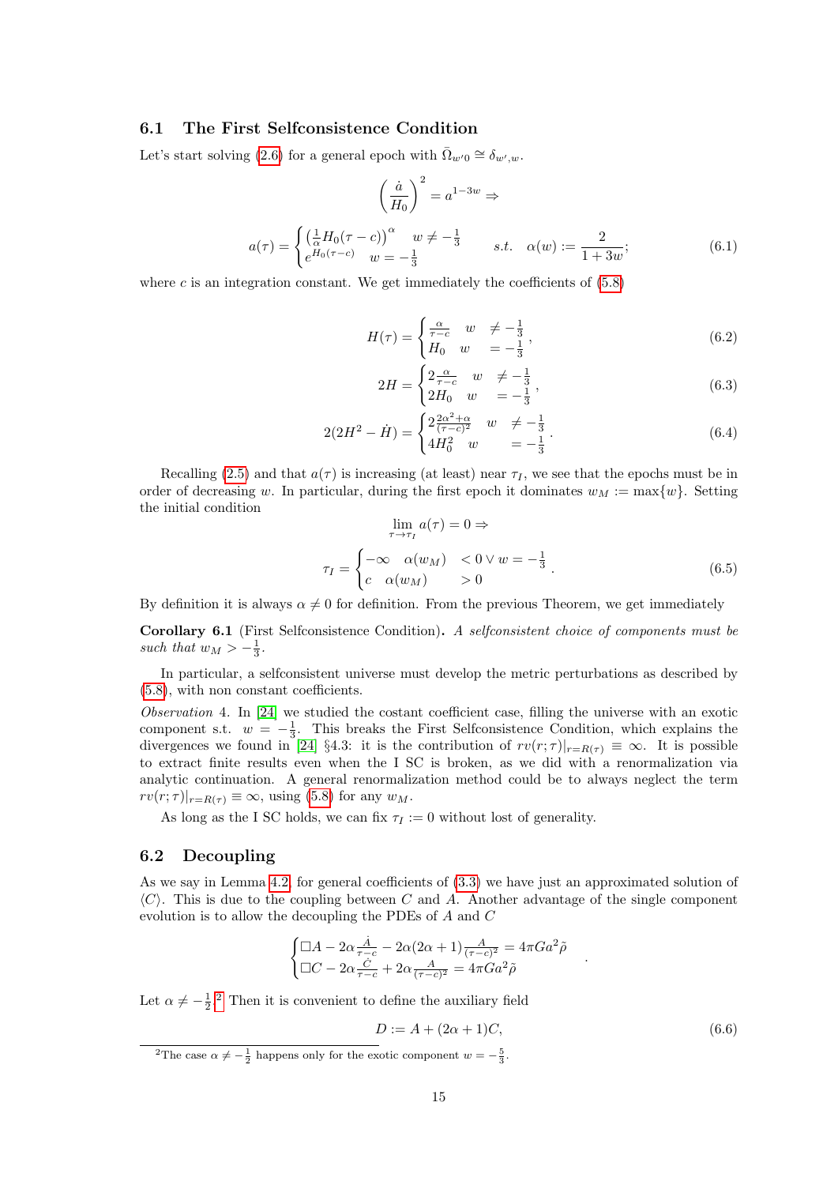### 6.1 The First Selfconsistence Condition

Let's start solving (2.6) for a general epoch with $\bar{\Omega}_{w'0} \cong \delta_{w',w}$.

$$
\left(\frac{\dot{a}}{H_0}\right)^2 = a^{1-3w} \Rightarrow
$$

$$
a(\tau) = \begin{cases} \left(\frac{1}{\alpha}H_0(\tau - c)\right)^\alpha & w \neq -\frac{1}{3} \\ e^{H_0(\tau-c)} & w = -\frac{1}{3} \end{cases} \qquad s.t. \quad \alpha(w) := \frac{2}{1+3w}; \tag{6.1}
$$

where $c$ is an integration constant. We get immediately the coefficients of (5.8)

$$
H(\tau) = \begin{cases} \frac{\alpha}{\tau - c} & w \neq -\frac{1}{3} \\ H_0 & w = -\frac{1}{3} \end{cases}, \tag{6.2}
$$

$$
2H = \begin{cases} 2\frac{\alpha}{\tau - c} & w \neq -\frac{1}{3} \\ 2H_0 & w = -\frac{1}{3} \end{cases}, \tag{6.3}
$$

$$
2(2H^2 - \dot{H}) = \begin{cases} 2\frac{2\alpha^2+\alpha}{(\tau-c)^2} & w \neq -\frac{1}{3} \\ 4H_0^2 & w = -\frac{1}{3} \end{cases}. \tag{6.4}
$$

Recalling (2.5) and that $a(\tau)$ is increasing (at least) near $\tau_I$, we see that the epochs must be in order of decreasing $w$. In particular, during the first epoch it dominates $w_M := \max\{w\}$. Setting the initial condition

$$
\lim_{\tau \to \tau_I} a(\tau) = 0 \Rightarrow
$$

$$
\tau_I = \begin{cases} -\infty & \alpha(w_M) < 0 \vee w = -\frac{1}{3} \\ c & \alpha(w_M) > 0 \end{cases}. \tag{6.5}
$$

By definition it is always $\alpha \neq 0$ for definition. From the previous Theorem, we get immediately

**Corollary 6.1** (First Selfconsistence Condition)**.** *A selfconsistent choice of components must be such that* $w_M > -\frac{1}{3}$.

In particular, a selfconsistent universe must develop the metric perturbations as described by (5.8), with non constant coefficients.

*Observation* 4. In [24] we studied the costant coefficient case, filling the universe with an exotic component s.t. $w = -\frac{1}{3}$. This breaks the First Selfconsistence Condition, which explains the divergences we found in [24] §4.3: it is the contribution of $rv(r;\tau)|_{r=R(\tau)} \equiv \infty$. It is possible to extract finite results even when the I SC is broken, as we did with a renormalization via analytic continuation. A general renormalization method could be to always neglect the term $rv(r;\tau)|_{r=R(\tau)} \equiv \infty$, using (5.8) for any $w_M$.

As long as the I SC holds, we can fix $\tau_I := 0$ without lost of generality.

### 6.2 Decoupling

As we say in Lemma 4.2, for general coefficients of (3.3) we have just an approximated solution of $\langle C \rangle$. This is due to the coupling between $C$ and $A$. Another advantage of the single component evolution is to allow the decoupling the PDEs of $A$ and $C$

$$
\begin{cases} \Box A - 2\alpha\frac{\dot{A}}{\tau-c} - 2\alpha(2\alpha+1)\frac{A}{(\tau-c)^2} = 4\pi G a^2 \tilde{\rho} \\ \Box C - 2\alpha\frac{\dot{C}}{\tau-c} + 2\alpha\frac{A}{(\tau-c)^2} = 4\pi G a^2 \tilde{\rho} \end{cases}.
$$

Let $\alpha \neq -\frac{1}{2}$.[2] Then it is convenient to define the auxiliary field

$$
D := A + (2\alpha + 1)C, \tag{6.6}
$$

[2] The case $\alpha \neq -\frac{1}{2}$ happens only for the exotic component $w = -\frac{5}{3}$.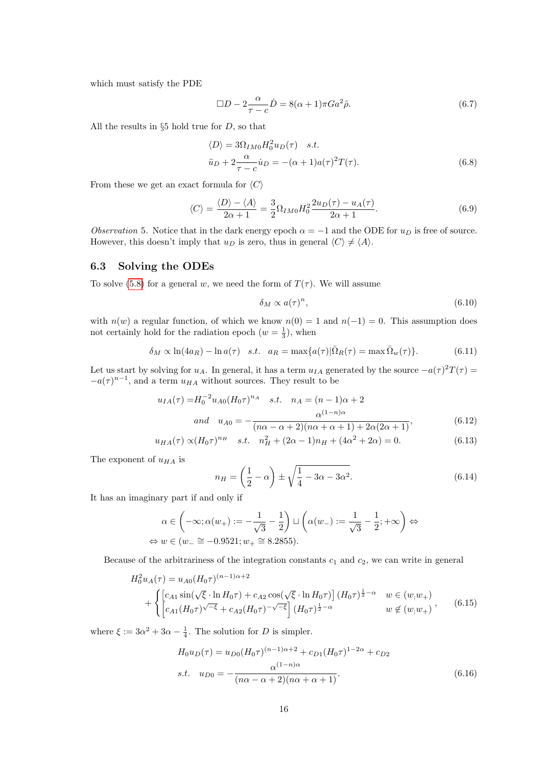which must satisfy the PDE

$$\Box D - 2\frac{\alpha}{\tau - c}\dot{D} = 8(\alpha+1)\pi G a^2 \tilde{\rho}. \tag{6.7}$$

All the results in §5 hold true for $D$, so that

$$\begin{aligned}
&\langle D \rangle = 3\Omega_{IM0} H_0^2 u_D(\tau) \quad s.t. \\
&\ddot{u}_D + 2\frac{\alpha}{\tau - c}\dot{u}_D = -(\alpha+1)a(\tau)^2 T(\tau).
\end{aligned} \tag{6.8}$$

From these we get an exact formula for $\langle C \rangle$

$$\langle C \rangle = \frac{\langle D \rangle - \langle A \rangle}{2\alpha + 1} = \frac{3}{2}\Omega_{IM0} H_0^2 \frac{2u_D(\tau) - u_A(\tau)}{2\alpha + 1}. \tag{6.9}$$

*Observation* 5. Notice that in the dark energy epoch $\alpha = -1$ and the ODE for $u_D$ is free of source. However, this doesn't imply that $u_D$ is zero, thus in general $\langle C \rangle \neq \langle A \rangle$.

### 6.3 Solving the ODEs

To solve (5.8) for a general $w$, we need the form of $T(\tau)$. We will assume

$$\delta_M \propto a(\tau)^n, \tag{6.10}$$

with $n(w)$ a regular function, of which we know $n(0) = 1$ and $n(-1) = 0$. This assumption does not certainly hold for the radiation epoch ($w = \frac{1}{3}$), when

$$\delta_M \propto \ln(4a_R) - \ln a(\tau) \quad s.t. \quad a_R = \max\{a(\tau) | \bar{\Omega}_R(\tau) = \max \bar{\Omega}_w(\tau)\}. \tag{6.11}$$

Let us start by solving for $u_A$. In general, it has a term $u_{IA}$ generated by the source $-a(\tau)^2 T(\tau) = -a(\tau)^{n-1}$, and a term $u_{HA}$ without sources. They result to be

$$\begin{aligned}
u_{IA}(\tau) =& H_0^{-2} u_{A0} (H_0 \tau)^{n_A} \quad s.t. \quad n_A = (n-1)\alpha + 2 \\
&and \quad u_{A0} = -\frac{\alpha^{(1-n)\alpha}}{(n\alpha - \alpha + 2)(n\alpha + \alpha + 1) + 2\alpha(2\alpha + 1)},
\end{aligned} \tag{6.12}$$

$$u_{HA}(\tau) \propto (H_0\tau)^{n_H} \quad s.t. \quad n_H^2 + (2\alpha - 1)n_H + (4\alpha^2 + 2\alpha) = 0. \tag{6.13}$$

The exponent of $u_{HA}$ is

$$n_H = \left(\frac{1}{2} - \alpha\right) \pm \sqrt{\frac{1}{4} - 3\alpha - 3\alpha^2}. \tag{6.14}$$

It has an imaginary part if and only if

$$\begin{aligned}
&\alpha \in \left(-\infty; \alpha(w_+) := -\frac{1}{\sqrt{3}} - \frac{1}{2}\right) \sqcup \left(\alpha(w_-) := \frac{1}{\sqrt{3}} - \frac{1}{2}; +\infty\right) \Leftrightarrow \\
&\Leftrightarrow w \in (w_- \cong -0.9521; w_+ \cong 8.2855).
\end{aligned}$$

Because of the arbitrariness of the integration constants $c_1$ and $c_2$, we can write in general

$$\begin{aligned}
H_0^2 u_A(\tau) &= u_{A0}(H_0\tau)^{(n-1)\alpha + 2} \\
&+ \begin{cases}
\left[c_{A1}\sin(\sqrt{\xi} \cdot \ln H_0\tau) + c_{A2}\cos(\sqrt{\xi} \cdot \ln H_0\tau)\right](H_0\tau)^{\frac{1}{2} - \alpha} & w \in (w_{\text{-}}w_+) \\
\left[c_{A1}(H_0\tau)^{\sqrt{-\xi}} + c_{A2}(H_0\tau)^{-\sqrt{-\xi}}\right](H_0\tau)^{\frac{1}{2} - \alpha} & w \notin (w_{\text{-}}w_+)
\end{cases},
\end{aligned} \tag{6.15}$$

where $\xi := 3\alpha^2 + 3\alpha - \frac{1}{4}$. The solution for $D$ is simpler.

$$\begin{aligned}
&H_0 u_D(\tau) = u_{D0}(H_0\tau)^{(n-1)\alpha + 2} + c_{D1}(H_0\tau)^{1 - 2\alpha} + c_{D2} \\
&s.t. \quad u_{D0} = -\frac{\alpha^{(1-n)\alpha}}{(n\alpha - \alpha + 2)(n\alpha + \alpha + 1)}.
\end{aligned} \tag{6.16}$$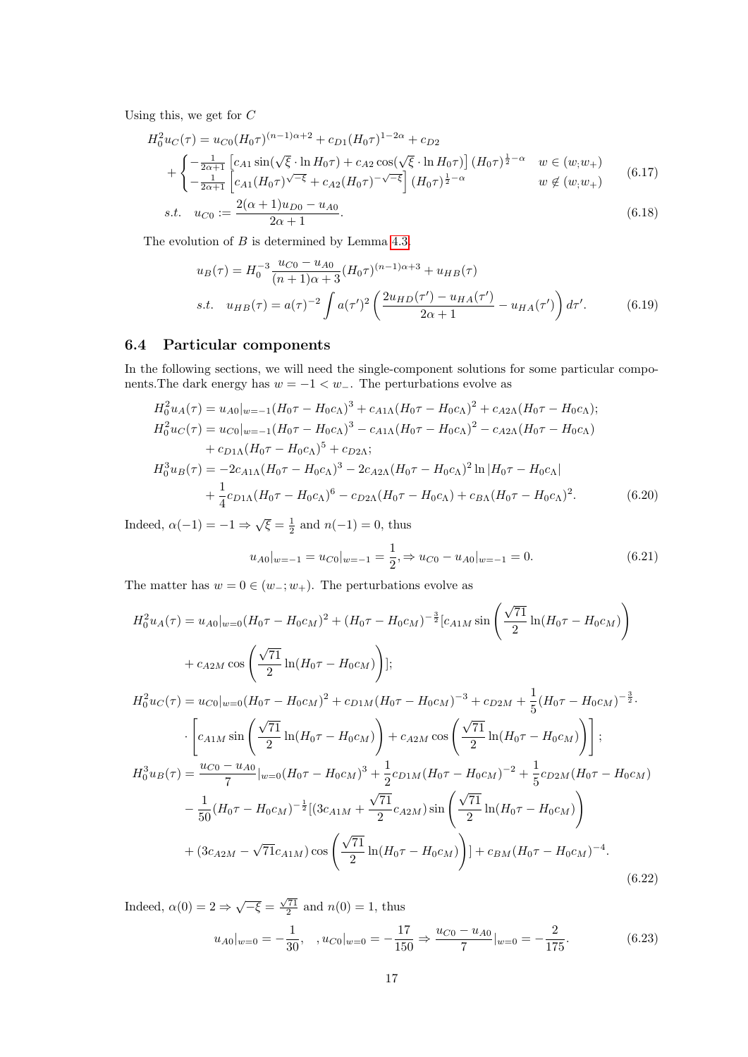Using this, we get for $C$

$$
\begin{aligned}
H_0^2 u_C(\tau) &= u_{C0}(H_0\tau)^{(n-1)\alpha+2} + c_{D1}(H_0\tau)^{1-2\alpha} + c_{D2} \\
&+ \begin{cases} -\frac{1}{2\alpha+1}\left[c_{A1}\sin(\sqrt{\xi}\cdot\ln H_0\tau) + c_{A2}\cos(\sqrt{\xi}\cdot\ln H_0\tau)\right](H_0\tau)^{\frac{1}{2}-\alpha} & w\in(w_;w_+) \\ -\frac{1}{2\alpha+1}\left[c_{A1}(H_0\tau)^{\sqrt{-\xi}} + c_{A2}(H_0\tau)^{-\sqrt{-\xi}}\right](H_0\tau)^{\frac{1}{2}-\alpha} & w\notin(w_;w_+) \end{cases} \qquad (6.17)\\
s.t.\quad u_{C0} &:= \frac{2(\alpha+1)u_{D0} - u_{A0}}{2\alpha+1}. \qquad (6.18)
\end{aligned}
$$

The evolution of $B$ is determined by Lemma 4.3.

$$
\begin{aligned}
u_B(\tau) &= H_0^{-3}\frac{u_{C0}-u_{A0}}{(n+1)\alpha+3}(H_0\tau)^{(n-1)\alpha+3} + u_{HB}(\tau) \\
s.t.\quad u_{HB}(\tau) &= a(\tau)^{-2}\int a(\tau')^2\left(\frac{2u_{HD}(\tau')-u_{HA}(\tau')}{2\alpha+1} - u_{HA}(\tau')\right)d\tau'. \qquad (6.19)
\end{aligned}
$$

### 6.4 Particular components

In the following sections, we will need the single-component solutions for some particular components.The dark energy has $w=-1<w_-$. The perturbations evolve as

$$
\begin{aligned}
H_0^2 u_A(\tau) &= u_{A0}|_{w=-1}(H_0\tau - H_0c_\Lambda)^3 + c_{A1\Lambda}(H_0\tau - H_0c_\Lambda)^2 + c_{A2\Lambda}(H_0\tau - H_0c_\Lambda); \\
H_0^2 u_C(\tau) &= u_{C0}|_{w=-1}(H_0\tau - H_0c_\Lambda)^3 - c_{A1\Lambda}(H_0\tau - H_0c_\Lambda)^2 - c_{A2\Lambda}(H_0\tau - H_0c_\Lambda) \\
&\quad + c_{D1\Lambda}(H_0\tau - H_0c_\Lambda)^5 + c_{D2\Lambda}; \\
H_0^3 u_B(\tau) &= -2c_{A1\Lambda}(H_0\tau - H_0c_\Lambda)^3 - 2c_{A2\Lambda}(H_0\tau - H_0c_\Lambda)^2\ln|H_0\tau - H_0c_\Lambda| \\
&\quad + \frac{1}{4}c_{D1\Lambda}(H_0\tau - H_0c_\Lambda)^6 - c_{D2\Lambda}(H_0\tau - H_0c_\Lambda) + c_{B\Lambda}(H_0\tau - H_0c_\Lambda)^2. \qquad (6.20)
\end{aligned}
$$

Indeed, $\alpha(-1)=-1\Rightarrow\sqrt{\xi}=\frac{1}{2}$ and $n(-1)=0$, thus

$$
u_{A0}|_{w=-1} = u_{C0}|_{w=-1} = \frac{1}{2}, \Rightarrow u_{C0} - u_{A0}|_{w=-1} = 0. \qquad (6.21)
$$

The matter has $w=0\in(w_-;w_+)$. The perturbations evolve as

$$
\begin{aligned}
H_0^2 u_A(\tau) &= u_{A0}|_{w=0}(H_0\tau - H_0c_M)^2 + (H_0\tau - H_0c_M)^{-\frac{3}{2}}[c_{A1M}\sin\left(\frac{\sqrt{71}}{2}\ln(H_0\tau - H_0c_M)\right) \\
&\quad + c_{A2M}\cos\left(\frac{\sqrt{71}}{2}\ln(H_0\tau - H_0c_M)\right)]; \\
H_0^2 u_C(\tau) &= u_{C0}|_{w=0}(H_0\tau - H_0c_M)^2 + c_{D1M}(H_0\tau - H_0c_M)^{-3} + c_{D2M} + \frac{1}{5}(H_0\tau - H_0c_M)^{-\frac{3}{2}}\cdot \\
&\quad \cdot\left[c_{A1M}\sin\left(\frac{\sqrt{71}}{2}\ln(H_0\tau - H_0c_M)\right) + c_{A2M}\cos\left(\frac{\sqrt{71}}{2}\ln(H_0\tau - H_0c_M)\right)\right]; \\
H_0^3 u_B(\tau) &= \frac{u_{C0}-u_{A0}}{7}|_{w=0}(H_0\tau - H_0c_M)^3 + \frac{1}{2}c_{D1M}(H_0\tau - H_0c_M)^{-2} + \frac{1}{5}c_{D2M}(H_0\tau - H_0c_M) \\
&\quad - \frac{1}{50}(H_0\tau - H_0c_M)^{-\frac{1}{2}}[(3c_{A1M} + \frac{\sqrt{71}}{2}c_{A2M})\sin\left(\frac{\sqrt{71}}{2}\ln(H_0\tau - H_0c_M)\right) \\
&\quad + (3c_{A2M} - \sqrt{71}c_{A1M})\cos\left(\frac{\sqrt{71}}{2}\ln(H_0\tau - H_0c_M)\right)] + c_{BM}(H_0\tau - H_0c_M)^{-4}. \qquad (6.22)
\end{aligned}
$$

Indeed, $\alpha(0)=2\Rightarrow\sqrt{-\xi}=\frac{\sqrt{71}}{2}$ and $n(0)=1$, thus

$$
u_{A0}|_{w=0} = -\frac{1}{30}, \quad , u_{C0}|_{w=0} = -\frac{17}{150} \Rightarrow \frac{u_{C0}-u_{A0}}{7}|_{w=0} = -\frac{2}{175}. \qquad (6.23)
$$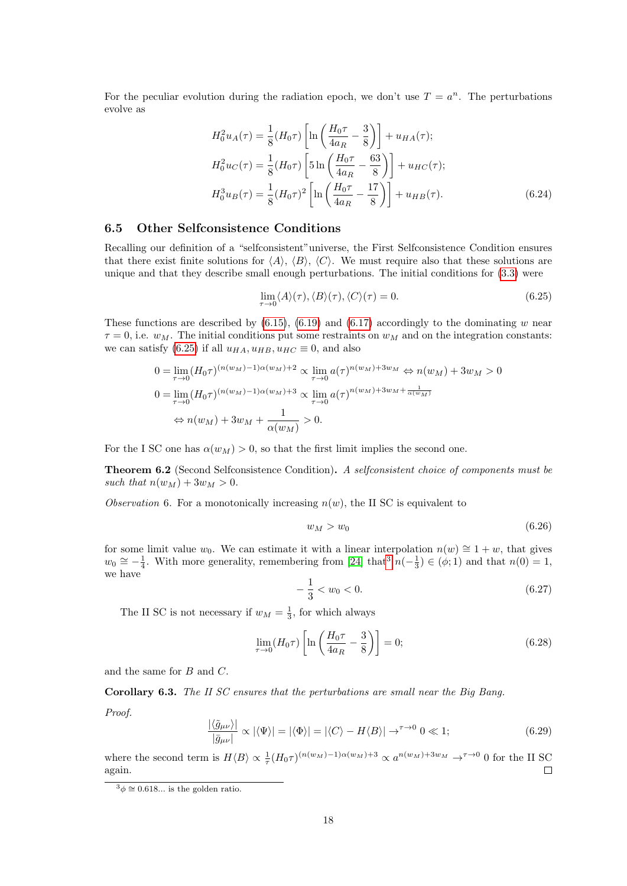For the peculiar evolution during the radiation epoch, we don't use $T = a^n$. The perturbations evolve as

$$
\begin{aligned}
H_0^2 u_A(\tau) &= \frac{1}{8}(H_0\tau)\left[\ln\left(\frac{H_0\tau}{4a_R} - \frac{3}{8}\right)\right] + u_{HA}(\tau);\\
H_0^2 u_C(\tau) &= \frac{1}{8}(H_0\tau)\left[5\ln\left(\frac{H_0\tau}{4a_R} - \frac{63}{8}\right)\right] + u_{HC}(\tau);\\
H_0^3 u_B(\tau) &= \frac{1}{8}(H_0\tau)^2\left[\ln\left(\frac{H_0\tau}{4a_R} - \frac{17}{8}\right)\right] + u_{HB}(\tau).
\end{aligned}
\tag{6.24}
$$

### 6.5 Other Selfconsistence Conditions

Recalling our definition of a "selfconsistent"universe, the First Selfconsistence Condition ensures that there exist finite solutions for $\langle A\rangle$, $\langle B\rangle$, $\langle C\rangle$. We must require also that these solutions are unique and that they describe small enough perturbations. The initial conditions for (3.3) were

$$
\lim_{\tau\to 0}\langle A\rangle(\tau), \langle B\rangle(\tau), \langle C\rangle(\tau) = 0. \tag{6.25}
$$

These functions are described by (6.15), (6.19) and (6.17) accordingly to the dominating $w$ near $\tau = 0$, i.e. $w_M$. The initial conditions put some restraints on $w_M$ and on the integration constants: we can satisfy (6.25) if all $u_{HA}, u_{HB}, u_{HC} \equiv 0$, and also

$$
\begin{aligned}
0 = \lim_{\tau\to 0}(H_0\tau)^{(n(w_M)-1)\alpha(w_M)+2} &\propto \lim_{\tau\to 0} a(\tau)^{n(w_M)+3w_M} \Leftrightarrow n(w_M)+3w_M > 0\\
0 = \lim_{\tau\to 0}(H_0\tau)^{(n(w_M)-1)\alpha(w_M)+3} &\propto \lim_{\tau\to 0} a(\tau)^{n(w_M)+3w_M+\frac{1}{\alpha(w_M)}}\\
&\Leftrightarrow n(w_M)+3w_M+\frac{1}{\alpha(w_M)} > 0.
\end{aligned}
$$

For the I SC one has $\alpha(w_M) > 0$, so that the first limit implies the second one.

**Theorem 6.2** (Second Selfconsistence Condition)**.** *A selfconsistent choice of components must be such that* $n(w_M) + 3w_M > 0$.

*Observation* 6. For a monotonically increasing $n(w)$, the II SC is equivalent to

$$
w_M > w_0 \tag{6.26}
$$

for some limit value $w_0$. We can estimate it with a linear interpolation $n(w) \cong 1 + w$, that gives $w_0 \cong -\frac{1}{4}$. With more generality, remembering from [24] that[3] $n(-\frac{1}{3}) \in (\phi; 1)$ and that $n(0) = 1$, we have

$$
-\frac{1}{3} < w_0 < 0. \tag{6.27}
$$

The II SC is not necessary if $w_M = \frac{1}{3}$, for which always

$$
\lim_{\tau\to 0}(H_0\tau)\left[\ln\left(\frac{H_0\tau}{4a_R} - \frac{3}{8}\right)\right] = 0; \tag{6.28}
$$

and the same for $B$ and $C$.

**Corollary 6.3.** *The II SC ensures that the perturbations are small near the Big Bang.*

*Proof.*

$$
\frac{|\langle\tilde{g}_{\mu\nu}\rangle|}{|\bar{g}_{\mu\nu}|} \propto |\langle\Psi\rangle| = |\langle\Phi\rangle| = |\langle C\rangle - H\langle B\rangle| \to^{\tau\to 0} 0 \ll 1; \tag{6.29}
$$

where the second term is $H\langle B\rangle \propto \frac{1}{\tau}(H_0\tau)^{(n(w_M)-1)\alpha(w_M)+3} \propto a^{n(w_M)+3w_M} \to^{\tau\to 0} 0$ for the II SC again. ☐

[3] $\phi \cong 0.618...$ is the golden ratio.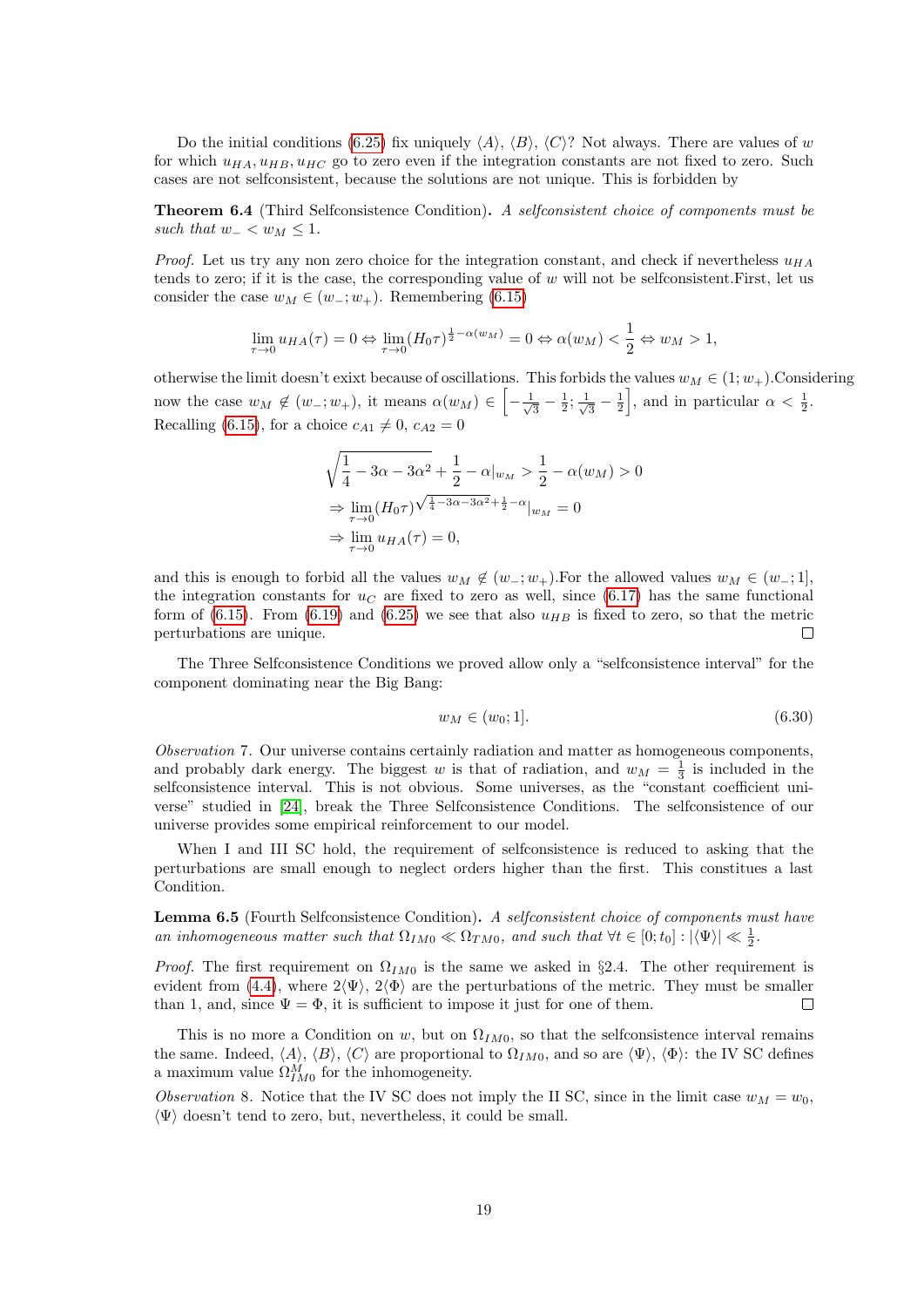Do the initial conditions (6.25) fix uniquely $\langle A\rangle$, $\langle B\rangle$, $\langle C\rangle$? Not always. There are values of $w$ for which $u_{HA}, u_{HB}, u_{HC}$ go to zero even if the integration constants are not fixed to zero. Such cases are not selfconsistent, because the solutions are not unique. This is forbidden by

**Theorem 6.4** (Third Selfconsistence Condition)**.** *A selfconsistent choice of components must be such that* $w_- < w_M \leq 1$.

*Proof.* Let us try any non zero choice for the integration constant, and check if nevertheless $u_{HA}$ tends to zero; if it is the case, the corresponding value of $w$ will not be selfconsistent.First, let us consider the case $w_M \in (w_-; w_+)$. Remembering (6.15)

$$\lim_{\tau\to 0} u_{HA}(\tau) = 0 \Leftrightarrow \lim_{\tau\to 0} (H_0\tau)^{\frac{1}{2}-\alpha(w_M)} = 0 \Leftrightarrow \alpha(w_M) < \frac{1}{2} \Leftrightarrow w_M > 1,$$

otherwise the limit doesn't exixt because of oscillations. This forbids the values $w_M \in (1; w_+)$.Considering now the case $w_M \notin (w_-; w_+)$, it means $\alpha(w_M) \in \left[-\frac{1}{\sqrt{3}} - \frac{1}{2}; \frac{1}{\sqrt{3}} - \frac{1}{2}\right]$, and in particular $\alpha < \frac{1}{2}$. Recalling (6.15), for a choice $c_{A1} \neq 0$, $c_{A2} = 0$

$$\begin{aligned}
&\sqrt{\frac{1}{4} - 3\alpha - 3\alpha^2} + \frac{1}{2} - \alpha|_{w_M} > \frac{1}{2} - \alpha(w_M) > 0 \\
&\Rightarrow \lim_{\tau\to 0} (H_0\tau)^{\sqrt{\frac{1}{4}-3\alpha-3\alpha^2}+\frac{1}{2}-\alpha}|_{w_M} = 0 \\
&\Rightarrow \lim_{\tau\to 0} u_{HA}(\tau) = 0,
\end{aligned}$$

and this is enough to forbid all the values $w_M \notin (w_-; w_+)$.For the allowed values $w_M \in (w_-; 1]$, the integration constants for $u_C$ are fixed to zero as well, since (6.17) has the same functional form of (6.15). From (6.19) and (6.25) we see that also $u_{HB}$ is fixed to zero, so that the metric perturbations are unique. □

The Three Selfconsistence Conditions we proved allow only a "selfconsistence interval" for the component dominating near the Big Bang:

$$w_M \in (w_0; 1]. \tag{6.30}$$

*Observation* 7. Our universe contains certainly radiation and matter as homogeneous components, and probably dark energy. The biggest $w$ is that of radiation, and $w_M = \frac{1}{3}$ is included in the selfconsistence interval. This is not obvious. Some universes, as the "constant coefficient universe" studied in [24], break the Three Selfconsistence Conditions. The selfconsistence of our universe provides some empirical reinforcement to our model.

When I and III SC hold, the requirement of selfconsistence is reduced to asking that the perturbations are small enough to neglect orders higher than the first. This constitues a last Condition.

**Lemma 6.5** (Fourth Selfconsistence Condition)**.** *A selfconsistent choice of components must have an inhomogeneous matter such that* $\Omega_{IM0} \ll \Omega_{TM0}$*, and such that* $\forall t \in [0; t_0] : |\langle\Psi\rangle| \ll \frac{1}{2}$.

*Proof.* The first requirement on $\Omega_{IM0}$ is the same we asked in §2.4. The other requirement is evident from (4.4), where $2\langle\Psi\rangle$, $2\langle\Phi\rangle$ are the perturbations of the metric. They must be smaller than 1, and, since $\Psi = \Phi$, it is sufficient to impose it just for one of them. □

This is no more a Condition on $w$, but on $\Omega_{IM0}$, so that the selfconsistence interval remains the same. Indeed, $\langle A\rangle$, $\langle B\rangle$, $\langle C\rangle$ are proportional to $\Omega_{IM0}$, and so are $\langle\Psi\rangle$, $\langle\Phi\rangle$: the IV SC defines a maximum value $\Omega^M_{IM0}$ for the inhomogeneity.

*Observation* 8. Notice that the IV SC does not imply the II SC, since in the limit case $w_M = w_0$, $\langle\Psi\rangle$ doesn't tend to zero, but, nevertheless, it could be small.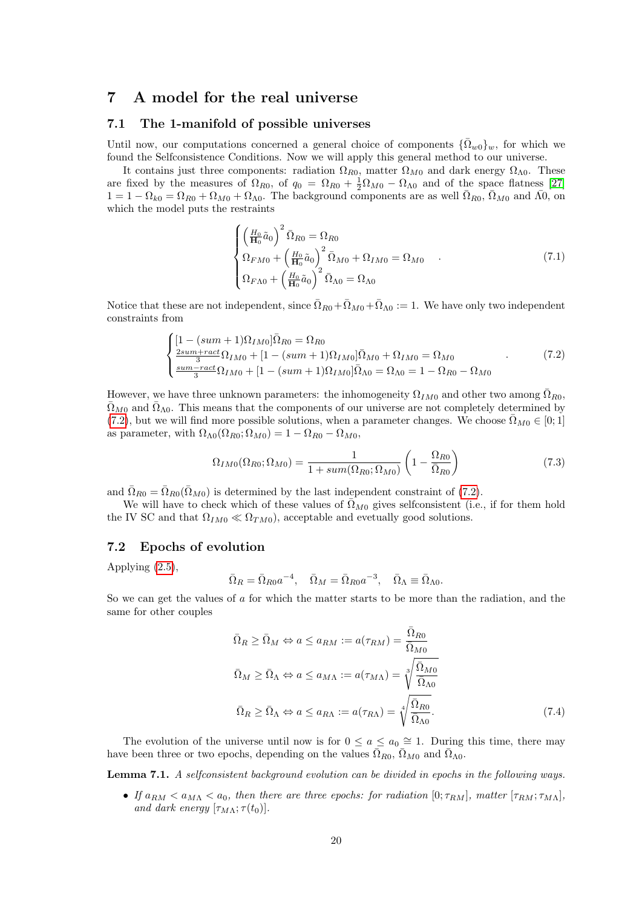# 7 A model for the real universe

## 7.1 The 1-manifold of possible universes

Until now, our computations concerned a general choice of components $\{\bar{\Omega}_{w0}\}_w$, for which we found the Selfconsistence Conditions. Now we will apply this general method to our universe.

It contains just three components: radiation $\Omega_{R0}$, matter $\Omega_{M0}$ and dark energy $\Omega_{\Lambda 0}$. These are fixed by the measures of $\Omega_{R0}$, of $q_0 = \Omega_{R0} + \frac{1}{2}\Omega_{M0} - \Omega_{\Lambda 0}$ and of the space flatness [27] $1 = 1 - \Omega_{k0} = \Omega_{R0} + \Omega_{M0} + \Omega_{\Lambda 0}$. The background components are as well $\bar{\Omega}_{R0}$, $\bar{\Omega}_{M0}$ and $\bar{\Lambda}0$, on which the model puts the restraints

$$
\begin{cases}
\left(\frac{H_0}{\mathbf{H}_0}\tilde{a}_0\right)^2 \bar{\Omega}_{R0} = \Omega_{R0} \\
\Omega_{FM0} + \left(\frac{H_0}{\mathbf{H}_0}\tilde{a}_0\right)^2 \bar{\Omega}_{M0} + \Omega_{IM0} = \Omega_{M0} \\
\Omega_{F\Lambda 0} + \left(\frac{H_0}{\mathbf{H}_0}\tilde{a}_0\right)^2 \bar{\Omega}_{\Lambda 0} = \Omega_{\Lambda 0}
\end{cases}
. \tag{7.1}
$$

Notice that these are not independent, since $\bar{\Omega}_{R0} + \bar{\Omega}_{M0} + \bar{\Omega}_{\Lambda 0} := 1$. We have only two independent constraints from

$$
\begin{cases}
[1 - (sum+1)\Omega_{IM0}]\bar{\Omega}_{R0} = \Omega_{R0} \\
\frac{2sum+ract}{3}\Omega_{IM0} + [1 - (sum+1)\Omega_{IM0}]\bar{\Omega}_{M0} + \Omega_{IM0} = \Omega_{M0} \\
\frac{sum-ract}{3}\Omega_{IM0} + [1 - (sum+1)\Omega_{IM0}]\bar{\Omega}_{\Lambda 0} = \Omega_{\Lambda 0} = 1 - \Omega_{R0} - \Omega_{M0}
\end{cases}
. \tag{7.2}
$$

However, we have three unknown parameters: the inhomogeneity $\Omega_{IM0}$ and other two among $\bar{\Omega}_{R0}$, $\bar{\Omega}_{M0}$ and $\bar{\Omega}_{\Lambda 0}$. This means that the components of our universe are not completely determined by (7.2), but we will find more possible solutions, when a parameter changes. We choose $\bar{\Omega}_{M0} \in [0;1]$ as parameter, with $\Omega_{\Lambda 0}(\Omega_{R0};\Omega_{M0}) = 1 - \Omega_{R0} - \Omega_{M0}$,

$$
\Omega_{IM0}(\Omega_{R0};\Omega_{M0}) = \frac{1}{1 + sum(\Omega_{R0};\Omega_{M0})}\left(1 - \frac{\Omega_{R0}}{\bar{\Omega}_{R0}}\right) \tag{7.3}
$$

and $\bar{\Omega}_{R0} = \bar{\Omega}_{R0}(\bar{\Omega}_{M0})$ is determined by the last independent constraint of (7.2).

We will have to check which of these values of $\bar{\Omega}_{M0}$ gives selfconsistent (i.e., if for them hold the IV SC and that $\Omega_{IM0} \ll \Omega_{TM0}$), acceptable and evetually good solutions.

## 7.2 Epochs of evolution

Applying (2.5),

$$
\bar{\Omega}_R = \bar{\Omega}_{R0}a^{-4}, \quad \bar{\Omega}_M = \bar{\Omega}_{R0}a^{-3}, \quad \bar{\Omega}_\Lambda \equiv \bar{\Omega}_{\Lambda 0}.
$$

So we can get the values of $a$ for which the matter starts to be more than the radiation, and the same for other couples

$$
\begin{aligned}
\bar{\Omega}_R \geq \bar{\Omega}_M &\Leftrightarrow a \leq a_{RM} := a(\tau_{RM}) = \frac{\bar{\Omega}_{R0}}{\bar{\Omega}_{M0}} \\
\bar{\Omega}_M \geq \bar{\Omega}_\Lambda &\Leftrightarrow a \leq a_{M\Lambda} := a(\tau_{M\Lambda}) = \sqrt[3]{\frac{\bar{\Omega}_{M0}}{\bar{\Omega}_{\Lambda 0}}} \\
\bar{\Omega}_R \geq \bar{\Omega}_\Lambda &\Leftrightarrow a \leq a_{R\Lambda} := a(\tau_{R\Lambda}) = \sqrt[4]{\frac{\bar{\Omega}_{R0}}{\bar{\Omega}_{\Lambda 0}}}.
\end{aligned} \tag{7.4}
$$

The evolution of the universe until now is for $0 \leq a \leq a_0 \cong 1$. During this time, there may have been three or two epochs, depending on the values $\bar{\Omega}_{R0}$, $\bar{\Omega}_{M0}$ and $\bar{\Omega}_{\Lambda 0}$.

**Lemma 7.1.** *A selfconsistent background evolution can be divided in epochs in the following ways.*

- *If $a_{RM} < a_{M\Lambda} < a_0$, then there are three epochs: for radiation $[0;\tau_{RM}]$, matter $[\tau_{RM};\tau_{M\Lambda}]$, and dark energy $[\tau_{M\Lambda};\tau(t_0)]$.*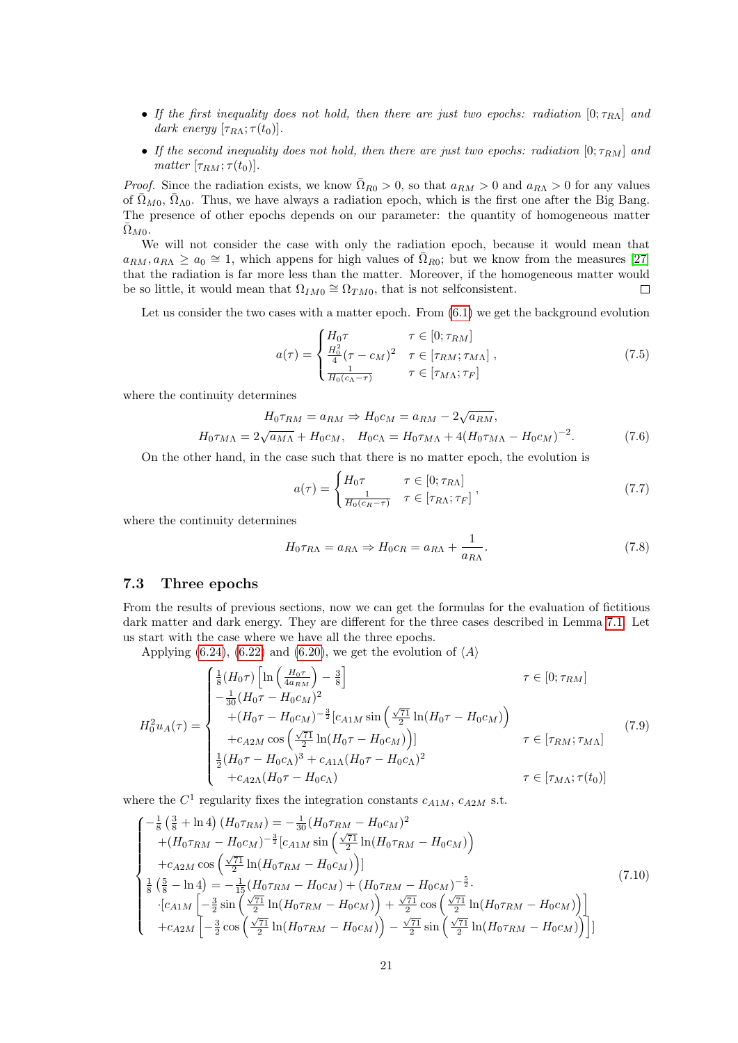- *If the first inequality does not hold, then there are just two epochs: radiation* $[0;\tau_{R\Lambda}]$ *and dark energy* $[\tau_{R\Lambda};\tau(t_0)]$.
- *If the second inequality does not hold, then there are just two epochs: radiation* $[0;\tau_{RM}]$ *and matter* $[\tau_{RM};\tau(t_0)]$.

*Proof.* Since the radiation exists, we know $\bar{\Omega}_{R0} > 0$, so that $a_{RM} > 0$ and $a_{R\Lambda} > 0$ for any values of $\bar{\Omega}_{M0}$, $\bar{\Omega}_{\Lambda 0}$. Thus, we have always a radiation epoch, which is the first one after the Big Bang. The presence of other epochs depends on our parameter: the quantity of homogeneous matter $\bar{\Omega}_{M0}$.

We will not consider the case with only the radiation epoch, because it would mean that $a_{RM}, a_{R\Lambda} \geq a_0 \cong 1$, which appens for high values of $\bar{\Omega}_{R0}$; but we know from the measures [27] that the radiation is far more less than the matter. Moreover, if the homogeneous matter would be so little, it would mean that $\Omega_{IM0} \cong \Omega_{TM0}$, that is not selfconsistent. □

Let us consider the two cases with a matter epoch. From (6.1) we get the background evolution

$$a(\tau) = \begin{cases} H_0\tau & \tau \in [0;\tau_{RM}] \\ \frac{H_0^2}{4}(\tau - c_M)^2 & \tau \in [\tau_{RM};\tau_{M\Lambda}] \\ \frac{1}{H_0(c_\Lambda - \tau)} & \tau \in [\tau_{M\Lambda};\tau_F] \end{cases}, \tag{7.5}$$

where the continuity determines

$$H_0\tau_{RM} = a_{RM} \Rightarrow H_0 c_M = a_{RM} - 2\sqrt{a_{RM}},$$
$$H_0\tau_{M\Lambda} = 2\sqrt{a_{M\Lambda}} + H_0 c_M, \quad H_0 c_\Lambda = H_0\tau_{M\Lambda} + 4(H_0\tau_{M\Lambda} - H_0 c_M)^{-2}. \tag{7.6}$$

On the other hand, in the case such that there is no matter epoch, the evolution is

$$a(\tau) = \begin{cases} H_0\tau & \tau \in [0;\tau_{R\Lambda}] \\ \frac{1}{H_0(c_R - \tau)} & \tau \in [\tau_{R\Lambda};\tau_F] \end{cases}, \tag{7.7}$$

where the continuity determines

$$H_0\tau_{R\Lambda} = a_{R\Lambda} \Rightarrow H_0 c_R = a_{R\Lambda} + \frac{1}{a_{R\Lambda}}. \tag{7.8}$$

### 7.3 Three epochs

From the results of previous sections, now we can get the formulas for the evaluation of fictitious dark matter and dark energy. They are different for the three cases described in Lemma 7.1. Let us start with the case where we have all the three epochs.

Applying (6.24), (6.22) and (6.20), we get the evolution of $\langle A \rangle$

$$H_0^2 u_A(\tau) = \begin{cases} \frac{1}{8}(H_0\tau)\left[\ln\left(\frac{H_0\tau}{4a_{RM}}\right) - \frac{3}{8}\right] & \tau \in [0;\tau_{RM}] \\ -\frac{1}{30}(H_0\tau - H_0c_M)^2 & \\ \quad +(H_0\tau - H_0c_M)^{-\frac{3}{2}}[c_{A1M}\sin\left(\frac{\sqrt{71}}{2}\ln(H_0\tau - H_0c_M)\right) & \\ \quad +c_{A2M}\cos\left(\frac{\sqrt{71}}{2}\ln(H_0\tau - H_0c_M)\right)] & \tau \in [\tau_{RM};\tau_{M\Lambda}] \\ \frac{1}{2}(H_0\tau - H_0c_\Lambda)^3 + c_{A1\Lambda}(H_0\tau - H_0c_\Lambda)^2 & \\ \quad +c_{A2\Lambda}(H_0\tau - H_0c_\Lambda) & \tau \in [\tau_{M\Lambda};\tau(t_0)] \end{cases} \tag{7.9}$$

where the $C^1$ regularity fixes the integration constants $c_{A1M}$, $c_{A2M}$ s.t.

$$\begin{cases} -\frac{1}{8}\left(\frac{3}{8} + \ln 4\right)(H_0\tau_{RM}) = -\frac{1}{30}(H_0\tau_{RM} - H_0c_M)^2 \\ \quad +(H_0\tau_{RM} - H_0c_M)^{-\frac{3}{2}}[c_{A1M}\sin\left(\frac{\sqrt{71}}{2}\ln(H_0\tau_{RM} - H_0c_M)\right) \\ \quad +c_{A2M}\cos\left(\frac{\sqrt{71}}{2}\ln(H_0\tau_{RM} - H_0c_M)\right)] \\ \frac{1}{8}\left(\frac{5}{8} - \ln 4\right) = -\frac{1}{15}(H_0\tau_{RM} - H_0c_M) + (H_0\tau_{RM} - H_0c_M)^{-\frac{5}{2}} \cdot \\ \quad \cdot[c_{A1M}\left[-\frac{3}{2}\sin\left(\frac{\sqrt{71}}{2}\ln(H_0\tau_{RM} - H_0c_M)\right) + \frac{\sqrt{71}}{2}\cos\left(\frac{\sqrt{71}}{2}\ln(H_0\tau_{RM} - H_0c_M)\right)\right] \\ \quad +c_{A2M}\left[-\frac{3}{2}\cos\left(\frac{\sqrt{71}}{2}\ln(H_0\tau_{RM} - H_0c_M)\right) - \frac{\sqrt{71}}{2}\sin\left(\frac{\sqrt{71}}{2}\ln(H_0\tau_{RM} - H_0c_M)\right)\right]] \end{cases} \tag{7.10}$$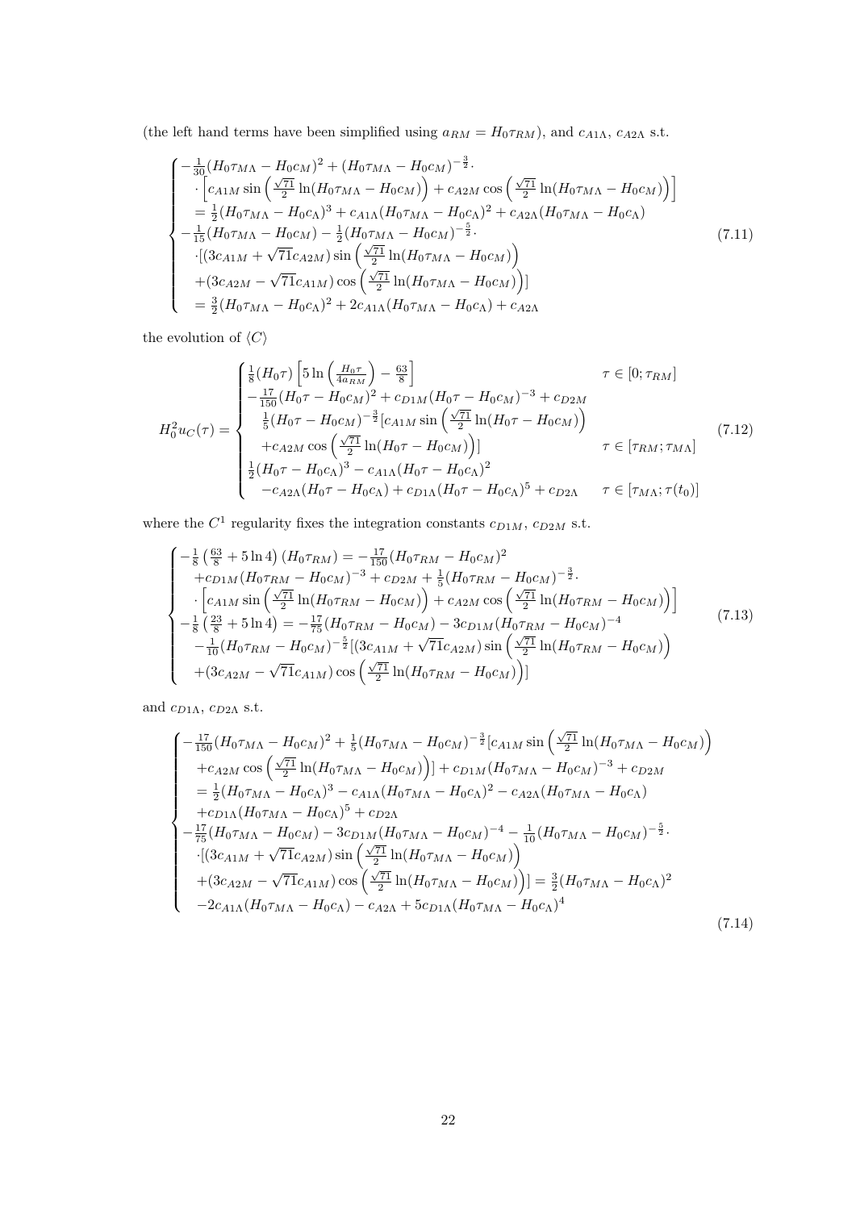(the left hand terms have been simplified using $a_{RM} = H_0\tau_{RM}$), and $c_{A1\Lambda}$, $c_{A2\Lambda}$ s.t.

$$
\begin{cases}
-\frac{1}{30}(H_0\tau_{M\Lambda} - H_0c_M)^2 + (H_0\tau_{M\Lambda} - H_0c_M)^{-\frac{3}{2}} \cdot \\
\quad \cdot \left[ c_{A1M} \sin\left(\frac{\sqrt{71}}{2}\ln(H_0\tau_{M\Lambda} - H_0c_M)\right) + c_{A2M}\cos\left(\frac{\sqrt{71}}{2}\ln(H_0\tau_{M\Lambda} - H_0c_M)\right)\right] \\
\quad = \frac{1}{2}(H_0\tau_{M\Lambda} - H_0c_\Lambda)^3 + c_{A1\Lambda}(H_0\tau_{M\Lambda} - H_0c_\Lambda)^2 + c_{A2\Lambda}(H_0\tau_{M\Lambda} - H_0c_\Lambda) \\
-\frac{1}{15}(H_0\tau_{M\Lambda} - H_0c_M) - \frac{1}{2}(H_0\tau_{M\Lambda} - H_0c_M)^{-\frac{5}{2}} \cdot \\
\quad \cdot [(3c_{A1M} + \sqrt{71}c_{A2M})\sin\left(\frac{\sqrt{71}}{2}\ln(H_0\tau_{M\Lambda} - H_0c_M)\right) \\
\quad + (3c_{A2M} - \sqrt{71}c_{A1M})\cos\left(\frac{\sqrt{71}}{2}\ln(H_0\tau_{M\Lambda} - H_0c_M)\right)] \\
\quad = \frac{3}{2}(H_0\tau_{M\Lambda} - H_0c_\Lambda)^2 + 2c_{A1\Lambda}(H_0\tau_{M\Lambda} - H_0c_\Lambda) + c_{A2\Lambda}
\end{cases}
\tag{7.11}
$$

the evolution of $\langle C \rangle$

$$
H_0^2 u_C(\tau) = \begin{cases}
\frac{1}{8}(H_0\tau)\left[5\ln\left(\frac{H_0\tau}{4a_{RM}}\right) - \frac{63}{8}\right] & \tau \in [0;\tau_{RM}] \\
-\frac{17}{150}(H_0\tau - H_0c_M)^2 + c_{D1M}(H_0\tau - H_0c_M)^{-3} + c_{D2M} & \\
\quad \frac{1}{5}(H_0\tau - H_0c_M)^{-\frac{3}{2}}[c_{A1M}\sin\left(\frac{\sqrt{71}}{2}\ln(H_0\tau - H_0c_M)\right) & \\
\quad + c_{A2M}\cos\left(\frac{\sqrt{71}}{2}\ln(H_0\tau - H_0c_M)\right)] & \tau \in [\tau_{RM};\tau_{M\Lambda}] \\
\frac{1}{2}(H_0\tau - H_0c_\Lambda)^3 - c_{A1\Lambda}(H_0\tau - H_0c_\Lambda)^2 & \\
\quad - c_{A2\Lambda}(H_0\tau - H_0c_\Lambda) + c_{D1\Lambda}(H_0\tau - H_0c_\Lambda)^5 + c_{D2\Lambda} & \tau \in [\tau_{M\Lambda};\tau(t_0)]
\end{cases}
\tag{7.12}
$$

where the $C^1$ regularity fixes the integration constants $c_{D1M}$, $c_{D2M}$ s.t.

$$
\begin{cases}
-\frac{1}{8}\left(\frac{63}{8} + 5\ln 4\right)(H_0\tau_{RM}) = -\frac{17}{150}(H_0\tau_{RM} - H_0c_M)^2 \\
\quad + c_{D1M}(H_0\tau_{RM} - H_0c_M)^{-3} + c_{D2M} + \frac{1}{5}(H_0\tau_{RM} - H_0c_M)^{-\frac{3}{2}} \cdot \\
\quad \cdot \left[c_{A1M}\sin\left(\frac{\sqrt{71}}{2}\ln(H_0\tau_{RM} - H_0c_M)\right) + c_{A2M}\cos\left(\frac{\sqrt{71}}{2}\ln(H_0\tau_{RM} - H_0c_M)\right)\right] \\
-\frac{1}{8}\left(\frac{23}{8} + 5\ln 4\right) = -\frac{17}{75}(H_0\tau_{RM} - H_0c_M) - 3c_{D1M}(H_0\tau_{RM} - H_0c_M)^{-4} \\
\quad - \frac{1}{10}(H_0\tau_{RM} - H_0c_M)^{-\frac{5}{2}}[(3c_{A1M} + \sqrt{71}c_{A2M})\sin\left(\frac{\sqrt{71}}{2}\ln(H_0\tau_{RM} - H_0c_M)\right) \\
\quad + (3c_{A2M} - \sqrt{71}c_{A1M})\cos\left(\frac{\sqrt{71}}{2}\ln(H_0\tau_{RM} - H_0c_M)\right)]
\end{cases}
\tag{7.13}
$$

and $c_{D1\Lambda}$, $c_{D2\Lambda}$ s.t.

$$
\begin{cases}
-\frac{17}{150}(H_0\tau_{M\Lambda} - H_0c_M)^2 + \frac{1}{5}(H_0\tau_{M\Lambda} - H_0c_M)^{-\frac{3}{2}}[c_{A1M}\sin\left(\frac{\sqrt{71}}{2}\ln(H_0\tau_{M\Lambda} - H_0c_M)\right) \\
\quad + c_{A2M}\cos\left(\frac{\sqrt{71}}{2}\ln(H_0\tau_{M\Lambda} - H_0c_M)\right)] + c_{D1M}(H_0\tau_{M\Lambda} - H_0c_M)^{-3} + c_{D2M} \\
\quad = \frac{1}{2}(H_0\tau_{M\Lambda} - H_0c_\Lambda)^3 - c_{A1\Lambda}(H_0\tau_{M\Lambda} - H_0c_\Lambda)^2 - c_{A2\Lambda}(H_0\tau_{M\Lambda} - H_0c_\Lambda) \\
\quad + c_{D1\Lambda}(H_0\tau_{M\Lambda} - H_0c_\Lambda)^5 + c_{D2\Lambda} \\
-\frac{17}{75}(H_0\tau_{M\Lambda} - H_0c_M) - 3c_{D1M}(H_0\tau_{M\Lambda} - H_0c_M)^{-4} - \frac{1}{10}(H_0\tau_{M\Lambda} - H_0c_M)^{-\frac{5}{2}} \cdot \\
\quad \cdot [(3c_{A1M} + \sqrt{71}c_{A2M})\sin\left(\frac{\sqrt{71}}{2}\ln(H_0\tau_{M\Lambda} - H_0c_M)\right) \\
\quad + (3c_{A2M} - \sqrt{71}c_{A1M})\cos\left(\frac{\sqrt{71}}{2}\ln(H_0\tau_{M\Lambda} - H_0c_M)\right)] = \frac{3}{2}(H_0\tau_{M\Lambda} - H_0c_\Lambda)^2 \\
\quad - 2c_{A1\Lambda}(H_0\tau_{M\Lambda} - H_0c_\Lambda) - c_{A2\Lambda} + 5c_{D1\Lambda}(H_0\tau_{M\Lambda} - H_0c_\Lambda)^4
\end{cases}
\tag{7.14}
$$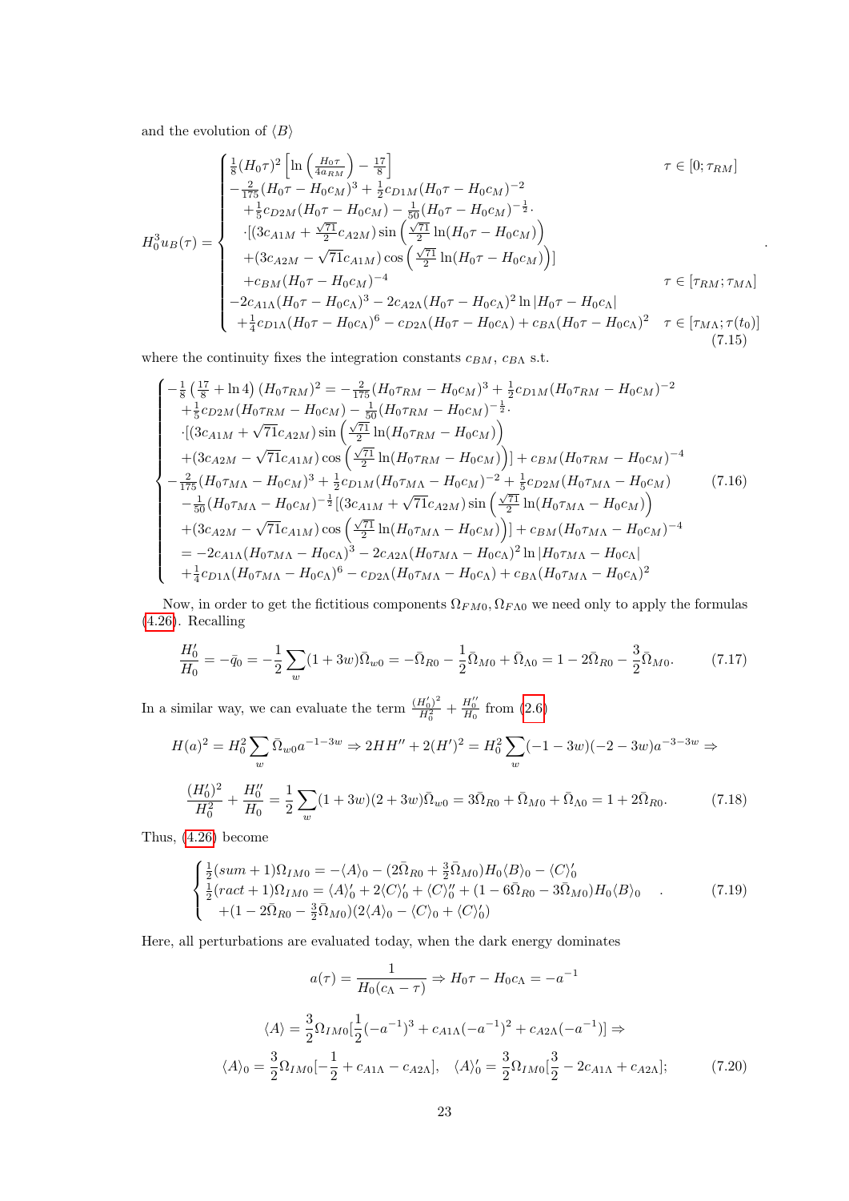and the evolution of $\langle B\rangle$

$$
H_0^3 u_B(\tau) = \begin{cases} \frac{1}{8}(H_0\tau)^2\left[\ln\left(\frac{H_0\tau}{4a_{RM}}\right) - \frac{17}{8}\right] & \tau\in[0;\tau_{RM}] \\ -\frac{2}{175}(H_0\tau - H_0c_M)^3 + \frac{1}{2}c_{D1M}(H_0\tau - H_0c_M)^{-2} & \\ \quad +\frac{1}{5}c_{D2M}(H_0\tau - H_0c_M) - \frac{1}{50}(H_0\tau - H_0c_M)^{-\frac{1}{2}}\cdot & \\ \quad \cdot[(3c_{A1M} + \frac{\sqrt{71}}{2}c_{A2M})\sin\left(\frac{\sqrt{71}}{2}\ln(H_0\tau - H_0c_M)\right) & \\ \quad +(3c_{A2M} - \sqrt{71}c_{A1M})\cos\left(\frac{\sqrt{71}}{2}\ln(H_0\tau - H_0c_M)\right)] & \\ \quad +c_{BM}(H_0\tau - H_0c_M)^{-4} & \tau\in[\tau_{RM};\tau_{M\Lambda}] \\ -2c_{A1\Lambda}(H_0\tau - H_0c_\Lambda)^3 - 2c_{A2\Lambda}(H_0\tau - H_0c_\Lambda)^2\ln|H_0\tau - H_0c_\Lambda| & \\ \quad +\frac{1}{4}c_{D1\Lambda}(H_0\tau - H_0c_\Lambda)^6 - c_{D2\Lambda}(H_0\tau - H_0c_\Lambda) + c_{B\Lambda}(H_0\tau - H_0c_\Lambda)^2 & \tau\in[\tau_{M\Lambda};\tau(t_0)] \end{cases} . \tag{7.15}
$$

where the continuity fixes the integration constants $c_{BM}$, $c_{B\Lambda}$ s.t.

$$
\begin{cases} -\frac{1}{8}\left(\frac{17}{8} + \ln 4\right)(H_0\tau_{RM})^2 = -\frac{2}{175}(H_0\tau_{RM} - H_0c_M)^3 + \frac{1}{2}c_{D1M}(H_0\tau_{RM} - H_0c_M)^{-2} \\ \quad +\frac{1}{5}c_{D2M}(H_0\tau_{RM} - H_0c_M) - \frac{1}{50}(H_0\tau_{RM} - H_0c_M)^{-\frac{1}{2}}\cdot \\ \quad \cdot[(3c_{A1M} + \sqrt{71}c_{A2M})\sin\left(\frac{\sqrt{71}}{2}\ln(H_0\tau_{RM} - H_0c_M)\right) \\ \quad +(3c_{A2M} - \sqrt{71}c_{A1M})\cos\left(\frac{\sqrt{71}}{2}\ln(H_0\tau_{RM} - H_0c_M)\right)] + c_{BM}(H_0\tau_{RM} - H_0c_M)^{-4} \\ -\frac{2}{175}(H_0\tau_{M\Lambda} - H_0c_M)^3 + \frac{1}{2}c_{D1M}(H_0\tau_{M\Lambda} - H_0c_M)^{-2} + \frac{1}{5}c_{D2M}(H_0\tau_{M\Lambda} - H_0c_M) \\ \quad -\frac{1}{50}(H_0\tau_{M\Lambda} - H_0c_M)^{-\frac{1}{2}}[(3c_{A1M} + \sqrt{71}c_{A2M})\sin\left(\frac{\sqrt{71}}{2}\ln(H_0\tau_{M\Lambda} - H_0c_M)\right) \\ \quad +(3c_{A2M} - \sqrt{71}c_{A1M})\cos\left(\frac{\sqrt{71}}{2}\ln(H_0\tau_{M\Lambda} - H_0c_M)\right)] + c_{BM}(H_0\tau_{M\Lambda} - H_0c_M)^{-4} \\ \quad = -2c_{A1\Lambda}(H_0\tau_{M\Lambda} - H_0c_\Lambda)^3 - 2c_{A2\Lambda}(H_0\tau_{M\Lambda} - H_0c_\Lambda)^2\ln|H_0\tau_{M\Lambda} - H_0c_\Lambda| \\ \quad +\frac{1}{4}c_{D1\Lambda}(H_0\tau_{M\Lambda} - H_0c_\Lambda)^6 - c_{D2\Lambda}(H_0\tau_{M\Lambda} - H_0c_\Lambda) + c_{B\Lambda}(H_0\tau_{M\Lambda} - H_0c_\Lambda)^2 \end{cases} \tag{7.16}
$$

Now, in order to get the fictitious components $\Omega_{FM0}, \Omega_{F\Lambda0}$ we need only to apply the formulas (4.26). Recalling

$$
\frac{H_0'}{H_0} = -\bar{q}_0 = -\frac{1}{2}\sum_w (1+3w)\bar{\Omega}_{w0} = -\bar{\Omega}_{R0} - \frac{1}{2}\bar{\Omega}_{M0} + \bar{\Omega}_{\Lambda0} = 1 - 2\bar{\Omega}_{R0} - \frac{3}{2}\bar{\Omega}_{M0}. \tag{7.17}
$$

In a similar way, we can evaluate the term $\frac{(H_0')^2}{H_0^2} + \frac{H_0''}{H_0}$ from (2.6)

$$
H(a)^2 = H_0^2\sum_w \bar{\Omega}_{w0}a^{-1-3w} \Rightarrow 2HH'' + 2(H')^2 = H_0^2\sum_w(-1-3w)(-2-3w)a^{-3-3w} \Rightarrow
$$

$$
\frac{(H_0')^2}{H_0^2} + \frac{H_0''}{H_0} = \frac{1}{2}\sum_w(1+3w)(2+3w)\bar{\Omega}_{w0} = 3\bar{\Omega}_{R0} + \bar{\Omega}_{M0} + \bar{\Omega}_{\Lambda0} = 1 + 2\bar{\Omega}_{R0}. \tag{7.18}
$$

Thus, (4.26) become

$$
\begin{cases} \frac{1}{2}(sum+1)\Omega_{IM0} = -\langle A\rangle_0 - (2\bar{\Omega}_{R0} + \frac{3}{2}\bar{\Omega}_{M0})H_0\langle B\rangle_0 - \langle C\rangle_0' \\ \frac{1}{2}(ract+1)\Omega_{IM0} = \langle A\rangle_0' + 2\langle C\rangle_0' + \langle C\rangle_0'' + (1 - 6\bar{\Omega}_{R0} - 3\bar{\Omega}_{M0})H_0\langle B\rangle_0 \\ \quad +(1 - 2\bar{\Omega}_{R0} - \frac{3}{2}\bar{\Omega}_{M0})(2\langle A\rangle_0 - \langle C\rangle_0 + \langle C\rangle_0') \end{cases} . \tag{7.19}
$$

Here, all perturbations are evaluated today, when the dark energy dominates

$$
a(\tau) = \frac{1}{H_0(c_\Lambda - \tau)} \Rightarrow H_0\tau - H_0c_\Lambda = -a^{-1}
$$

$$
\langle A\rangle = \frac{3}{2}\Omega_{IM0}[\frac{1}{2}(-a^{-1})^3 + c_{A1\Lambda}(-a^{-1})^2 + c_{A2\Lambda}(-a^{-1})] \Rightarrow
$$

$$
\langle A\rangle_0 = \frac{3}{2}\Omega_{IM0}[-\frac{1}{2} + c_{A1\Lambda} - c_{A2\Lambda}], \quad \langle A\rangle_0' = \frac{3}{2}\Omega_{IM0}[\frac{3}{2} - 2c_{A1\Lambda} + c_{A2\Lambda}]; \tag{7.20}
$$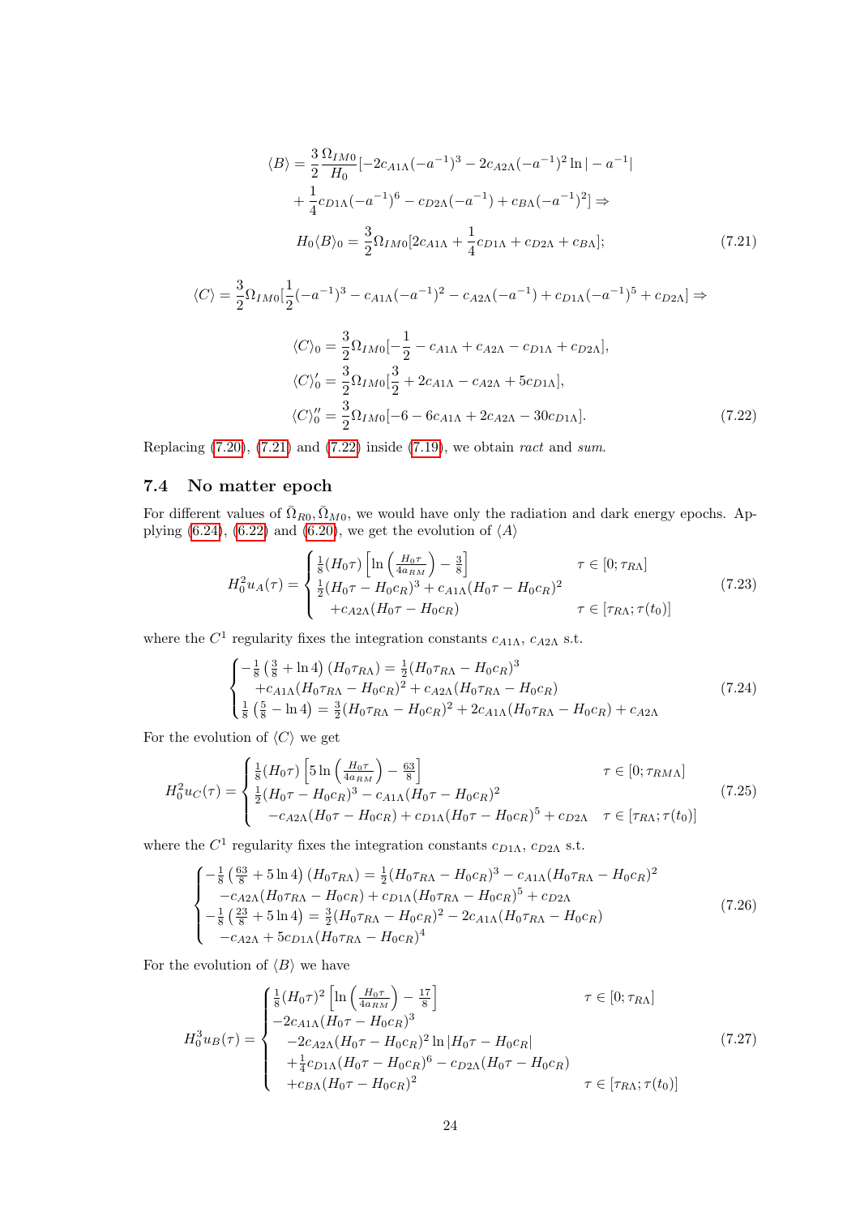$$
\begin{aligned}
\langle B\rangle &= \frac{3}{2}\frac{\Omega_{IM0}}{H_0}[-2c_{A1\Lambda}(-a^{-1})^3 - 2c_{A2\Lambda}(-a^{-1})^2\ln|-a^{-1}| \\
&\quad + \frac{1}{4}c_{D1\Lambda}(-a^{-1})^6 - c_{D2\Lambda}(-a^{-1}) + c_{B\Lambda}(-a^{-1})^2] \Rightarrow \\
H_0\langle B\rangle_0 &= \frac{3}{2}\Omega_{IM0}[2c_{A1\Lambda} + \frac{1}{4}c_{D1\Lambda} + c_{D2\Lambda} + c_{B\Lambda}];
\end{aligned}
\tag{7.21}
$$

$$
\langle C\rangle = \frac{3}{2}\Omega_{IM0}[\frac{1}{2}(-a^{-1})^3 - c_{A1\Lambda}(-a^{-1})^2 - c_{A2\Lambda}(-a^{-1}) + c_{D1\Lambda}(-a^{-1})^5 + c_{D2\Lambda}] \Rightarrow
$$

$$
\begin{aligned}
\langle C\rangle_0 &= \frac{3}{2}\Omega_{IM0}[-\frac{1}{2} - c_{A1\Lambda} + c_{A2\Lambda} - c_{D1\Lambda} + c_{D2\Lambda}], \\
\langle C\rangle_0' &= \frac{3}{2}\Omega_{IM0}[\frac{3}{2} + 2c_{A1\Lambda} - c_{A2\Lambda} + 5c_{D1\Lambda}], \\
\langle C\rangle_0'' &= \frac{3}{2}\Omega_{IM0}[-6 - 6c_{A1\Lambda} + 2c_{A2\Lambda} - 30c_{D1\Lambda}].
\end{aligned}
\tag{7.22}
$$

Replacing (7.20), (7.21) and (7.22) inside (7.19), we obtain *ract* and *sum*.

## 7.4 No matter epoch

For different values of $\bar{\Omega}_{R0}, \bar{\Omega}_{M0}$, we would have only the radiation and dark energy epochs. Applying (6.24), (6.22) and (6.20), we get the evolution of $\langle A\rangle$

$$
H_0^2 u_A(\tau) = \begin{cases} \frac{1}{8}(H_0\tau)\left[\ln\left(\frac{H_0\tau}{4a_{RM}}\right) - \frac{3}{8}\right] & \tau \in [0;\tau_{R\Lambda}] \\ \frac{1}{2}(H_0\tau - H_0c_R)^3 + c_{A1\Lambda}(H_0\tau - H_0c_R)^2 & \\ \quad + c_{A2\Lambda}(H_0\tau - H_0c_R) & \tau \in [\tau_{R\Lambda};\tau(t_0)] \end{cases}
\tag{7.23}
$$

where the $C^1$ regularity fixes the integration constants $c_{A1\Lambda}$, $c_{A2\Lambda}$ s.t.

$$
\begin{cases} -\frac{1}{8}\left(\frac{3}{8} + \ln 4\right)(H_0\tau_{R\Lambda}) = \frac{1}{2}(H_0\tau_{R\Lambda} - H_0c_R)^3 \\ \quad + c_{A1\Lambda}(H_0\tau_{R\Lambda} - H_0c_R)^2 + c_{A2\Lambda}(H_0\tau_{R\Lambda} - H_0c_R) \\ \frac{1}{8}\left(\frac{5}{8} - \ln 4\right) = \frac{3}{2}(H_0\tau_{R\Lambda} - H_0c_R)^2 + 2c_{A1\Lambda}(H_0\tau_{R\Lambda} - H_0c_R) + c_{A2\Lambda} \end{cases}
\tag{7.24}
$$

For the evolution of $\langle C\rangle$ we get

$$
H_0^2 u_C(\tau) = \begin{cases} \frac{1}{8}(H_0\tau)\left[5\ln\left(\frac{H_0\tau}{4a_{RM}}\right) - \frac{63}{8}\right] & \tau \in [0;\tau_{RM\Lambda}] \\ \frac{1}{2}(H_0\tau - H_0c_R)^3 - c_{A1\Lambda}(H_0\tau - H_0c_R)^2 & \\ \quad - c_{A2\Lambda}(H_0\tau - H_0c_R) + c_{D1\Lambda}(H_0\tau - H_0c_R)^5 + c_{D2\Lambda} & \tau \in [\tau_{R\Lambda};\tau(t_0)] \end{cases}
\tag{7.25}
$$

where the $C^1$ regularity fixes the integration constants $c_{D1\Lambda}$, $c_{D2\Lambda}$ s.t.

$$
\begin{cases} -\frac{1}{8}\left(\frac{63}{8} + 5\ln 4\right)(H_0\tau_{R\Lambda}) = \frac{1}{2}(H_0\tau_{R\Lambda} - H_0c_R)^3 - c_{A1\Lambda}(H_0\tau_{R\Lambda} - H_0c_R)^2 \\ \quad - c_{A2\Lambda}(H_0\tau_{R\Lambda} - H_0c_R) + c_{D1\Lambda}(H_0\tau_{R\Lambda} - H_0c_R)^5 + c_{D2\Lambda} \\ -\frac{1}{8}\left(\frac{23}{8} + 5\ln 4\right) = \frac{3}{2}(H_0\tau_{R\Lambda} - H_0c_R)^2 - 2c_{A1\Lambda}(H_0\tau_{R\Lambda} - H_0c_R) \\ \quad - c_{A2\Lambda} + 5c_{D1\Lambda}(H_0\tau_{R\Lambda} - H_0c_R)^4 \end{cases}
\tag{7.26}
$$

For the evolution of $\langle B\rangle$ we have

$$
H_0^3 u_B(\tau) = \begin{cases} \frac{1}{8}(H_0\tau)^2\left[\ln\left(\frac{H_0\tau}{4a_{RM}}\right) - \frac{17}{8}\right] & \tau \in [0;\tau_{R\Lambda}] \\ -2c_{A1\Lambda}(H_0\tau - H_0c_R)^3 & \\ \quad - 2c_{A2\Lambda}(H_0\tau - H_0c_R)^2\ln|H_0\tau - H_0c_R| & \\ \quad + \frac{1}{4}c_{D1\Lambda}(H_0\tau - H_0c_R)^6 - c_{D2\Lambda}(H_0\tau - H_0c_R) & \\ \quad + c_{B\Lambda}(H_0\tau - H_0c_R)^2 & \tau \in [\tau_{R\Lambda};\tau(t_0)] \end{cases}
\tag{7.27}
$$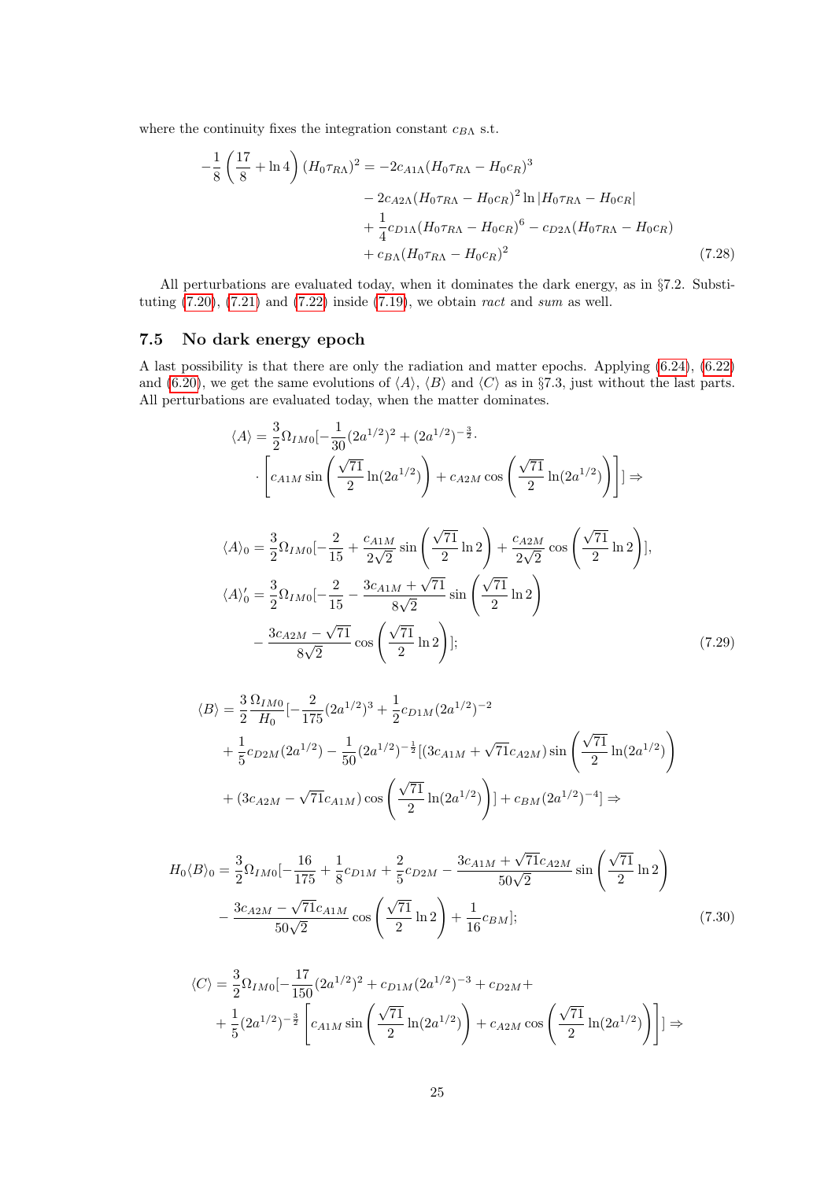where the continuity fixes the integration constant $c_{B\Lambda}$ s.t.

$$
\begin{aligned}
-\frac{1}{8}\left(\frac{17}{8}+\ln 4\right)(H_0\tau_{R\Lambda})^2 = & -2c_{A1\Lambda}(H_0\tau_{R\Lambda}-H_0c_R)^3 \\
& -2c_{A2\Lambda}(H_0\tau_{R\Lambda}-H_0c_R)^2\ln|H_0\tau_{R\Lambda}-H_0c_R| \\
& +\frac{1}{4}c_{D1\Lambda}(H_0\tau_{R\Lambda}-H_0c_R)^6 - c_{D2\Lambda}(H_0\tau_{R\Lambda}-H_0c_R) \\
& + c_{B\Lambda}(H_0\tau_{R\Lambda}-H_0c_R)^2
\end{aligned} \tag{7.28}
$$

All perturbations are evaluated today, when it dominates the dark energy, as in §7.2. Substituting (7.20), (7.21) and (7.22) inside (7.19), we obtain *ract* and *sum* as well.

## 7.5 No dark energy epoch

A last possibility is that there are only the radiation and matter epochs. Applying (6.24), (6.22) and (6.20), we get the same evolutions of $\langle A\rangle$, $\langle B\rangle$ and $\langle C\rangle$ as in §7.3, just without the last parts. All perturbations are evaluated today, when the matter dominates.

$$
\begin{aligned}
\langle A\rangle = & \frac{3}{2}\Omega_{IM0}[-\frac{1}{30}(2a^{1/2})^2 + (2a^{1/2})^{-\frac{3}{2}}\cdot \\
& \cdot\left[c_{A1M}\sin\left(\frac{\sqrt{71}}{2}\ln(2a^{1/2})\right) + c_{A2M}\cos\left(\frac{\sqrt{71}}{2}\ln(2a^{1/2})\right)\right]] \Rightarrow
\end{aligned}
$$

$$
\begin{aligned}
\langle A\rangle_0 = & \frac{3}{2}\Omega_{IM0}[-\frac{2}{15} + \frac{c_{A1M}}{2\sqrt{2}}\sin\left(\frac{\sqrt{71}}{2}\ln 2\right) + \frac{c_{A2M}}{2\sqrt{2}}\cos\left(\frac{\sqrt{71}}{2}\ln 2\right)], \\
\langle A\rangle_0' = & \frac{3}{2}\Omega_{IM0}[-\frac{2}{15} - \frac{3c_{A1M}+\sqrt{71}}{8\sqrt{2}}\sin\left(\frac{\sqrt{71}}{2}\ln 2\right) \\
& - \frac{3c_{A2M}-\sqrt{71}}{8\sqrt{2}}\cos\left(\frac{\sqrt{71}}{2}\ln 2\right)];
\end{aligned} \tag{7.29}
$$

$$
\begin{aligned}
\langle B\rangle = & \frac{3}{2}\frac{\Omega_{IM0}}{H_0}[-\frac{2}{175}(2a^{1/2})^3 + \frac{1}{2}c_{D1M}(2a^{1/2})^{-2} \\
& + \frac{1}{5}c_{D2M}(2a^{1/2}) - \frac{1}{50}(2a^{1/2})^{-\frac{1}{2}}[(3c_{A1M}+\sqrt{71}c_{A2M})\sin\left(\frac{\sqrt{71}}{2}\ln(2a^{1/2})\right) \\
& + (3c_{A2M}-\sqrt{71}c_{A1M})\cos\left(\frac{\sqrt{71}}{2}\ln(2a^{1/2})\right)] + c_{BM}(2a^{1/2})^{-4}] \Rightarrow
\end{aligned}
$$

$$
\begin{aligned}
H_0\langle B\rangle_0 = & \frac{3}{2}\Omega_{IM0}[-\frac{16}{175} + \frac{1}{8}c_{D1M} + \frac{2}{5}c_{D2M} - \frac{3c_{A1M}+\sqrt{71}c_{A2M}}{50\sqrt{2}}\sin\left(\frac{\sqrt{71}}{2}\ln 2\right) \\
& - \frac{3c_{A2M}-\sqrt{71}c_{A1M}}{50\sqrt{2}}\cos\left(\frac{\sqrt{71}}{2}\ln 2\right) + \frac{1}{16}c_{BM}];
\end{aligned} \tag{7.30}
$$

$$
\begin{aligned}
\langle C\rangle = & \frac{3}{2}\Omega_{IM0}[-\frac{17}{150}(2a^{1/2})^2 + c_{D1M}(2a^{1/2})^{-3} + c_{D2M} + \\
& + \frac{1}{5}(2a^{1/2})^{-\frac{3}{2}}\left[c_{A1M}\sin\left(\frac{\sqrt{71}}{2}\ln(2a^{1/2})\right) + c_{A2M}\cos\left(\frac{\sqrt{71}}{2}\ln(2a^{1/2})\right)\right]] \Rightarrow
\end{aligned}
$$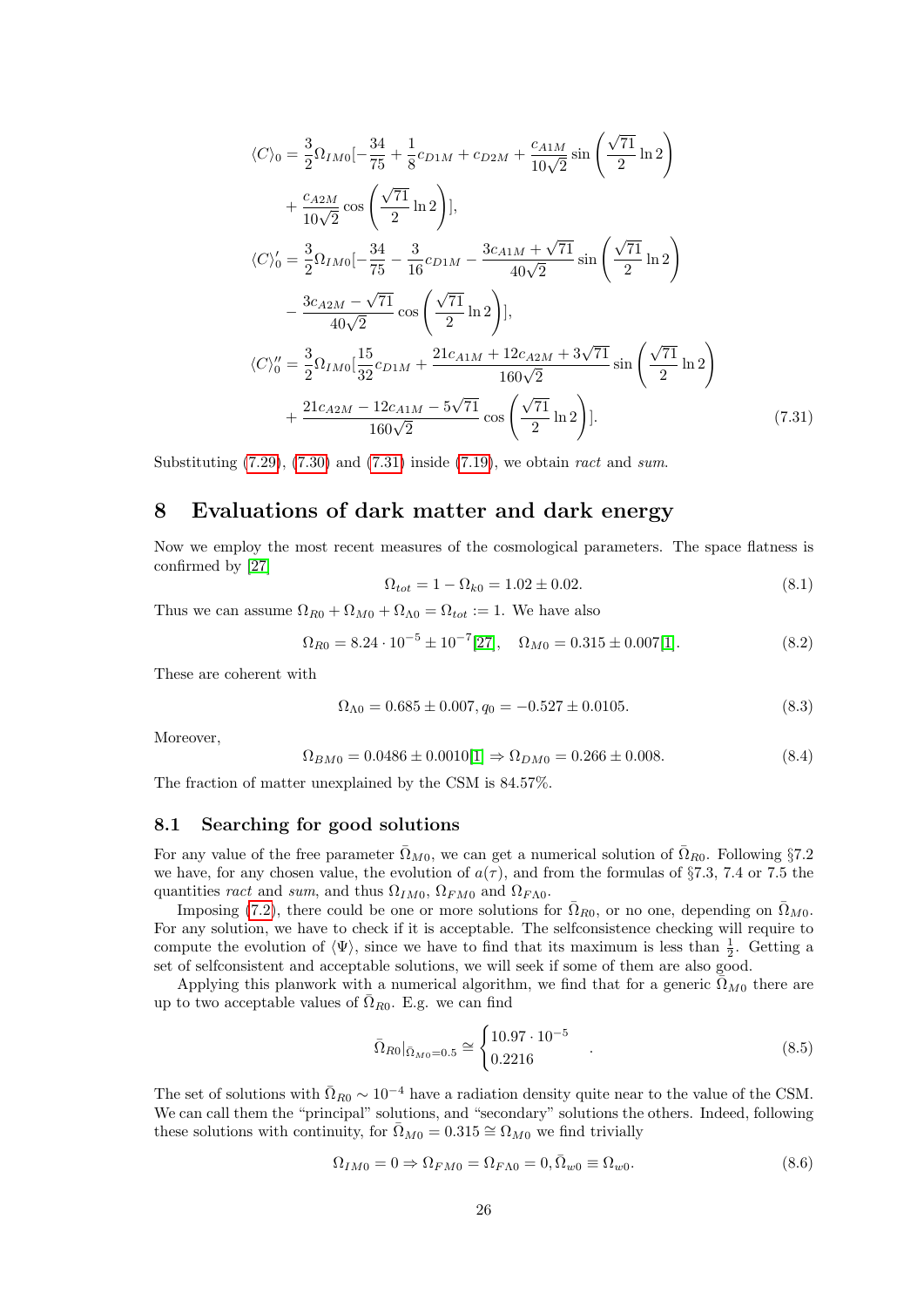$$
\begin{aligned}
\langle C\rangle_0 &= \frac{3}{2}\Omega_{IM0}[-\frac{34}{75} + \frac{1}{8}c_{D1M} + c_{D2M} + \frac{c_{A1M}}{10\sqrt{2}}\sin\left(\frac{\sqrt{71}}{2}\ln 2\right) \\
&+ \frac{c_{A2M}}{10\sqrt{2}}\cos\left(\frac{\sqrt{71}}{2}\ln 2\right)], \\
\langle C\rangle_0' &= \frac{3}{2}\Omega_{IM0}[-\frac{34}{75} - \frac{3}{16}c_{D1M} - \frac{3c_{A1M}+\sqrt{71}}{40\sqrt{2}}\sin\left(\frac{\sqrt{71}}{2}\ln 2\right) \\
&- \frac{3c_{A2M}-\sqrt{71}}{40\sqrt{2}}\cos\left(\frac{\sqrt{71}}{2}\ln 2\right)], \\
\langle C\rangle_0'' &= \frac{3}{2}\Omega_{IM0}[\frac{15}{32}c_{D1M} + \frac{21c_{A1M}+12c_{A2M}+3\sqrt{71}}{160\sqrt{2}}\sin\left(\frac{\sqrt{71}}{2}\ln 2\right) \\
&+ \frac{21c_{A2M}-12c_{A1M}-5\sqrt{71}}{160\sqrt{2}}\cos\left(\frac{\sqrt{71}}{2}\ln 2\right)].
\end{aligned}
\tag{7.31}
$$

Substituting (7.29), (7.30) and (7.31) inside (7.19), we obtain *ract* and *sum*.

# 8 Evaluations of dark matter and dark energy

Now we employ the most recent measures of the cosmological parameters. The space flatness is confirmed by [27]

$$\Omega_{tot} = 1 - \Omega_{k0} = 1.02 \pm 0.02. \tag{8.1}$$

Thus we can assume $\Omega_{R0} + \Omega_{M0} + \Omega_{\Lambda 0} = \Omega_{tot} := 1$. We have also

$$\Omega_{R0} = 8.24 \cdot 10^{-5} \pm 10^{-7}[27], \quad \Omega_{M0} = 0.315 \pm 0.007[1]. \tag{8.2}$$

These are coherent with

$$\Omega_{\Lambda 0} = 0.685 \pm 0.007, q_0 = -0.527 \pm 0.0105. \tag{8.3}$$

Moreover,

$$\Omega_{BM0} = 0.0486 \pm 0.0010[1] \Rightarrow \Omega_{DM0} = 0.266 \pm 0.008. \tag{8.4}$$

The fraction of matter unexplained by the CSM is 84.57%.

## 8.1 Searching for good solutions

For any value of the free parameter $\bar{\Omega}_{M0}$, we can get a numerical solution of $\bar{\Omega}_{R0}$. Following §7.2 we have, for any chosen value, the evolution of $a(\tau)$, and from the formulas of §7.3, 7.4 or 7.5 the quantities *ract* and *sum*, and thus $\Omega_{IM0}$, $\Omega_{FM0}$ and $\Omega_{F\Lambda 0}$.

Imposing (7.2), there could be one or more solutions for $\bar{\Omega}_{R0}$, or no one, depending on $\bar{\Omega}_{M0}$. For any solution, we have to check if it is acceptable. The selfconsistence checking will require to compute the evolution of $\langle\Psi\rangle$, since we have to find that its maximum is less than $\frac{1}{2}$. Getting a set of selfconsistent and acceptable solutions, we will seek if some of them are also good.

Applying this planwork with a numerical algorithm, we find that for a generic $\bar{\Omega}_{M0}$ there are up to two acceptable values of $\bar{\Omega}_{R0}$. E.g. we can find

$$\bar{\Omega}_{R0}|_{\bar{\Omega}_{M0}=0.5} \cong \begin{cases} 10.97 \cdot 10^{-5} \\ 0.2216 \end{cases}. \tag{8.5}$$

The set of solutions with $\bar{\Omega}_{R0} \sim 10^{-4}$ have a radiation density quite near to the value of the CSM. We can call them the "principal" solutions, and "secondary" solutions the others. Indeed, following these solutions with continuity, for $\bar{\Omega}_{M0} = 0.315 \cong \Omega_{M0}$ we find trivially

$$\Omega_{IM0} = 0 \Rightarrow \Omega_{FM0} = \Omega_{F\Lambda 0} = 0, \bar{\Omega}_{w0} \equiv \Omega_{w0}. \tag{8.6}$$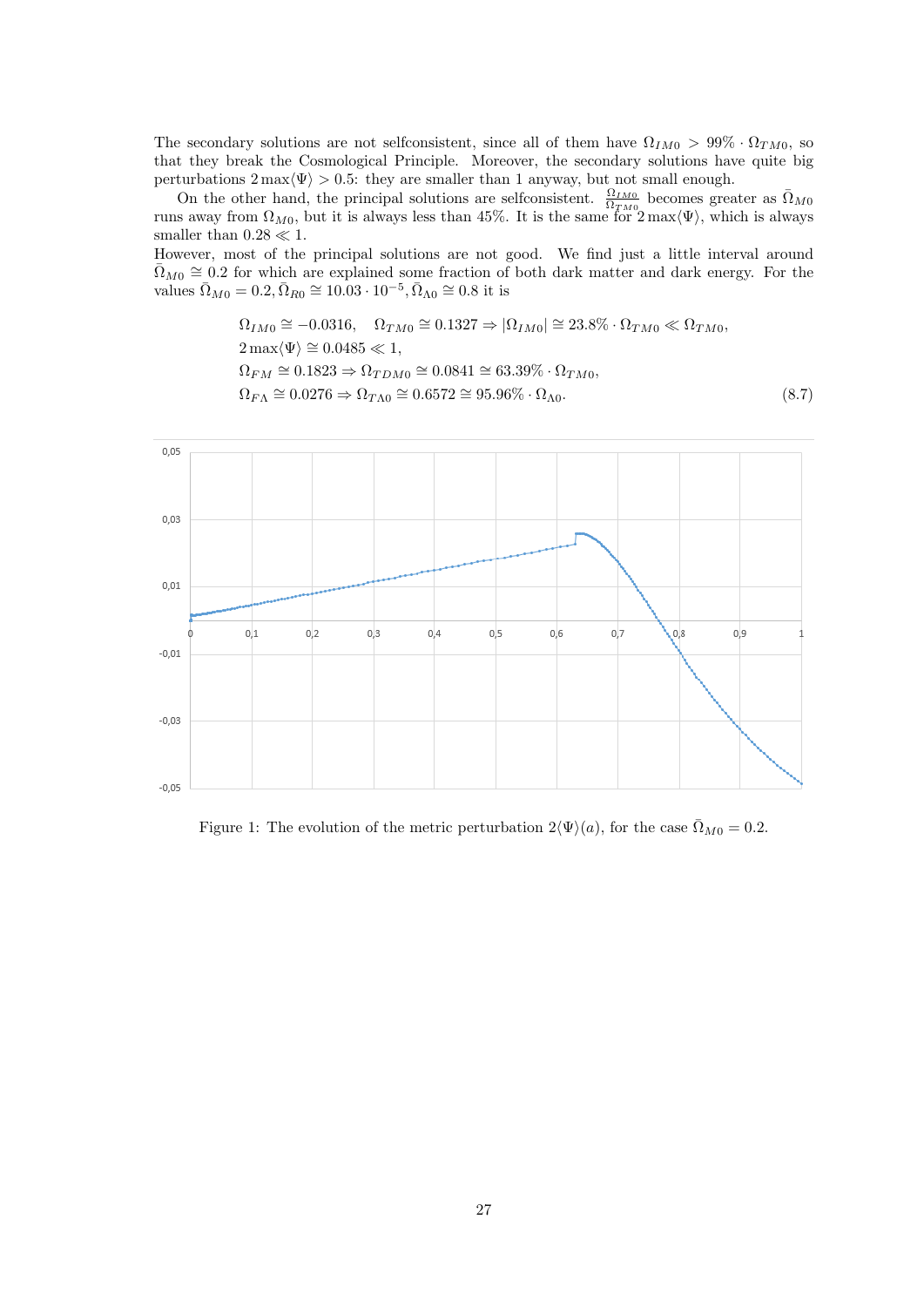The secondary solutions are not selfconsistent, since all of them have $\Omega_{IM0} > 99\% \cdot \Omega_{TM0}$, so that they break the Cosmological Principle. Moreover, the secondary solutions have quite big perturbations $2\max\langle\Psi\rangle > 0.5$: they are smaller than 1 anyway, but not small enough.

On the other hand, the principal solutions are selfconsistent. $\frac{\Omega_{IM0}}{\Omega_{TM0}}$ becomes greater as $\bar{\Omega}_{M0}$ runs away from $\Omega_{M0}$, but it is always less than 45%. It is the same for $2\max\langle\Psi\rangle$, which is always smaller than $0.28 \ll 1$.

However, most of the principal solutions are not good. We find just a little interval around $\bar{\Omega}_{M0} \cong 0.2$ for which are explained some fraction of both dark matter and dark energy. For the values $\bar{\Omega}_{M0} = 0.2, \bar{\Omega}_{R0} \cong 10.03 \cdot 10^{-5}, \bar{\Omega}_{\Lambda 0} \cong 0.8$ it is

$$
\begin{aligned}
&\Omega_{IM0} \cong -0.0316, \quad \Omega_{TM0} \cong 0.1327 \Rightarrow |\Omega_{IM0}| \cong 23.8\% \cdot \Omega_{TM0} \ll \Omega_{TM0}, \\
&2\max\langle\Psi\rangle \cong 0.0485 \ll 1, \\
&\Omega_{FM} \cong 0.1823 \Rightarrow \Omega_{TDM0} \cong 0.0841 \cong 63.39\% \cdot \Omega_{TM0}, \\
&\Omega_{F\Lambda} \cong 0.0276 \Rightarrow \Omega_{T\Lambda 0} \cong 0.6572 \cong 95.96\% \cdot \Omega_{\Lambda 0}.
\end{aligned}
\tag{8.7}
$$

Figure 1: The evolution of the metric perturbation $2\langle\Psi\rangle(a)$, for the case $\bar{\Omega}_{M0} = 0.2$.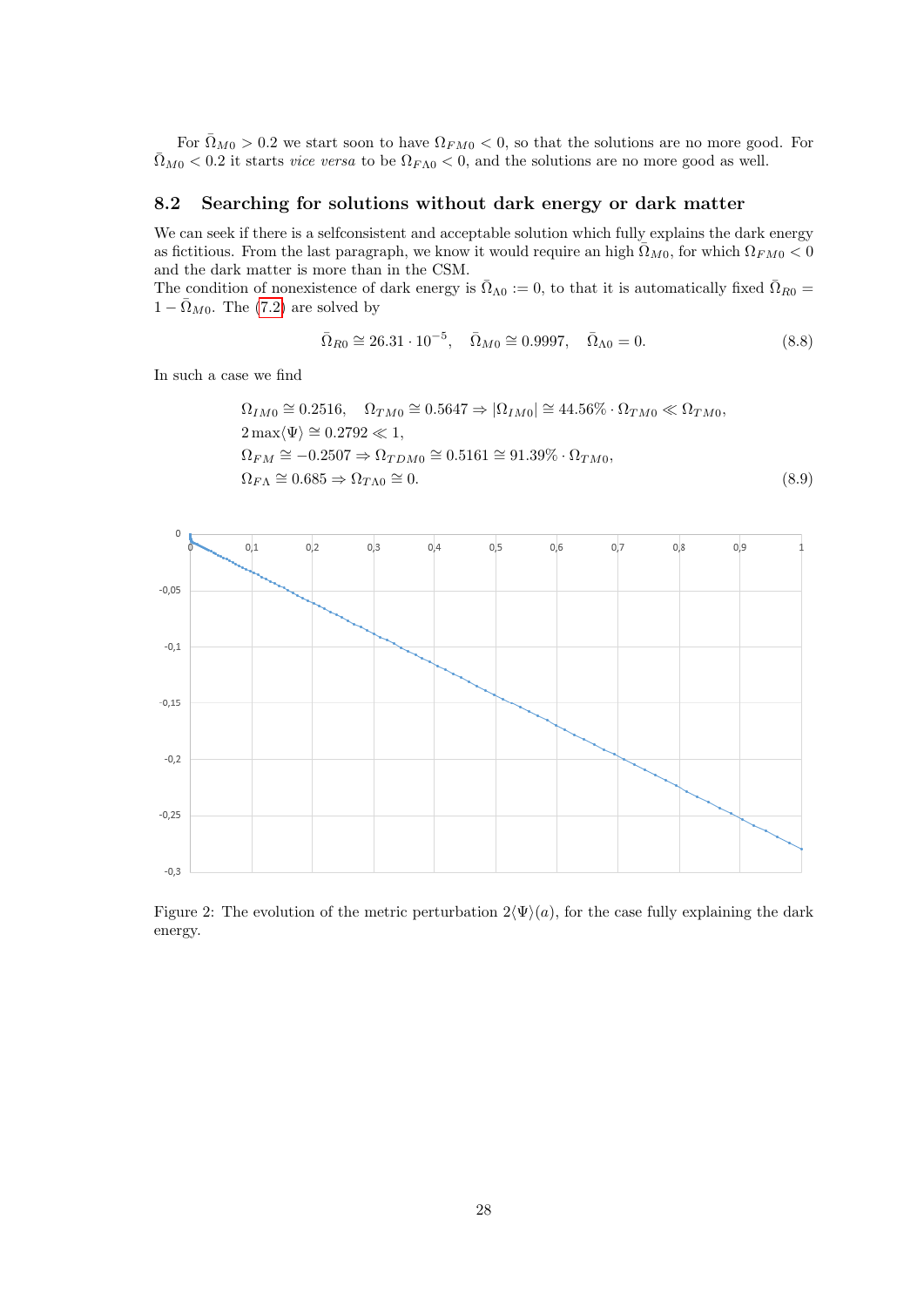For $\bar{\Omega}_{M0} > 0.2$ we start soon to have $\Omega_{FM0} < 0$, so that the solutions are no more good. For $\bar{\Omega}_{M0} < 0.2$ it starts *vice versa* to be $\Omega_{F\Lambda 0} < 0$, and the solutions are no more good as well.

## 8.2 Searching for solutions without dark energy or dark matter

We can seek if there is a selfconsistent and acceptable solution which fully explains the dark energy as fictitious. From the last paragraph, we know it would require an high $\bar{\Omega}_{M0}$, for which $\Omega_{FM0} < 0$ and the dark matter is more than in the CSM.
The condition of nonexistence of dark energy is $\bar{\Omega}_{\Lambda 0} := 0$, to that it is automatically fixed $\bar{\Omega}_{R0} = 1 - \bar{\Omega}_{M0}$. The (7.2) are solved by

$$\bar{\Omega}_{R0} \cong 26.31 \cdot 10^{-5}, \quad \bar{\Omega}_{M0} \cong 0.9997, \quad \bar{\Omega}_{\Lambda 0} = 0. \tag{8.8}$$

In such a case we find

$$\begin{aligned}
&\Omega_{IM0} \cong 0.2516, \quad \Omega_{TM0} \cong 0.5647 \Rightarrow |\Omega_{IM0}| \cong 44.56\% \cdot \Omega_{TM0} \ll \Omega_{TM0}, \\
&2\max\langle\Psi\rangle \cong 0.2792 \ll 1, \\
&\Omega_{FM} \cong -0.2507 \Rightarrow \Omega_{TDM0} \cong 0.5161 \cong 91.39\% \cdot \Omega_{TM0}, \\
&\Omega_{F\Lambda} \cong 0.685 \Rightarrow \Omega_{T\Lambda 0} \cong 0.
\end{aligned} \tag{8.9}$$

Figure 2: The evolution of the metric perturbation $2\langle\Psi\rangle(a)$, for the case fully explaining the dark energy.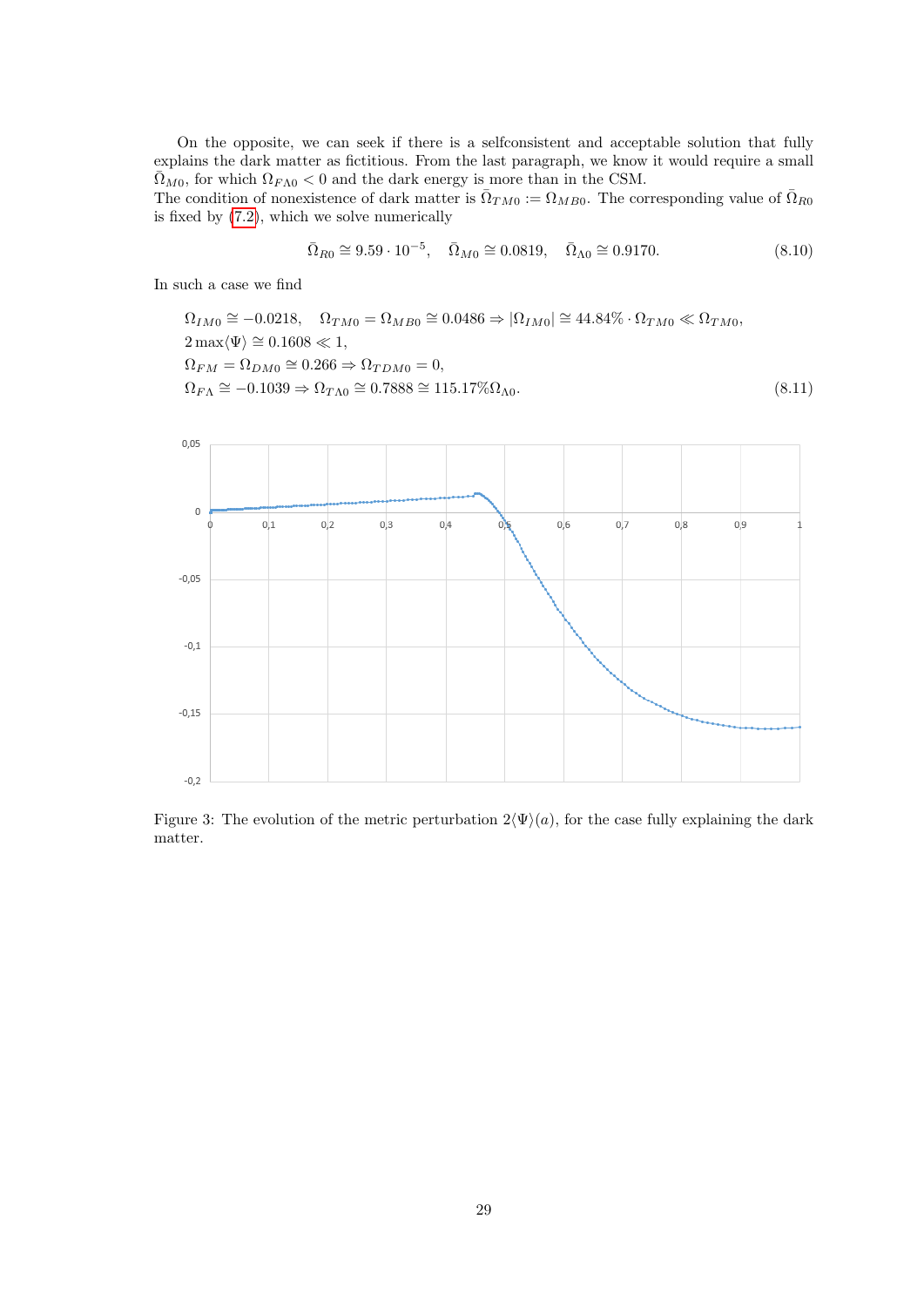On the opposite, we can seek if there is a selfconsistent and acceptable solution that fully explains the dark matter as fictitious. From the last paragraph, we know it would require a small $\bar{\Omega}_{M0}$, for which $\Omega_{F\Lambda 0} < 0$ and the dark energy is more than in the CSM.
The condition of nonexistence of dark matter is $\bar{\Omega}_{TM0} := \Omega_{MB0}$. The corresponding value of $\bar{\Omega}_{R0}$ is fixed by (7.2), which we solve numerically

$$\bar{\Omega}_{R0} \cong 9.59 \cdot 10^{-5}, \quad \bar{\Omega}_{M0} \cong 0.0819, \quad \bar{\Omega}_{\Lambda 0} \cong 0.9170. \tag{8.10}$$

In such a case we find

$$\begin{aligned}
&\Omega_{IM0} \cong -0.0218, \quad \Omega_{TM0} = \Omega_{MB0} \cong 0.0486 \Rightarrow |\Omega_{IM0}| \cong 44.84\% \cdot \Omega_{TM0} \ll \Omega_{TM0}, \\
&2\max\langle\Psi\rangle \cong 0.1608 \ll 1, \\
&\Omega_{FM} = \Omega_{DM0} \cong 0.266 \Rightarrow \Omega_{TDM0} = 0, \\
&\Omega_{F\Lambda} \cong -0.1039 \Rightarrow \Omega_{T\Lambda 0} \cong 0.7888 \cong 115.17\% \Omega_{\Lambda 0}.
\end{aligned} \tag{8.11}$$

Figure 3: The evolution of the metric perturbation $2\langle\Psi\rangle(a)$, for the case fully explaining the dark matter.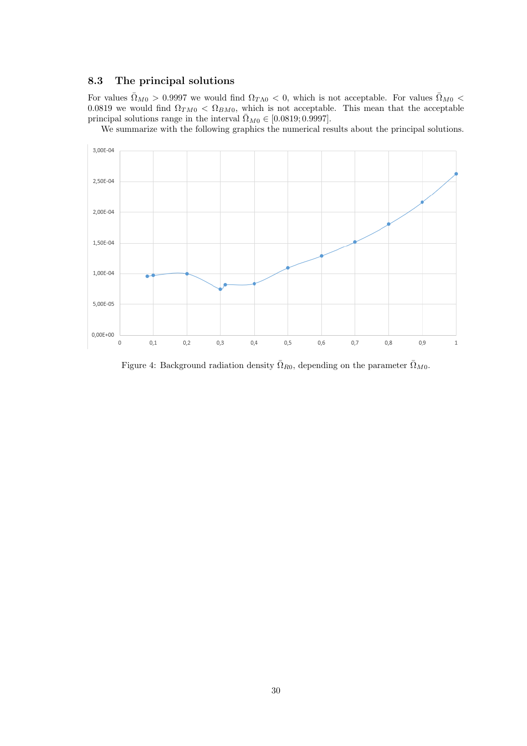### 8.3 The principal solutions

For values $\bar{\Omega}_{M0} > 0.9997$ we would find $\Omega_{T\Lambda 0} < 0$, which is not acceptable. For values $\bar{\Omega}_{M0} < 0.0819$ we would find $\Omega_{TM0} < \Omega_{BM0}$, which is not acceptable. This mean that the acceptable principal solutions range in the interval $\bar{\Omega}_{M0} \in [0.0819; 0.9997]$.

We summarize with the following graphics the numerical results about the principal solutions.

Figure 4: Background radiation density $\bar{\Omega}_{R0}$, depending on the parameter $\bar{\Omega}_{M0}$.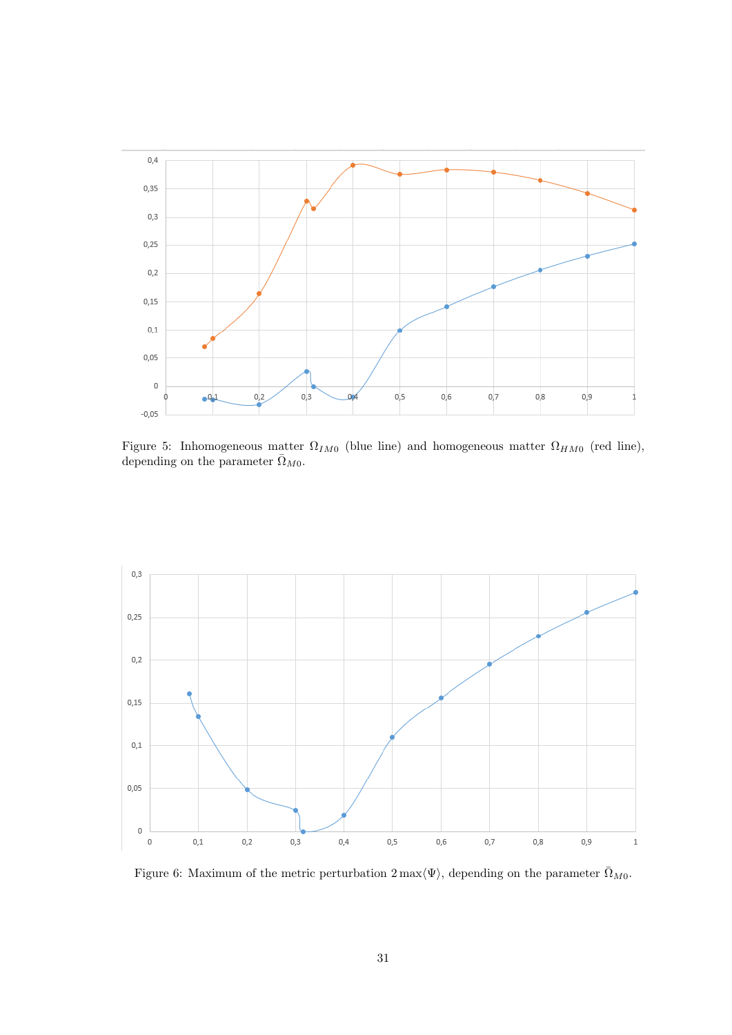Figure 5: Inhomogeneous matter $\Omega_{IM0}$ (blue line) and homogeneous matter $\Omega_{HM0}$ (red line), depending on the parameter $\bar{\Omega}_{M0}$.

Figure 6: Maximum of the metric perturbation $2\max\langle\Psi\rangle$, depending on the parameter $\bar{\Omega}_{M0}$.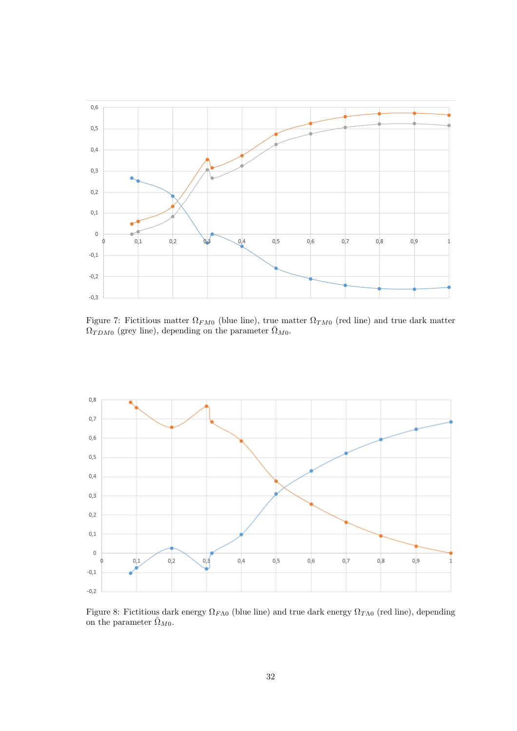Figure 7: Fictitious matter $\Omega_{FM0}$ (blue line), true matter $\Omega_{TM0}$ (red line) and true dark matter $\Omega_{TDM0}$ (grey line), depending on the parameter $\bar{\Omega}_{M0}$.

Figure 8: Fictitious dark energy $\Omega_{F\Lambda0}$ (blue line) and true dark energy $\Omega_{T\Lambda0}$ (red line), depending on the parameter $\bar{\Omega}_{M0}$.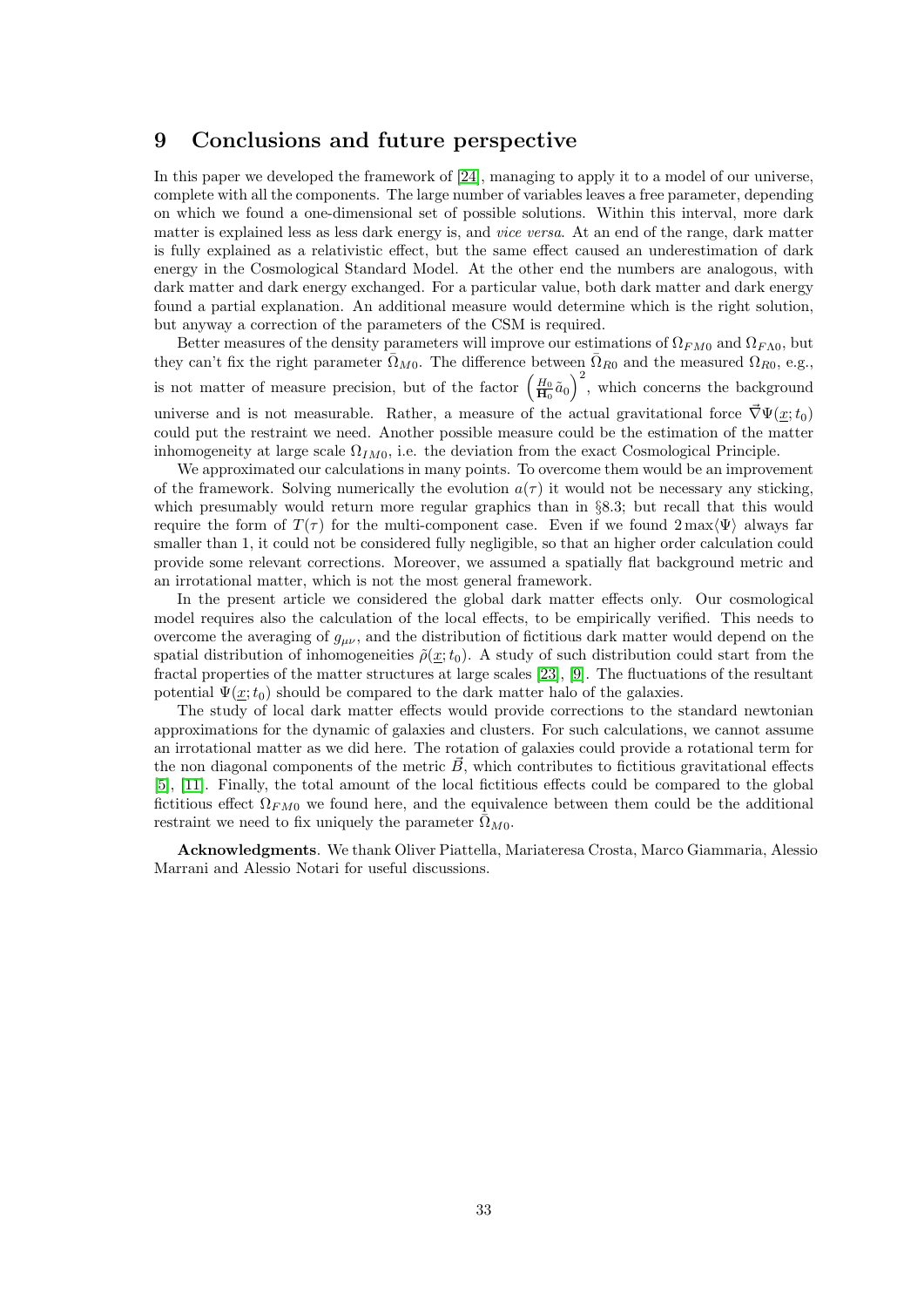## 9 Conclusions and future perspective

In this paper we developed the framework of [24], managing to apply it to a model of our universe, complete with all the components. The large number of variables leaves a free parameter, depending on which we found a one-dimensional set of possible solutions. Within this interval, more dark matter is explained less as less dark energy is, and *vice versa*. At an end of the range, dark matter is fully explained as a relativistic effect, but the same effect caused an underestimation of dark energy in the Cosmological Standard Model. At the other end the numbers are analogous, with dark matter and dark energy exchanged. For a particular value, both dark matter and dark energy found a partial explanation. An additional measure would determine which is the right solution, but anyway a correction of the parameters of the CSM is required.

Better measures of the density parameters will improve our estimations of $\Omega_{FM0}$ and $\Omega_{F\Lambda0}$, but they can't fix the right parameter $\tilde{\Omega}_{M0}$. The difference between $\tilde{\Omega}_{R0}$ and the measured $\Omega_{R0}$, e.g., is not matter of measure precision, but of the factor $\left(\frac{H_0}{\mathbf{H}_0}\tilde{a}_0\right)^2$, which concerns the background universe and is not measurable. Rather, a measure of the actual gravitational force $\vec{\nabla}\Psi(\underline{x};t_0)$ could put the restraint we need. Another possible measure could be the estimation of the matter inhomogeneity at large scale $\Omega_{IM0}$, i.e. the deviation from the exact Cosmological Principle.

We approximated our calculations in many points. To overcome them would be an improvement of the framework. Solving numerically the evolution $a(\tau)$ it would not be necessary any sticking, which presumably would return more regular graphics than in §8.3; but recall that this would require the form of $T(\tau)$ for the multi-component case. Even if we found $2\max\langle\Psi\rangle$ always far smaller than 1, it could not be considered fully negligible, so that an higher order calculation could provide some relevant corrections. Moreover, we assumed a spatially flat background metric and an irrotational matter, which is not the most general framework.

In the present article we considered the global dark matter effects only. Our cosmological model requires also the calculation of the local effects, to be empirically verified. This needs to overcome the averaging of $g_{\mu\nu}$, and the distribution of fictitious dark matter would depend on the spatial distribution of inhomogeneities $\tilde{\rho}(\underline{x};t_0)$. A study of such distribution could start from the fractal properties of the matter structures at large scales [23], [9]. The fluctuations of the resultant potential $\Psi(\underline{x};t_0)$ should be compared to the dark matter halo of the galaxies.

The study of local dark matter effects would provide corrections to the standard newtonian approximations for the dynamic of galaxies and clusters. For such calculations, we cannot assume an irrotational matter as we did here. The rotation of galaxies could provide a rotational term for the non diagonal components of the metric $\vec{B}$, which contributes to fictitious gravitational effects [5], [11]. Finally, the total amount of the local fictitious effects could be compared to the global fictitious effect $\Omega_{FM0}$ we found here, and the equivalence between them could be the additional restraint we need to fix uniquely the parameter $\tilde{\Omega}_{M0}$.

**Acknowledgments**. We thank Oliver Piattella, Mariateresa Crosta, Marco Giammaria, Alessio Marrani and Alessio Notari for useful discussions.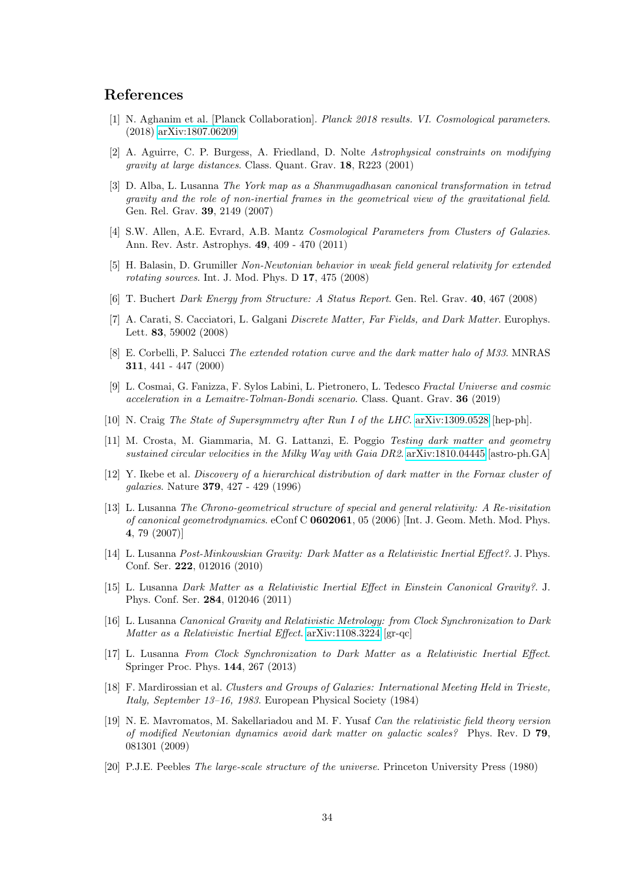## References

[1] N. Aghanim et al. [Planck Collaboration]. *Planck 2018 results. VI. Cosmological parameters*. (2018) arXiv:1807.06209

[2] A. Aguirre, C. P. Burgess, A. Friedland, D. Nolte *Astrophysical constraints on modifying gravity at large distances*. Class. Quant. Grav. **18**, R223 (2001)

[3] D. Alba, L. Lusanna *The York map as a Shanmugadhasan canonical transformation in tetrad gravity and the role of non-inertial frames in the geometrical view of the gravitational field*. Gen. Rel. Grav. **39**, 2149 (2007)

[4] S.W. Allen, A.E. Evrard, A.B. Mantz *Cosmological Parameters from Clusters of Galaxies*. Ann. Rev. Astr. Astrophys. **49**, 409 - 470 (2011)

[5] H. Balasin, D. Grumiller *Non-Newtonian behavior in weak field general relativity for extended rotating sources*. Int. J. Mod. Phys. D **17**, 475 (2008)

[6] T. Buchert *Dark Energy from Structure: A Status Report*. Gen. Rel. Grav. **40**, 467 (2008)

[7] A. Carati, S. Cacciatori, L. Galgani *Discrete Matter, Far Fields, and Dark Matter*. Europhys. Lett. **83**, 59002 (2008)

[8] E. Corbelli, P. Salucci *The extended rotation curve and the dark matter halo of M33*. MNRAS **311**, 441 - 447 (2000)

[9] L. Cosmai, G. Fanizza, F. Sylos Labini, L. Pietronero, L. Tedesco *Fractal Universe and cosmic acceleration in a Lemaitre-Tolman-Bondi scenario*. Class. Quant. Grav. **36** (2019)

[10] N. Craig *The State of Supersymmetry after Run I of the LHC*. arXiv:1309.0528 [hep-ph].

[11] M. Crosta, M. Giammaria, M. G. Lattanzi, E. Poggio *Testing dark matter and geometry sustained circular velocities in the Milky Way with Gaia DR2*. arXiv:1810.04445 [astro-ph.GA]

[12] Y. Ikebe et al. *Discovery of a hierarchical distribution of dark matter in the Fornax cluster of galaxies*. Nature **379**, 427 - 429 (1996)

[13] L. Lusanna *The Chrono-geometrical structure of special and general relativity: A Re-visitation of canonical geometrodynamics*. eConf C **0602061**, 05 (2006) [Int. J. Geom. Meth. Mod. Phys. **4**, 79 (2007)]

[14] L. Lusanna *Post-Minkowskian Gravity: Dark Matter as a Relativistic Inertial Effect?*. J. Phys. Conf. Ser. **222**, 012016 (2010)

[15] L. Lusanna *Dark Matter as a Relativistic Inertial Effect in Einstein Canonical Gravity?*. J. Phys. Conf. Ser. **284**, 012046 (2011)

[16] L. Lusanna *Canonical Gravity and Relativistic Metrology: from Clock Synchronization to Dark Matter as a Relativistic Inertial Effect*. arXiv:1108.3224 [gr-qc]

[17] L. Lusanna *From Clock Synchronization to Dark Matter as a Relativistic Inertial Effect*. Springer Proc. Phys. **144**, 267 (2013)

[18] F. Mardirossian et al. *Clusters and Groups of Galaxies: International Meeting Held in Trieste, Italy, September 13–16, 1983*. European Physical Society (1984)

[19] N. E. Mavromatos, M. Sakellariadou and M. F. Yusaf *Can the relativistic field theory version of modified Newtonian dynamics avoid dark matter on galactic scales?* Phys. Rev. D **79**, 081301 (2009)

[20] P.J.E. Peebles *The large-scale structure of the universe*. Princeton University Press (1980)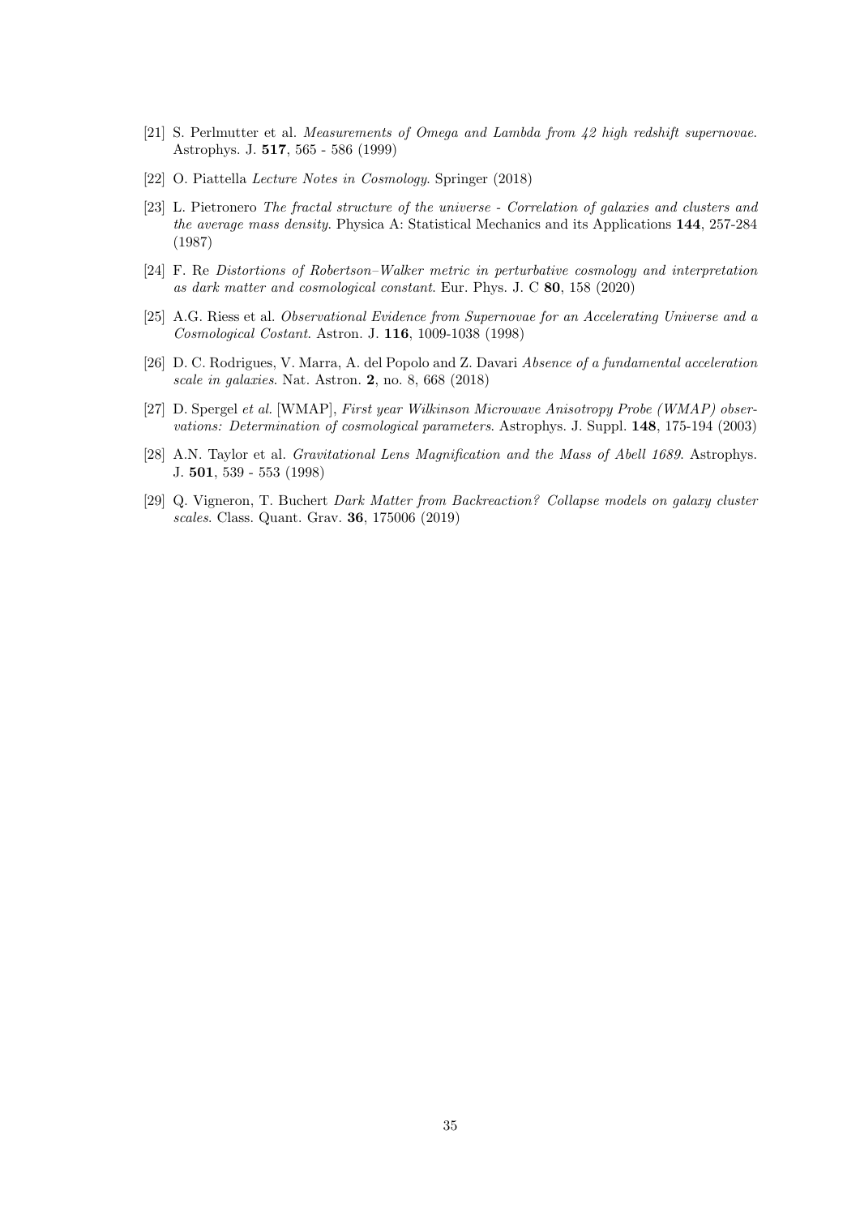[21] S. Perlmutter et al. *Measurements of Omega and Lambda from 42 high redshift supernovae.* Astrophys. J. **517**, 565 - 586 (1999)

[22] O. Piattella *Lecture Notes in Cosmology*. Springer (2018)

[23] L. Pietronero *The fractal structure of the universe - Correlation of galaxies and clusters and the average mass density*. Physica A: Statistical Mechanics and its Applications **144**, 257-284 (1987)

[24] F. Re *Distortions of Robertson–Walker metric in perturbative cosmology and interpretation as dark matter and cosmological constant*. Eur. Phys. J. C **80**, 158 (2020)

[25] A.G. Riess et al. *Observational Evidence from Supernovae for an Accelerating Universe and a Cosmological Costant*. Astron. J. **116**, 1009-1038 (1998)

[26] D. C. Rodrigues, V. Marra, A. del Popolo and Z. Davari *Absence of a fundamental acceleration scale in galaxies*. Nat. Astron. **2**, no. 8, 668 (2018)

[27] D. Spergel *et al.* [WMAP], *First year Wilkinson Microwave Anisotropy Probe (WMAP) observations: Determination of cosmological parameters*. Astrophys. J. Suppl. **148**, 175-194 (2003)

[28] A.N. Taylor et al. *Gravitational Lens Magnification and the Mass of Abell 1689*. Astrophys. J. **501**, 539 - 553 (1998)

[29] Q. Vigneron, T. Buchert *Dark Matter from Backreaction? Collapse models on galaxy cluster scales*. Class. Quant. Grav. **36**, 175006 (2019)